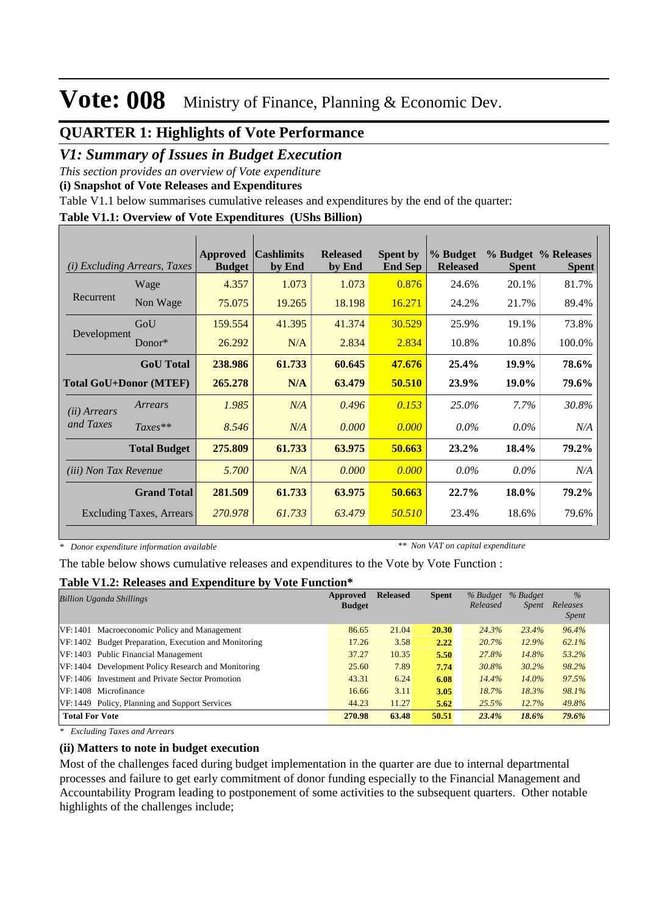# Vote: 008 Ministry of Finance, Planning & Economic Dev.

## QUARTER 1: Highlights of Vote Performance

### *V1: Summary of Issues in Budget Execution*

*This section provides an overview of Vote expenditure*

**(i) Snapshot of Vote Releases and Expenditures**

Table V1.1 below summarises cumulative releases and expenditures by the end of the quarter:

**Table V1.1: Overview of Vote Expenditures (UShs Billion)**

| *(i) Excluding Arrears, Taxes* | | Approved Budget | Cashlimits by End | Released by End | Spent by End Sep | % Budget Released | % Budget Spent | % Releases Spent |
|---|---|---|---|---|---|---|---|---|
| Recurrent | Wage | 4.357 | 1.073 | 1.073 | 0.876 | 24.6% | 20.1% | 81.7% |
| | Non Wage | 75.075 | 19.265 | 18.198 | 16.271 | 24.2% | 21.7% | 89.4% |
| Development | GoU | 159.554 | 41.395 | 41.374 | 30.529 | 25.9% | 19.1% | 73.8% |
| | Donor* | 26.292 | N/A | 2.834 | 2.834 | 10.8% | 10.8% | 100.0% |
| | **GoU Total** | **238.986** | **61.733** | **60.645** | **47.676** | **25.4%** | **19.9%** | **78.6%** |
| **Total GoU+Donor (MTEF)** | | **265.278** | **N/A** | **63.479** | **50.510** | **23.9%** | **19.0%** | **79.6%** |
| *(ii) Arrears and Taxes* | *Arrears* | *1.985* | *N/A* | *0.496* | *0.153* | *25.0%* | *7.7%* | *30.8%* |
| | *Taxes*** | *8.546* | *N/A* | *0.000* | *0.000* | *0.0%* | *0.0%* | *N/A* |
| | **Total Budget** | **275.809** | **61.733** | **63.975** | **50.663** | **23.2%** | **18.4%** | **79.2%** |
| *(iii) Non Tax Revenue* | | *5.700* | *N/A* | *0.000* | *0.000* | *0.0%* | *0.0%* | *N/A* |
| | **Grand Total** | **281.509** | **61.733** | **63.975** | **50.663** | **22.7%** | **18.0%** | **79.2%** |
| Excluding Taxes, Arrears | | *270.978* | *61.733* | *63.479* | *50.510* | 23.4% | 18.6% | 79.6% |

*\* Donor expenditure information available* *\*\* Non VAT on capital expenditure*

The table below shows cumulative releases and expenditures to the Vote by Vote Function :

**Table V1.2: Releases and Expenditure by Vote Function\***

| *Billion Uganda Shillings* | Approved Budget | Released | Spent | *% Budget Released* | *% Budget Spent* | *% Releases Spent* |
|---|---|---|---|---|---|---|
| VF:1401 Macroeconomic Policy and Management | 86.65 | 21.04 | **20.30** | *24.3%* | *23.4%* | *96.4%* |
| VF:1402 Budget Preparation, Execution and Monitoring | 17.26 | 3.58 | **2.22** | *20.7%* | *12.9%* | *62.1%* |
| VF:1403 Public Financial Management | 37.27 | 10.35 | **5.50** | *27.8%* | *14.8%* | *53.2%* |
| VF:1404 Development Policy Research and Monitoring | 25.60 | 7.89 | **7.74** | *30.8%* | *30.2%* | *98.2%* |
| VF:1406 Investment and Private Sector Promotion | 43.31 | 6.24 | **6.08** | *14.4%* | *14.0%* | *97.5%* |
| VF:1408 Microfinance | 16.66 | 3.11 | **3.05** | *18.7%* | *18.3%* | *98.1%* |
| VF:1449 Policy, Planning and Support Services | 44.23 | 11.27 | **5.62** | *25.5%* | *12.7%* | *49.8%* |
| **Total For Vote** | **270.98** | **63.48** | **50.51** | ***23.4%*** | ***18.6%*** | ***79.6%*** |

*\* Excluding Taxes and Arrears*

**(ii) Matters to note in budget execution**

Most of the challenges faced during budget implementation in the quarter are due to internal departmental processes and failure to get early commitment of donor funding especially to the Financial Management and Accountability Program leading to postponement of some activities to the subsequent quarters. Other notable highlights of the challenges include;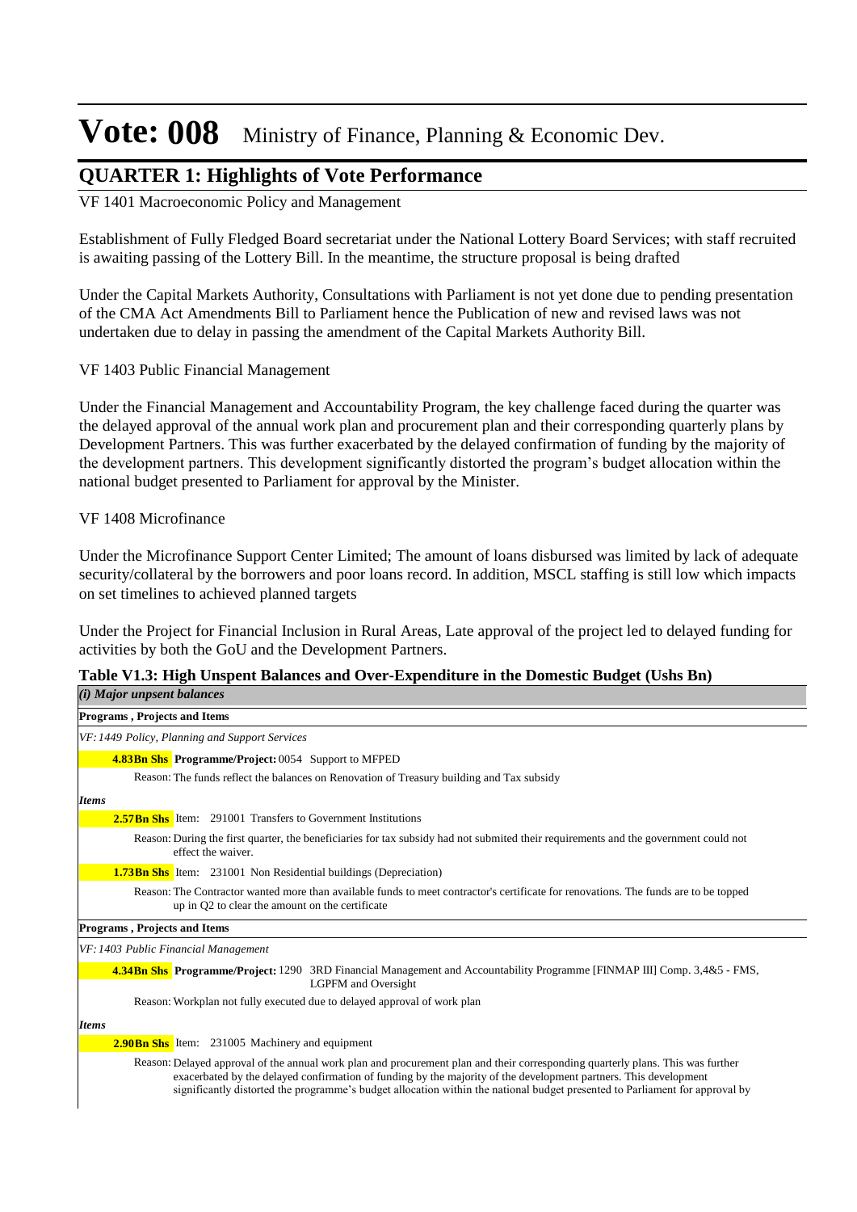# Vote: 008 Ministry of Finance, Planning & Economic Dev.

## QUARTER 1: Highlights of Vote Performance

VF 1401 Macroeconomic Policy and Management

Establishment of Fully Fledged Board secretariat under the National Lottery Board Services; with staff recruited is awaiting passing of the Lottery Bill. In the meantime, the structure proposal is being drafted

Under the Capital Markets Authority, Consultations with Parliament is not yet done due to pending presentation of the CMA Act Amendments Bill to Parliament hence the Publication of new and revised laws was not undertaken due to delay in passing the amendment of the Capital Markets Authority Bill.

VF 1403 Public Financial Management

Under the Financial Management and Accountability Program, the key challenge faced during the quarter was the delayed approval of the annual work plan and procurement plan and their corresponding quarterly plans by Development Partners. This was further exacerbated by the delayed confirmation of funding by the majority of the development partners. This development significantly distorted the program's budget allocation within the national budget presented to Parliament for approval by the Minister.

VF 1408 Microfinance

Under the Microfinance Support Center Limited; The amount of loans disbursed was limited by lack of adequate security/collateral by the borrowers and poor loans record. In addition, MSCL staffing is still low which impacts on set timelines to achieved planned targets

Under the Project for Financial Inclusion in Rural Areas, Late approval of the project led to delayed funding for activities by both the GoU and the Development Partners.

**Table V1.3: High Unspent Balances and Over-Expenditure in the Domestic Budget (Ushs Bn)**

*(i) Major unpsent balances*

**Programs , Projects and Items**

*VF: 1449 Policy, Planning and Support Services*

**4.83Bn Shs** **Programme/Project:** 0054 Support to MFPED

Reason: The funds reflect the balances on Renovation of Treasury building and Tax subsidy

*Items*

**2.57Bn Shs** Item: 291001 Transfers to Government Institutions

Reason: During the first quarter, the beneficiaries for tax subsidy had not submited their requirements and the government could not effect the waiver.

**1.73Bn Shs** Item: 231001 Non Residential buildings (Depreciation)

Reason: The Contractor wanted more than available funds to meet contractor's certificate for renovations. The funds are to be topped up in Q2 to clear the amount on the certificate

**Programs , Projects and Items**

*VF: 1403 Public Financial Management*

**4.34Bn Shs** **Programme/Project:** 1290 3RD Financial Management and Accountability Programme [FINMAP III] Comp. 3,4&5 - FMS, LGPFM and Oversight

Reason: Workplan not fully executed due to delayed approval of work plan

*Items*

**2.90Bn Shs** Item: 231005 Machinery and equipment

Reason: Delayed approval of the annual work plan and procurement plan and their corresponding quarterly plans. This was further exacerbated by the delayed confirmation of funding by the majority of the development partners. This development significantly distorted the programme's budget allocation within the national budget presented to Parliament for approval by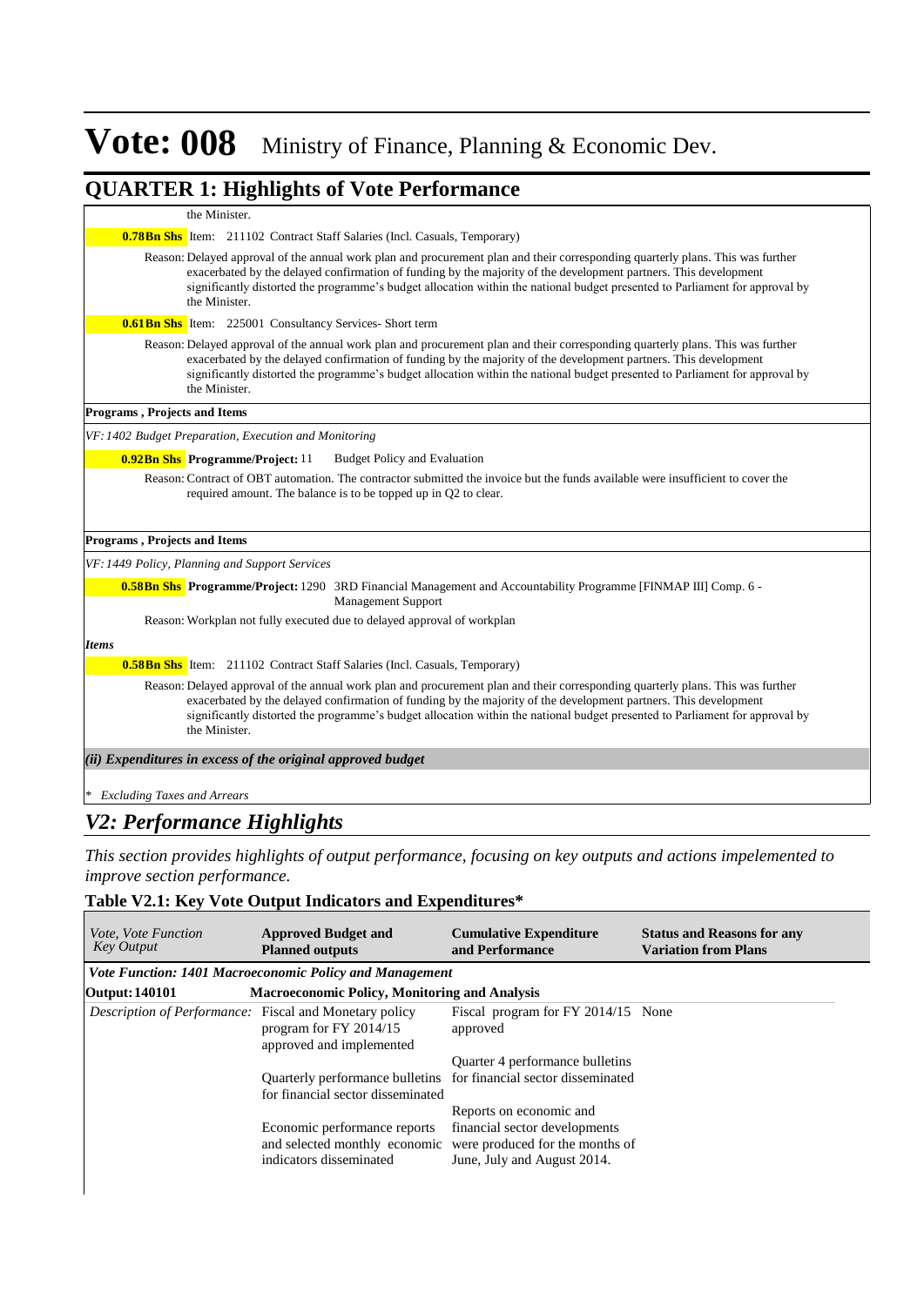# Vote: 008 Ministry of Finance, Planning & Economic Dev.

## QUARTER 1: Highlights of Vote Performance

the Minister.

**0.78Bn Shs** Item: 211102 Contract Staff Salaries (Incl. Casuals, Temporary)

Reason: Delayed approval of the annual work plan and procurement plan and their corresponding quarterly plans. This was further exacerbated by the delayed confirmation of funding by the majority of the development partners. This development significantly distorted the programme's budget allocation within the national budget presented to Parliament for approval by the Minister.

**0.61Bn Shs** Item: 225001 Consultancy Services- Short term

Reason: Delayed approval of the annual work plan and procurement plan and their corresponding quarterly plans. This was further exacerbated by the delayed confirmation of funding by the majority of the development partners. This development significantly distorted the programme's budget allocation within the national budget presented to Parliament for approval by the Minister.

**Programs , Projects and Items**

*VF: 1402 Budget Preparation, Execution and Monitoring*

**0.92Bn Shs** **Programme/Project:** 11 Budget Policy and Evaluation

Reason: Contract of OBT automation. The contractor submitted the invoice but the funds available were insufficient to cover the required amount. The balance is to be topped up in Q2 to clear.

**Programs , Projects and Items**

*VF: 1449 Policy, Planning and Support Services*

**0.58Bn Shs** **Programme/Project:** 1290 3RD Financial Management and Accountability Programme [FINMAP III] Comp. 6 - Management Support

Reason: Workplan not fully executed due to delayed approval of workplan

***Items***

**0.58Bn Shs** Item: 211102 Contract Staff Salaries (Incl. Casuals, Temporary)

Reason: Delayed approval of the annual work plan and procurement plan and their corresponding quarterly plans. This was further exacerbated by the delayed confirmation of funding by the majority of the development partners. This development significantly distorted the programme's budget allocation within the national budget presented to Parliament for approval by the Minister.

***(ii) Expenditures in excess of the original approved budget***

\* *Excluding Taxes and Arrears*

## *V2: Performance Highlights*

*This section provides highlights of output performance, focusing on key outputs and actions impelemented to improve section performance.*

### Table V2.1: Key Vote Output Indicators and Expenditures*

| *Vote, Vote Function Key Output* | **Approved Budget and Planned outputs** | **Cumulative Expenditure and Performance** | **Status and Reasons for any Variation from Plans** |
|---|---|---|---|
| ***Vote Function: 1401 Macroeconomic Policy and Management*** | | | |
| **Output: 140101** | **Macroeconomic Policy, Monitoring and Analysis** | | |
| *Description of Performance:* | Fiscal and Monetary policy program for FY 2014/15 approved and implemented<br><br>Quarterly performance bulletins for financial sector disseminated<br><br>Economic performance reports and selected monthly economic indicators disseminated | Fiscal program for FY 2014/15 approved<br><br>Quarter 4 performance bulletins for financial sector disseminated<br><br>Reports on economic and financial sector developments were produced for the months of June, July and August 2014. | None |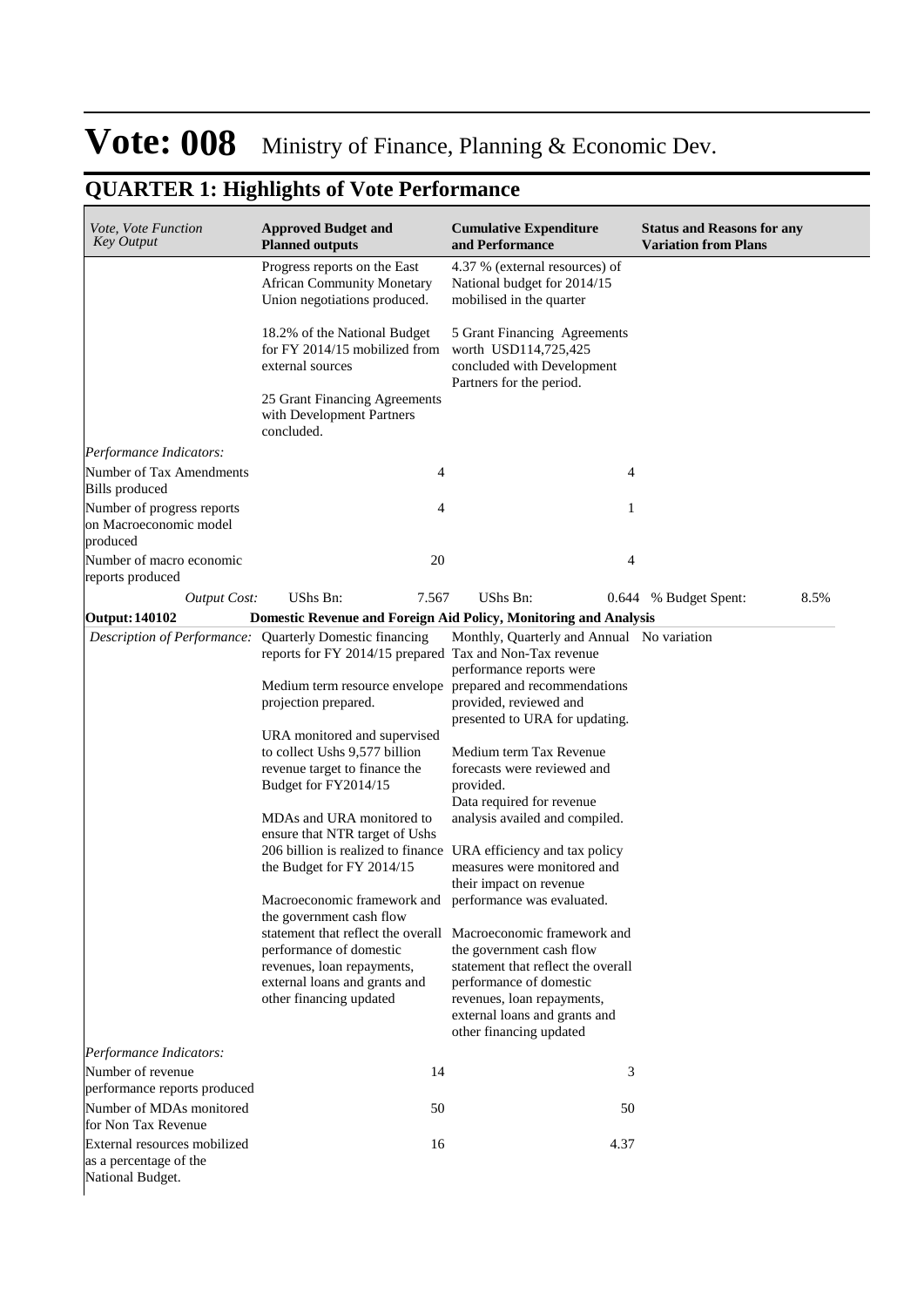# Vote: 008 Ministry of Finance, Planning & Economic Dev.

## QUARTER 1: Highlights of Vote Performance

| *Vote, Vote Function Key Output* | **Approved Budget and Planned outputs** | **Cumulative Expenditure and Performance** | **Status and Reasons for any Variation from Plans** |
|---|---|---|---|
| | Progress reports on the East African Community Monetary Union negotiations produced.<br><br>18.2% of the National Budget for FY 2014/15 mobilized from external sources<br><br>25 Grant Financing Agreements with Development Partners concluded. | 4.37 % (external resources) of National budget for 2014/15 mobilised in the quarter<br><br>5 Grant Financing Agreements worth USD114,725,425 concluded with Development Partners for the period. | |
| *Performance Indicators:* | | | |
| Number of Tax Amendments Bills produced | 4 | 4 | |
| Number of progress reports on Macroeconomic model produced | 4 | 1 | |
| Number of macro economic reports produced | 20 | 4 | |
| *Output Cost:* | UShs Bn: 7.567 | UShs Bn: 0.644 | % Budget Spent: 8.5% |
| **Output: 140102** | **Domestic Revenue and Foreign Aid Policy, Monitoring and Analysis** | | |
| *Description of Performance:* | Quarterly Domestic financing reports for FY 2014/15 prepared<br><br>Medium term resource envelope projection prepared.<br><br>URA monitored and supervised to collect Ushs 9,577 billion revenue target to finance the Budget for FY2014/15<br><br>MDAs and URA monitored to ensure that NTR target of Ushs 206 billion is realized to finance the Budget for FY 2014/15<br><br>Macroeconomic framework and the government cash flow statement that reflect the overall performance of domestic revenues, loan repayments, external loans and grants and other financing updated | Monthly, Quarterly and Annual Tax and Non-Tax revenue performance reports were prepared and recommendations provided, reviewed and presented to URA for updating.<br><br>Medium term Tax Revenue forecasts were reviewed and provided.<br>Data required for revenue analysis availed and compiled.<br><br>URA efficiency and tax policy measures were monitored and their impact on revenue performance was evaluated.<br><br>Macroeconomic framework and the government cash flow statement that reflect the overall performance of domestic revenues, loan repayments, external loans and grants and other financing updated | No variation |
| *Performance Indicators:* | | | |
| Number of revenue performance reports produced | 14 | 3 | |
| Number of MDAs monitored for Non Tax Revenue | 50 | 50 | |
| External resources mobilized as a percentage of the National Budget. | 16 | 4.37 | |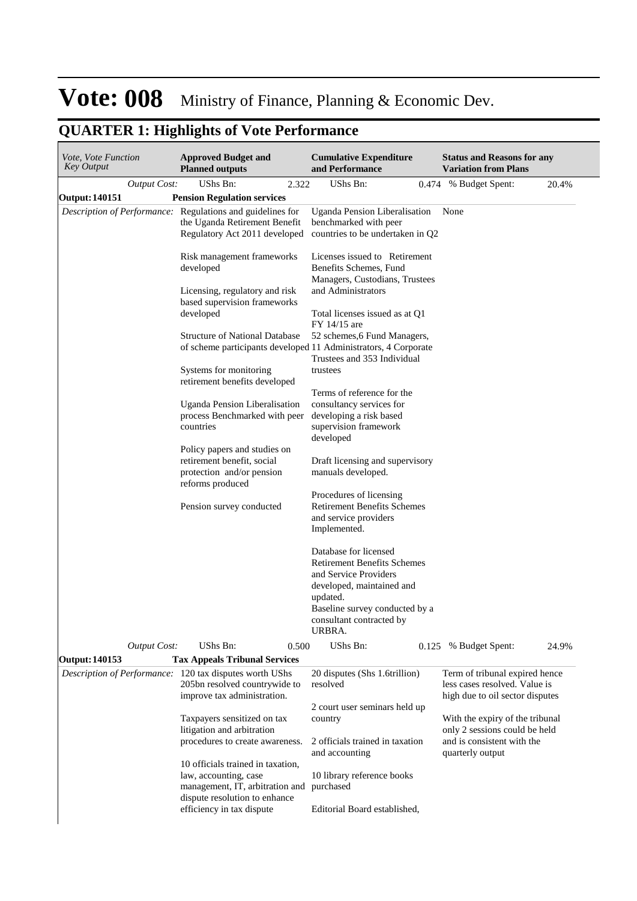# Vote: 008 Ministry of Finance, Planning & Economic Dev.

## QUARTER 1: Highlights of Vote Performance

| *Vote, Vote Function Key Output* | **Approved Budget and Planned outputs** | **Cumulative Expenditure and Performance** | **Status and Reasons for any Variation from Plans** |
|---|---|---|---|
| *Output Cost:* | UShs Bn: 2.322 | UShs Bn: 0.474 | % Budget Spent: 20.4% |
| **Output: 140151** | **Pension Regulation services** | | |
| *Description of Performance:* | Regulations and guidelines for the Uganda Retirement Benefit Regulatory Act 2011 developed<br><br>Risk management frameworks developed<br><br>Licensing, regulatory and risk based supervision frameworks developed<br><br>Structure of National Database of scheme participants developed<br><br>Systems for monitoring retirement benefits developed<br><br>Uganda Pension Liberalisation process Benchmarked with peer countries<br><br>Policy papers and studies on retirement benefit, social protection and/or pension reforms produced<br><br>Pension survey conducted | Uganda Pension Liberalisation benchmarked with peer countries to be undertaken in Q2<br><br>Licenses issued to Retirement Benefits Schemes, Fund Managers, Custodians, Trustees and Administrators<br><br>Total licenses issued as at Q1 FY 14/15 are 52 schemes,6 Fund Managers, 11 Administrators, 4 Corporate Trustees and 353 Individual trustees<br><br>Terms of reference for the consultancy services for developing a risk based supervision framework developed<br><br>Draft licensing and supervisory manuals developed.<br><br>Procedures of licensing Retirement Benefits Schemes and service providers Implemented.<br><br>Database for licensed Retirement Benefits Schemes and Service Providers developed, maintained and updated.<br>Baseline survey conducted by a consultant contracted by URBRA. | None |
| *Output Cost:* | UShs Bn: 0.500 | UShs Bn: 0.125 | % Budget Spent: 24.9% |
| **Output: 140153** | **Tax Appeals Tribunal Services** | | |
| *Description of Performance:* | 120 tax disputes worth UShs 205bn resolved countrywide to improve tax administration.<br><br>Taxpayers sensitized on tax litigation and arbitration procedures to create awareness.<br><br>10 officials trained in taxation, law, accounting, case management, IT, arbitration and dispute resolution to enhance efficiency in tax dispute | 20 disputes (Shs 1.6trillion) resolved<br><br>2 court user seminars held up country<br><br>2 officials trained in taxation and accounting<br><br>10 library reference books purchased<br><br>Editorial Board established, | Term of tribunal expired hence less cases resolved. Value is high due to oil sector disputes<br><br>With the expiry of the tribunal only 2 sessions could be held and is consistent with the quarterly output |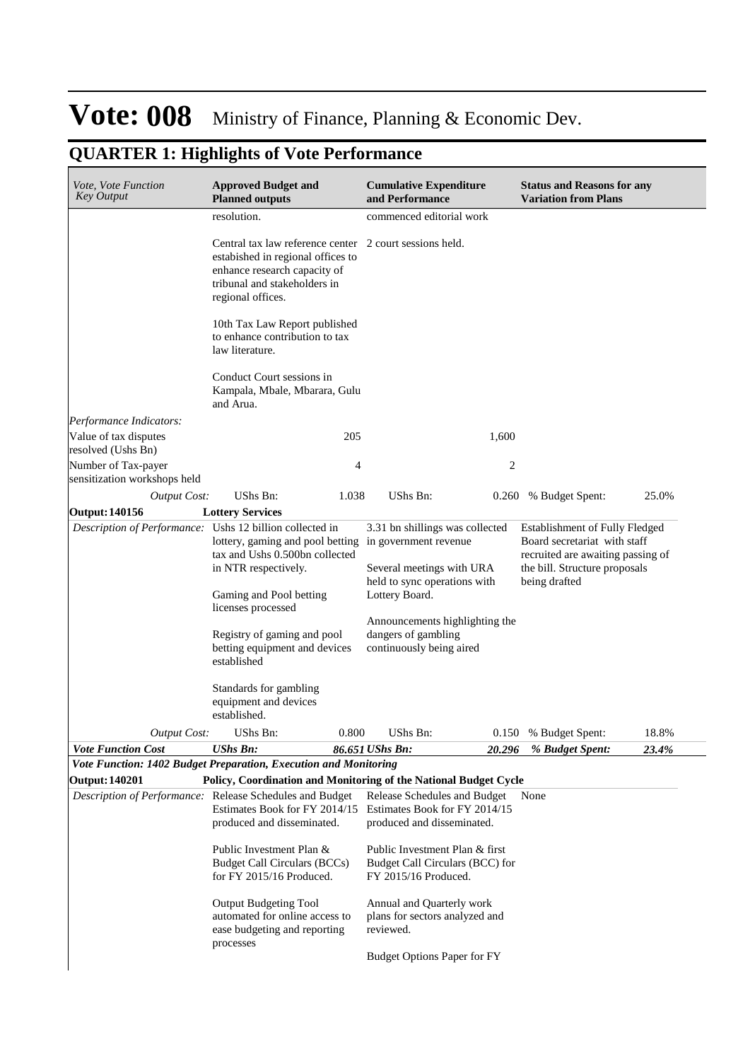# Vote: 008 Ministry of Finance, Planning & Economic Dev.

## QUARTER 1: Highlights of Vote Performance

| *Vote, Vote Function Key Output* | **Approved Budget and Planned outputs** | | **Cumulative Expenditure and Performance** | | **Status and Reasons for any Variation from Plans** | |
|---|---|---|---|---|---|---|
| | resolution.<br><br>Central tax law reference center estabished in regional offices to enhance research capacity of tribunal and stakeholders in regional offices.<br><br>10th Tax Law Report published to enhance contribution to tax law literature.<br><br>Conduct Court sessions in Kampala, Mbale, Mbarara, Gulu and Arua. | | commenced editorial work<br><br>2 court sessions held. | | | |
| *Performance Indicators:* | | | | | | |
| Value of tax disputes resolved (Ushs Bn) | | 205 | | 1,600 | | |
| Number of Tax-payer sensitization workshops held | | 4 | | 2 | | |
| *Output Cost:* | UShs Bn: | 1.038 | UShs Bn: | 0.260 | % Budget Spent: | 25.0% |
| **Output: 140156** | **Lottery Services** | | | | | |
| *Description of Performance:* | Ushs 12 billion collected in lottery, gaming and pool betting tax and Ushs 0.500bn collected in NTR respectively.<br><br>Gaming and Pool betting licenses processed<br><br>Registry of gaming and pool betting equipment and devices established<br><br>Standards for gambling equipment and devices established. | | 3.31 bn shillings was collected in government revenue<br><br>Several meetings with URA held to sync operations with Lottery Board.<br><br>Announcements highlighting the dangers of gambling continuously being aired | | Establishment of Fully Fledged Board secretariat with staff recruited are awaiting passing of the bill. Structure proposals being drafted | |
| *Output Cost:* | UShs Bn: | 0.800 | UShs Bn: | 0.150 | % Budget Spent: | 18.8% |
| ***Vote Function Cost*** | ***UShs Bn:*** | ***86.651*** | ***UShs Bn:*** | ***20.296*** | ***% Budget Spent:*** | ***23.4%*** |
| ***Vote Function: 1402 Budget Preparation, Execution and Monitoring*** | | | | | | |
| **Output: 140201** | **Policy, Coordination and Monitoring of the National Budget Cycle** | | | | | |
| *Description of Performance:* | Release Schedules and Budget Estimates Book for FY 2014/15 produced and disseminated.<br><br>Public Investment Plan & Budget Call Circulars (BCCs) for FY 2015/16 Produced.<br><br>Output Budgeting Tool automated for online access to ease budgeting and reporting processes | | Release Schedules and Budget Estimates Book for FY 2014/15 produced and disseminated.<br><br>Public Investment Plan & first Budget Call Circulars (BCC) for FY 2015/16 Produced.<br><br>Annual and Quarterly work plans for sectors analyzed and reviewed.<br><br>Budget Options Paper for FY | | None | |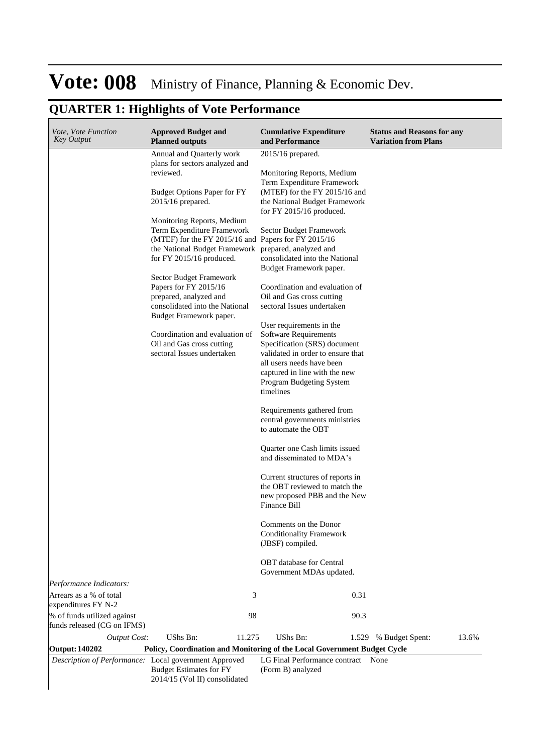# Vote: 008 Ministry of Finance, Planning & Economic Dev.

## QUARTER 1: Highlights of Vote Performance

| *Vote, Vote Function Key Output* | **Approved Budget and Planned outputs** | **Cumulative Expenditure and Performance** | **Status and Reasons for any Variation from Plans** |
|---|---|---|---|
| | Annual and Quarterly work plans for sectors analyzed and reviewed.<br><br>Budget Options Paper for FY 2015/16 prepared.<br><br>Monitoring Reports, Medium Term Expenditure Framework (MTEF) for the FY 2015/16 and the National Budget Framework for FY 2015/16 produced.<br><br>Sector Budget Framework Papers for FY 2015/16 prepared, analyzed and consolidated into the National Budget Framework paper.<br><br>Coordination and evaluation of Oil and Gas cross cutting sectoral Issues undertaken | 2015/16 prepared.<br><br>Monitoring Reports, Medium Term Expenditure Framework (MTEF) for the FY 2015/16 and the National Budget Framework for FY 2015/16 produced.<br><br>Sector Budget Framework Papers for FY 2015/16 prepared, analyzed and consolidated into the National Budget Framework paper.<br><br>Coordination and evaluation of Oil and Gas cross cutting sectoral Issues undertaken<br><br>User requirements in the Software Requirements Specification (SRS) document validated in order to ensure that all users needs have been captured in line with the new Program Budgeting System timelines<br><br>Requirements gathered from central governments ministries to automate the OBT<br><br>Quarter one Cash limits issued and disseminated to MDA's<br><br>Current structures of reports in the OBT reviewed to match the new proposed PBB and the New Finance Bill<br><br>Comments on the Donor Conditionality Framework (JBSF) compiled.<br><br>OBT database for Central Government MDAs updated. | |
| *Performance Indicators:* | | | |
| Arrears as a % of total expenditures FY N-2 | 3 | 0.31 | |
| % of funds utilized against funds released (CG on IFMS) | 98 | 90.3 | |
| *Output Cost:* | UShs Bn: 11.275 | UShs Bn: 1.529 | % Budget Spent: 13.6% |
| **Output: 140202** | **Policy, Coordination and Monitoring of the Local Government Budget Cycle** | | |
| *Description of Performance:* | Local government Approved Budget Estimates for FY 2014/15 (Vol II) consolidated | LG Final Performance contract (Form B) analyzed | None |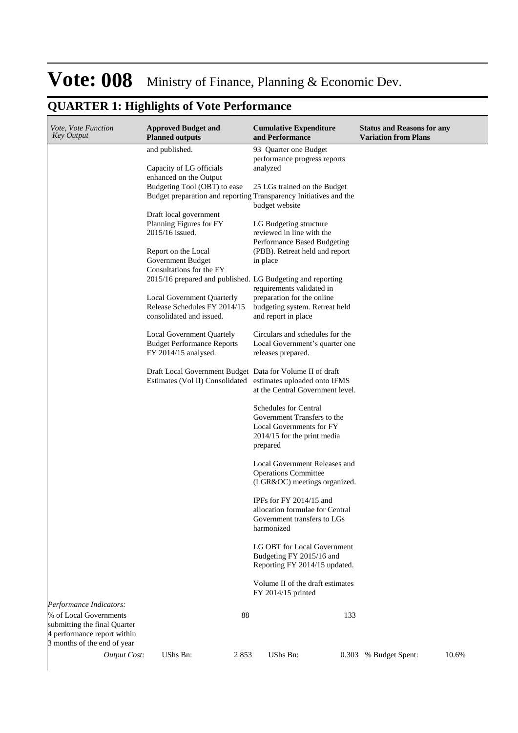# Vote: 008 Ministry of Finance, Planning & Economic Dev.

## QUARTER 1: Highlights of Vote Performance

| *Vote, Vote Function Key Output* | **Approved Budget and Planned outputs** | **Cumulative Expenditure and Performance** | **Status and Reasons for any Variation from Plans** |
|---|---|---|---|
| | and published.<br><br>Capacity of LG officials enhanced on the Output Budgeting Tool (OBT) to ease Budget preparation and reporting<br><br>Draft local government Planning Figures for FY 2015/16 issued.<br><br>Report on the Local Government Budget Consultations for the FY 2015/16 prepared and published.<br><br>Local Government Quarterly Release Schedules FY 2014/15 consolidated and issued.<br><br>Local Government Quartely Budget Performance Reports FY 2014/15 analysed.<br><br>Draft Local Government Budget Estimates (Vol II) Consolidated | 93 Quarter one Budget performance progress reports analyzed<br><br>25 LGs trained on the Budget Transparency Initiatives and the budget website<br><br>LG Budgeting structure reviewed in line with the Performance Based Budgeting (PBB). Retreat held and report in place<br><br>LG Budgeting and reporting requirements validated in preparation for the online budgeting system. Retreat held and report in place<br><br>Circulars and schedules for the Local Government's quarter one releases prepared.<br><br>Data for Volume II of draft estimates uploaded onto IFMS at the Central Government level.<br><br>Schedules for Central Government Transfers to the Local Governments for FY 2014/15 for the print media prepared<br><br>Local Government Releases and Operations Committee (LGR&OC) meetings organized.<br><br>IPFs for FY 2014/15 and allocation formulae for Central Government transfers to LGs harmonized<br><br>LG OBT for Local Government Budgeting FY 2015/16 and Reporting FY 2014/15 updated.<br><br>Volume II of the draft estimates FY 2014/15 printed | |
| *Performance Indicators:* | | | |
| % of Local Governments submitting the final Quarter 4 performance report within 3 months of the end of year | 88 | 133 | |
| *Output Cost:* | UShs Bn: 2.853 | UShs Bn: 0.303 | % Budget Spent: 10.6% |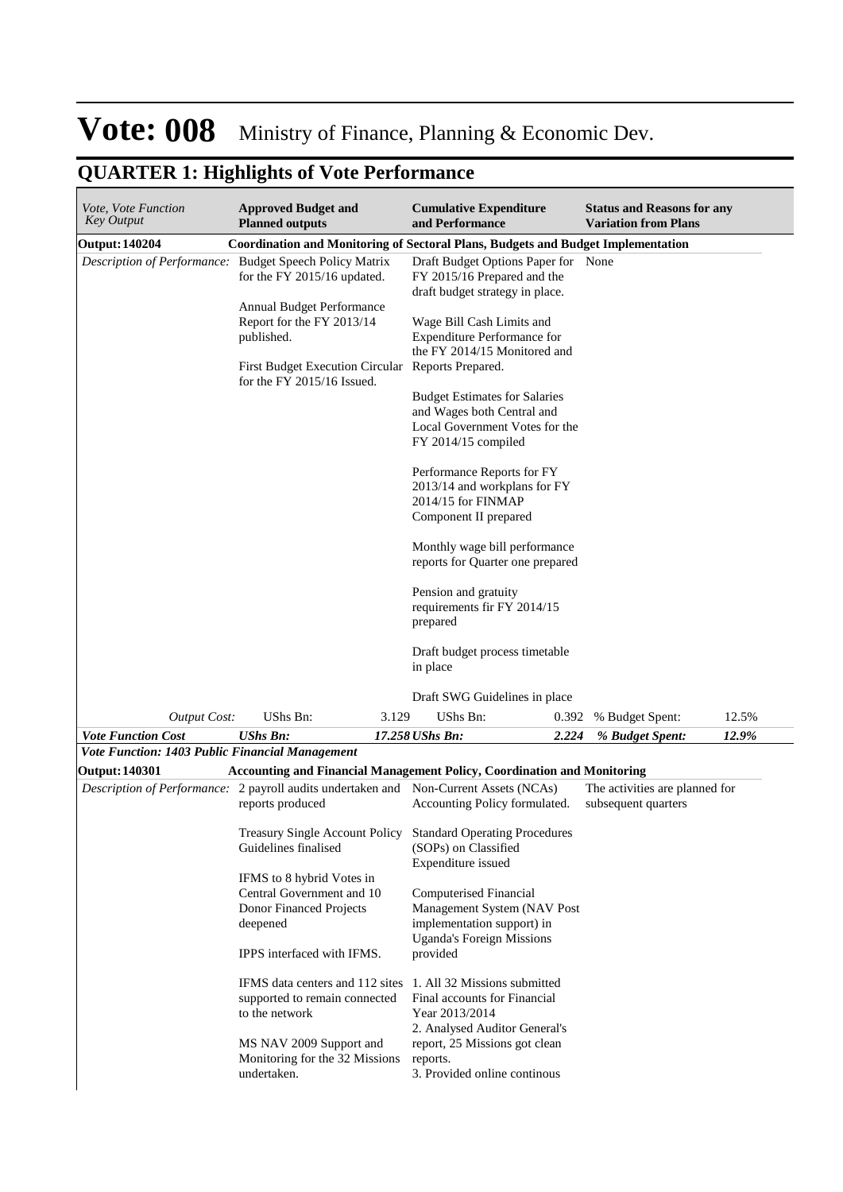# Vote: 008 Ministry of Finance, Planning & Economic Dev.

## QUARTER 1: Highlights of Vote Performance

| *Vote, Vote Function Key Output* | **Approved Budget and Planned outputs** | | **Cumulative Expenditure and Performance** | | **Status and Reasons for any Variation from Plans** | |
|---|---|---|---|---|---|---|
| **Output: 140204** | **Coordination and Monitoring of Sectoral Plans, Budgets and Budget Implementation** | | | | | |
| *Description of Performance:* | Budget Speech Policy Matrix for the FY 2015/16 updated.<br><br>Annual Budget Performance Report for the FY 2013/14 published.<br><br>First Budget Execution Circular for the FY 2015/16 Issued. | | Draft Budget Options Paper for FY 2015/16 Prepared and the draft budget strategy in place.<br><br>Wage Bill Cash Limits and Expenditure Performance for the FY 2014/15 Monitored and Reports Prepared.<br><br>Budget Estimates for Salaries and Wages both Central and Local Government Votes for the FY 2014/15 compiled<br><br>Performance Reports for FY 2013/14 and workplans for FY 2014/15 for FINMAP Component II prepared<br><br>Monthly wage bill performance reports for Quarter one prepared<br><br>Pension and gratuity requirements fir FY 2014/15 prepared<br><br>Draft budget process timetable in place<br><br>Draft SWG Guidelines in place | | None | |
| *Output Cost:* | UShs Bn: | 3.129 | UShs Bn: | 0.392 | % Budget Spent: | 12.5% |
| ***Vote Function Cost*** | ***UShs Bn:*** | ***17.258*** | ***UShs Bn:*** | ***2.224*** | ***% Budget Spent:*** | ***12.9%*** |
| ***Vote Function: 1403 Public Financial Management*** | | | | | | |
| **Output: 140301** | **Accounting and Financial Management Policy, Coordination and Monitoring** | | | | | |
| *Description of Performance:* | 2 payroll audits undertaken and reports produced<br><br>Treasury Single Account Policy Guidelines finalised<br><br>IFMS to 8 hybrid Votes in Central Government and 10 Donor Financed Projects deepened<br><br>IPPS interfaced with IFMS.<br><br>IFMS data centers and 112 sites supported to remain connected to the network<br><br>MS NAV 2009 Support and Monitoring for the 32 Missions undertaken. | | Non-Current Assets (NCAs) Accounting Policy formulated.<br><br>Standard Operating Procedures (SOPs) on Classified Expenditure issued<br><br>Computerised Financial Management System (NAV Post implementation support) in Uganda's Foreign Missions provided<br><br>1. All 32 Missions submitted Final accounts for Financial Year 2013/2014<br>2. Analysed Auditor General's report, 25 Missions got clean reports.<br>3. Provided online continous | | The activities are planned for subsequent quarters | |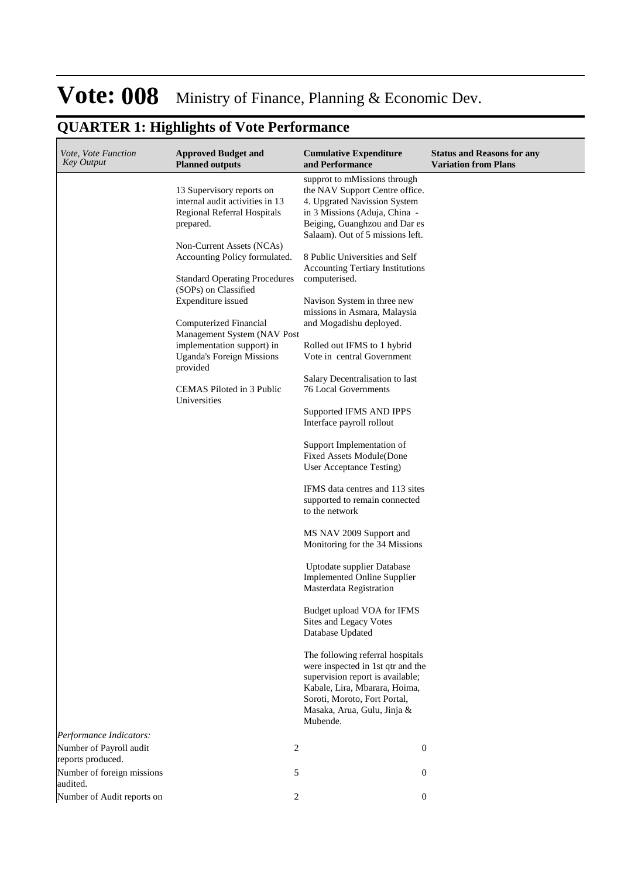# Vote: 008 Ministry of Finance, Planning & Economic Dev.

## QUARTER 1: Highlights of Vote Performance

| *Vote, Vote Function Key Output* | **Approved Budget and Planned outputs** | **Cumulative Expenditure and Performance** | **Status and Reasons for any Variation from Plans** |
|---|---|---|---|
| | 13 Supervisory reports on internal audit activities in 13 Regional Referral Hospitals prepared.<br><br>Non-Current Assets (NCAs) Accounting Policy formulated.<br><br>Standard Operating Procedures (SOPs) on Classified Expenditure issued<br><br>Computerized Financial Management System (NAV Post implementation support) in Uganda's Foreign Missions provided<br><br>CEMAS Piloted in 3 Public Universities | supprot to mMissions through the NAV Support Centre office. 4. Upgrated Navission System in 3 Missions (Aduja, China - Beiging, Guanghzou and Dar es Salaam). Out of 5 missions left.<br><br>8 Public Universities and Self Accounting Tertiary Institutions computerised.<br><br>Navison System in three new missions in Asmara, Malaysia and Mogadishu deployed.<br><br>Rolled out IFMS to 1 hybrid Vote in central Government<br><br>Salary Decentralisation to last 76 Local Governments<br><br>Supported IFMS AND IPPS Interface payroll rollout<br><br>Support Implementation of Fixed Assets Module(Done User Acceptance Testing)<br><br>IFMS data centres and 113 sites supported to remain connected to the network<br><br>MS NAV 2009 Support and Monitoring for the 34 Missions<br><br>Uptodate supplier Database Implemented Online Supplier Masterdata Registration<br><br>Budget upload VOA for IFMS Sites and Legacy Votes Database Updated<br><br>The following referral hospitals were inspected in 1st qtr and the supervision report is available; Kabale, Lira, Mbarara, Hoima, Soroti, Moroto, Fort Portal, Masaka, Arua, Gulu, Jinja & Mubende. | |
| *Performance Indicators:* | | | |
| Number of Payroll audit reports produced. | 2 | 0 | |
| Number of foreign missions audited. | 5 | 0 | |
| Number of Audit reports on | 2 | 0 | |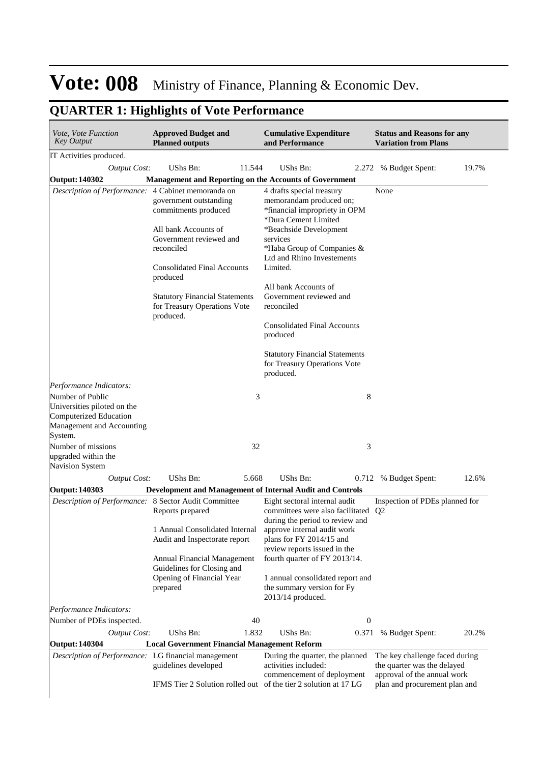# Vote: 008 Ministry of Finance, Planning & Economic Dev.

## QUARTER 1: Highlights of Vote Performance

| *Vote, Vote Function Key Output* | **Approved Budget and Planned outputs** | | **Cumulative Expenditure and Performance** | | **Status and Reasons for any Variation from Plans** | |
|---|---|---|---|---|---|---|
| IT Activities produced. | | | | | | |
| *Output Cost:* | UShs Bn: | 11.544 | UShs Bn: | 2.272 | % Budget Spent: | 19.7% |
| **Output: 140302** | **Management and Reporting on the Accounts of Government** | | | | | |
| *Description of Performance:* | 4 Cabinet memoranda on government outstanding commitments produced<br><br>All bank Accounts of Government reviewed and reconciled<br><br>Consolidated Final Accounts produced<br><br>Statutory Financial Statements for Treasury Operations Vote produced. | | 4 drafts special treasury memorandam produced on;<br>*financial impropriety in OPM<br>*Dura Cement Limited<br>*Beachside Development services<br>*Haba Group of Companies & Ltd and Rhino Investements Limited.<br><br>All bank Accounts of Government reviewed and reconciled<br><br>Consolidated Final Accounts produced<br><br>Statutory Financial Statements for Treasury Operations Vote produced. | | None | |
| *Performance Indicators:* | | | | | | |
| Number of Public Universities piloted on the Computerized Education Management and Accounting System. | | 3 | | 8 | | |
| Number of missions upgraded within the Navision System | | 32 | | 3 | | |
| *Output Cost:* | UShs Bn: | 5.668 | UShs Bn: | 0.712 | % Budget Spent: | 12.6% |
| **Output: 140303** | **Development and Management of Internal Audit and Controls** | | | | | |
| *Description of Performance:* | 8 Sector Audit Committee Reports prepared<br><br>1 Annual Consolidated Internal Audit and Inspectorate report<br><br>Annual Financial Management Guidelines for Closing and Opening of Financial Year prepared | | Eight sectoral internal audit committees were also facilitated during the period to review and approve internal audit work plans for FY 2014/15 and review reports issued in the fourth quarter of FY 2013/14.<br><br>1 annual consolidated report and the summary version for Fy 2013/14 produced. | | Inspection of PDEs planned for Q2 | |
| *Performance Indicators:* | | | | | | |
| Number of PDEs inspected. | | 40 | | 0 | | |
| *Output Cost:* | UShs Bn: | 1.832 | UShs Bn: | 0.371 | % Budget Spent: | 20.2% |
| **Output: 140304** | **Local Government Financial Management Reform** | | | | | |
| *Description of Performance:* | LG financial management guidelines developed<br><br>IFMS Tier 2 Solution rolled out | | During the quarter, the planned activities included: commencement of deployment of the tier 2 solution at 17 LG | | The key challenge faced during the quarter was the delayed approval of the annual work plan and procurement plan and | |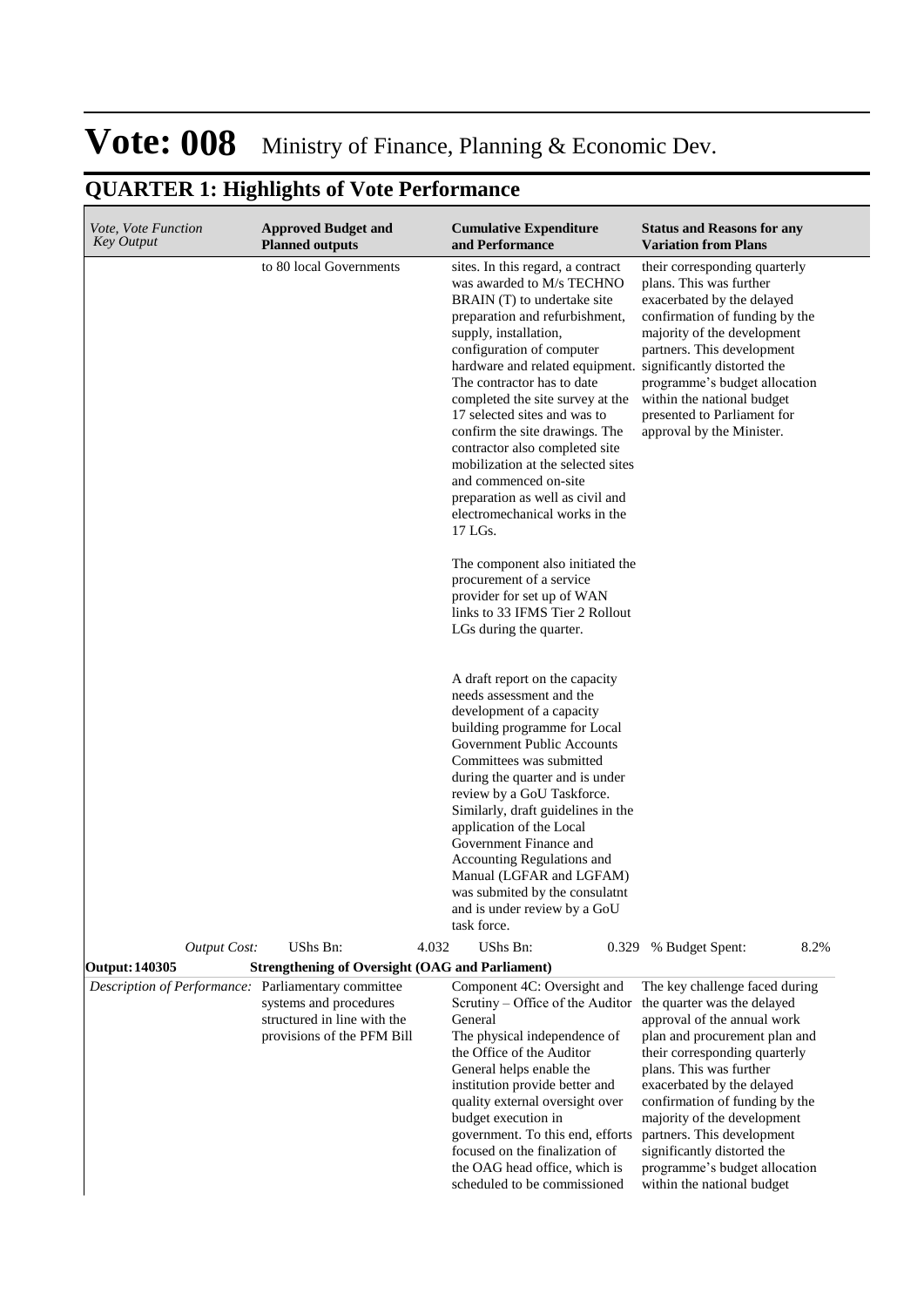# Vote: 008 Ministry of Finance, Planning & Economic Dev.

## QUARTER 1: Highlights of Vote Performance

| *Vote, Vote Function Key Output* | **Approved Budget and Planned outputs** | **Cumulative Expenditure and Performance** | **Status and Reasons for any Variation from Plans** |
|---|---|---|---|
| | to 80 local Governments | sites. In this regard, a contract was awarded to M/s TECHNO BRAIN (T) to undertake site preparation and refurbishment, supply, installation, configuration of computer hardware and related equipment. The contractor has to date completed the site survey at the 17 selected sites and was to confirm the site drawings. The contractor also completed site mobilization at the selected sites and commenced on-site preparation as well as civil and electromechanical works in the 17 LGs.<br><br>The component also initiated the procurement of a service provider for set up of WAN links to 33 IFMS Tier 2 Rollout LGs during the quarter.<br><br>A draft report on the capacity needs assessment and the development of a capacity building programme for Local Government Public Accounts Committees was submitted during the quarter and is under review by a GoU Taskforce. Similarly, draft guidelines in the application of the Local Government Finance and Accounting Regulations and Manual (LGFAR and LGFAM) was submited by the consulatnt and is under review by a GoU task force. | their corresponding quarterly plans. This was further exacerbated by the delayed confirmation of funding by the majority of the development partners. This development significantly distorted the programme's budget allocation within the national budget presented to Parliament for approval by the Minister. |
| *Output Cost:* | UShs Bn: 4.032 | UShs Bn: 0.329 | % Budget Spent: 8.2% |
| **Output: 140305** | **Strengthening of Oversight (OAG and Parliament)** | | |
| *Description of Performance:* | Parliamentary committee systems and procedures structured in line with the provisions of the PFM Bill | Component 4C: Oversight and Scrutiny – Office of the Auditor General<br>The physical independence of the Office of the Auditor General helps enable the institution provide better and quality external oversight over budget execution in government. To this end, efforts focused on the finalization of the OAG head office, which is scheduled to be commissioned | The key challenge faced during the quarter was the delayed approval of the annual work plan and procurement plan and their corresponding quarterly plans. This was further exacerbated by the delayed confirmation of funding by the majority of the development partners. This development significantly distorted the programme's budget allocation within the national budget |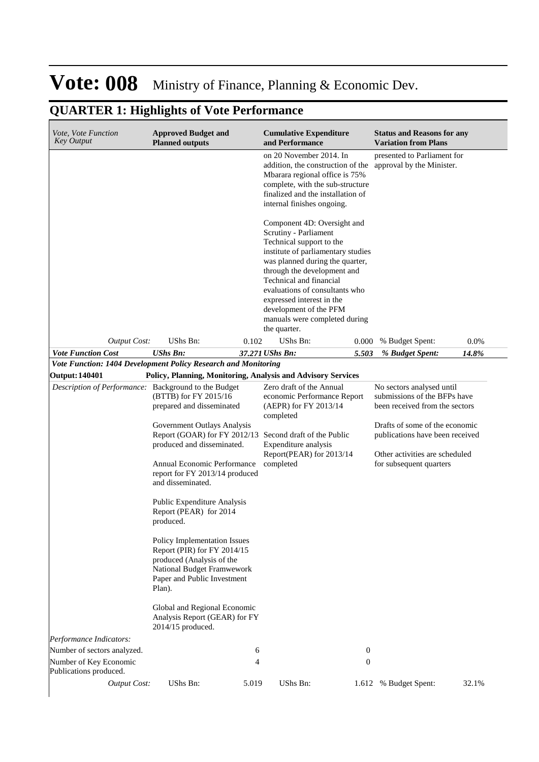# Vote: 008 Ministry of Finance, Planning & Economic Dev.

## QUARTER 1: Highlights of Vote Performance

| *Vote, Vote Function Key Output* | **Approved Budget and Planned outputs** | | **Cumulative Expenditure and Performance** | | **Status and Reasons for any Variation from Plans** | |
|---|---|---|---|---|---|---|
| | | | on 20 November 2014. In addition, the construction of the Mbarara regional office is 75% complete, with the sub-structure finalized and the installation of internal finishes ongoing.<br><br>Component 4D: Oversight and Scrutiny - Parliament Technical support to the institute of parliamentary studies was planned during the quarter, through the development and Technical and financial evaluations of consultants who expressed interest in the development of the PFM manuals were completed during the quarter. | | presented to Parliament for approval by the Minister. | |
| *Output Cost:* | UShs Bn: | 0.102 | UShs Bn: | 0.000 | % Budget Spent: | 0.0% |
| ***Vote Function Cost*** | ***UShs Bn:*** | ***37.271*** | ***UShs Bn:*** | ***5.503*** | ***% Budget Spent:*** | ***14.8%*** |
| ***Vote Function: 1404 Development Policy Research and Monitoring*** | | | | | | |
| **Output: 140401** | **Policy, Planning, Monitoring, Analysis and Advisory Services** | | | | | |
| *Description of Performance:* | Background to the Budget (BTTB) for FY 2015/16 prepared and disseminated<br><br>Government Outlays Analysis Report (GOAR) for FY 2012/13 produced and disseminated.<br><br>Annual Economic Performance report for FY 2013/14 produced and disseminated.<br><br>Public Expenditure Analysis Report (PEAR) for 2014 produced.<br><br>Policy Implementation Issues Report (PIR) for FY 2014/15 produced (Analysis of the National Budget Framwework Paper and Public Investment Plan).<br><br>Global and Regional Economic Analysis Report (GEAR) for FY 2014/15 produced. | | Zero draft of the Annual economic Performance Report (AEPR) for FY 2013/14 completed<br><br>Second draft of the Public Expenditure analysis Report(PEAR) for 2013/14 completed | | No sectors analysed until submissions of the BFPs have been received from the sectors<br><br>Drafts of some of the economic publications have been received<br><br>Other activities are scheduled for subsequent quarters | |
| *Performance Indicators:* | | | | | | |
| Number of sectors analyzed. | | 6 | | 0 | | |
| Number of Key Economic Publications produced. | | 4 | | 0 | | |
| *Output Cost:* | UShs Bn: | 5.019 | UShs Bn: | 1.612 | % Budget Spent: | 32.1% |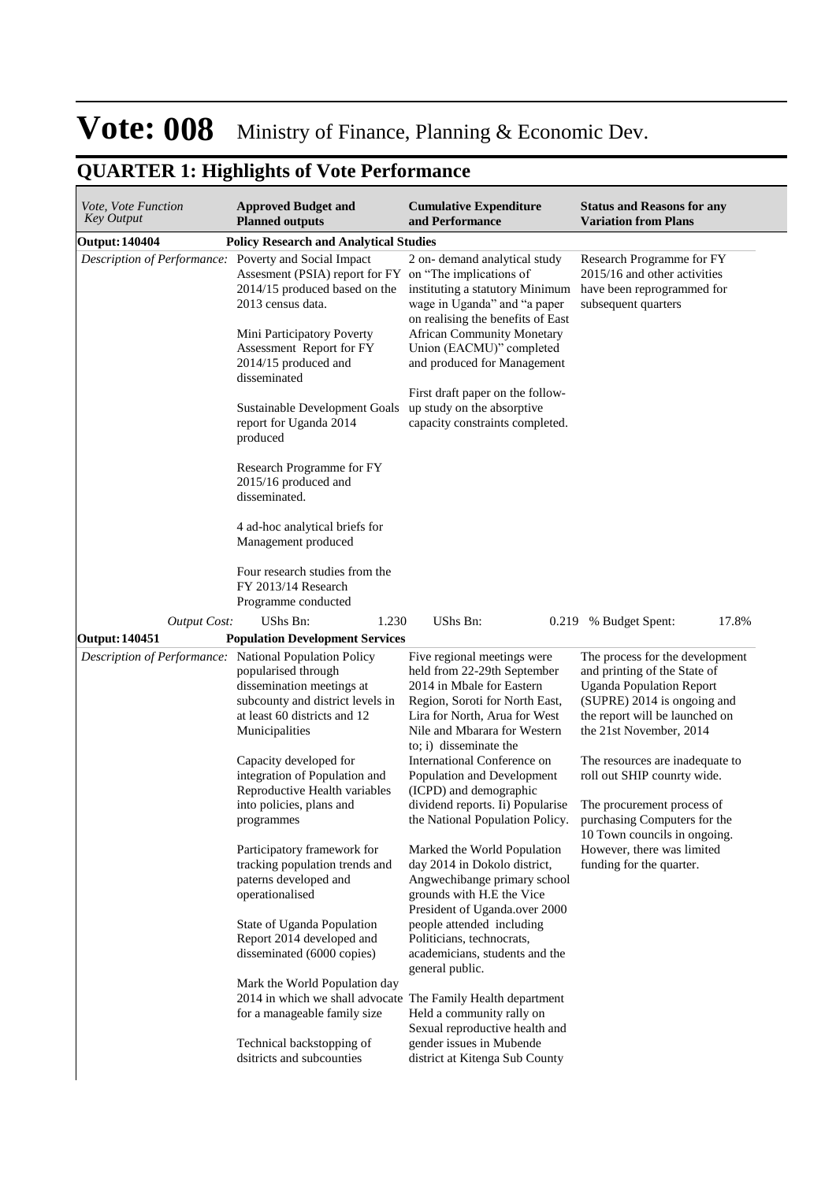# Vote: 008 Ministry of Finance, Planning & Economic Dev.

## QUARTER 1: Highlights of Vote Performance

| *Vote, Vote Function Key Output* | **Approved Budget and Planned outputs** | **Cumulative Expenditure and Performance** | **Status and Reasons for any Variation from Plans** |
|---|---|---|---|
| **Output: 140404** | **Policy Research and Analytical Studies** | | |
| *Description of Performance:* | Poverty and Social Impact Assesment (PSIA) report for FY 2014/15 produced based on the 2013 census data.<br><br>Mini Participatory Poverty Assessment Report for FY 2014/15 produced and disseminated<br><br>Sustainable Development Goals report for Uganda 2014 produced<br><br>Research Programme for FY 2015/16 produced and disseminated.<br><br>4 ad-hoc analytical briefs for Management produced<br><br>Four research studies from the FY 2013/14 Research Programme conducted | 2 on- demand analytical study on "The implications of instituting a statutory Minimum wage in Uganda" and "a paper on realising the benefits of East African Community Monetary Union (EACMU)" completed and produced for Management<br><br>First draft paper on the follow-up study on the absorptive capacity constraints completed. | Research Programme for FY 2015/16 and other activities have been reprogrammed for subsequent quarters |
| *Output Cost:* | UShs Bn: 1.230 | UShs Bn: 0.219 | % Budget Spent: 17.8% |
| **Output: 140451** | **Population Development Services** | | |
| *Description of Performance:* | National Population Policy popularised through dissemination meetings at subcounty and district levels in at least 60 districts and 12 Municipalities<br><br>Capacity developed for integration of Population and Reproductive Health variables into policies, plans and programmes<br><br>Participatory framework for tracking population trends and paterns developed and operationalised<br><br>State of Uganda Population Report 2014 developed and disseminated (6000 copies)<br><br>Mark the World Population day 2014 in which we shall advocate for a manageable family size<br><br>Technical backstopping of dsitricts and subcounties | Five regional meetings were held from 22-29th September 2014 in Mbale for Eastern Region, Soroti for North East, Lira for North, Arua for West Nile and Mbarara for Western to; i) disseminate the International Conference on Population and Development (ICPD) and demographic dividend reports. Ii) Popularise the National Population Policy.<br><br>Marked the World Population day 2014 in Dokolo district, Angwechibange primary school grounds with H.E the Vice President of Uganda.over 2000 people attended including Politicians, technocrats, academicians, students and the general public.<br><br>The Family Health department Held a community rally on Sexual reproductive health and gender issues in Mubende district at Kitenga Sub County | The process for the development and printing of the State of Uganda Population Report (SUPRE) 2014 is ongoing and the report will be launched on the 21st November, 2014<br><br>The resources are inadequate to roll out SHIP counrty wide.<br><br>The procurement process of purchasing Computers for the 10 Town councils in ongoing. However, there was limited funding for the quarter. |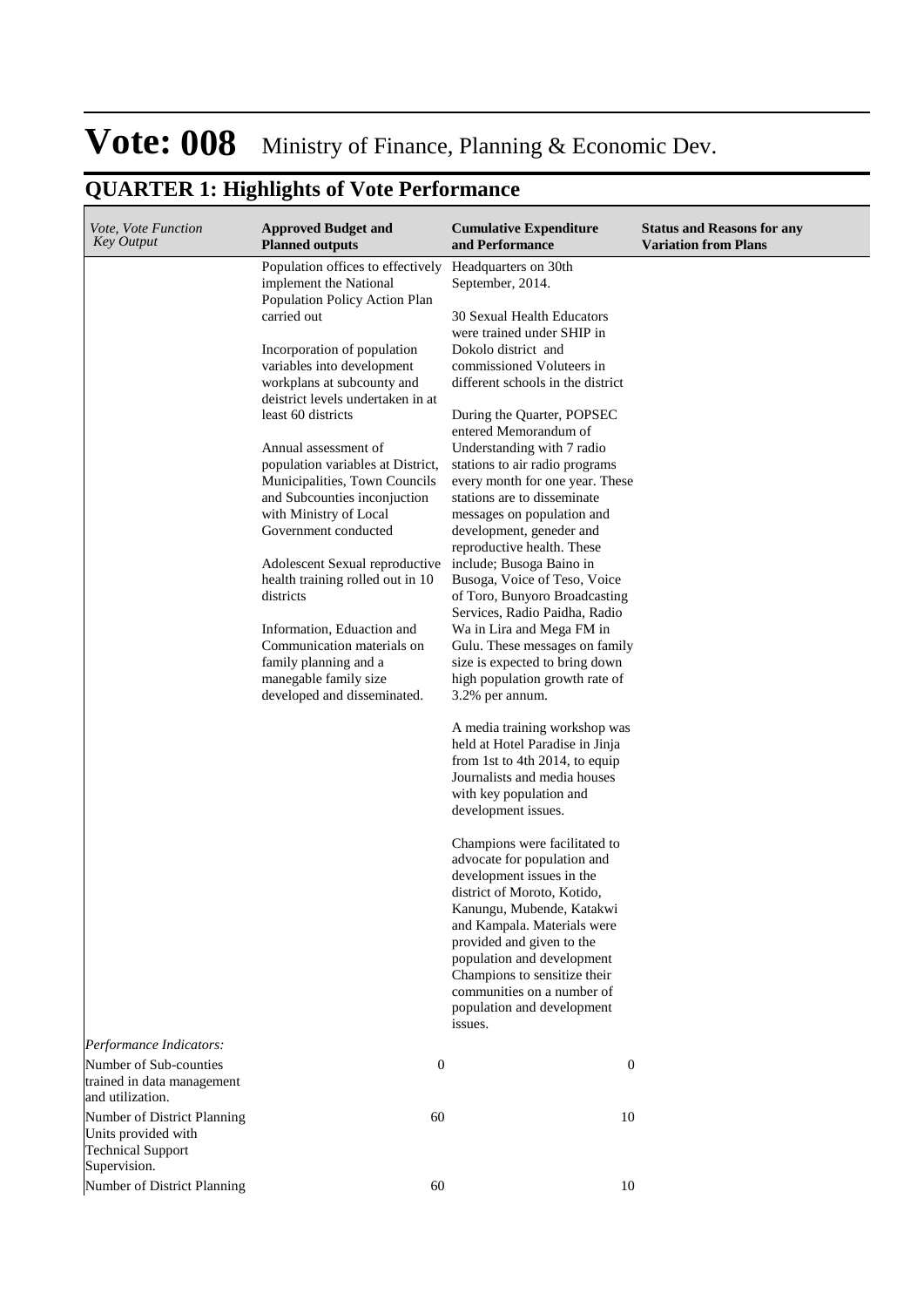# Vote: 008 Ministry of Finance, Planning & Economic Dev.

## QUARTER 1: Highlights of Vote Performance

| *Vote, Vote Function Key Output* | **Approved Budget and Planned outputs** | **Cumulative Expenditure and Performance** | **Status and Reasons for any Variation from Plans** |
|---|---|---|---|
| | Population offices to effectively implement the National Population Policy Action Plan carried out<br><br>Incorporation of population variables into development workplans at subcounty and deistrict levels undertaken in at least 60 districts<br><br>Annual assessment of population variables at District, Municipalities, Town Councils and Subcounties inconjuction with Ministry of Local Government conducted<br><br>Adolescent Sexual reproductive health training rolled out in 10 districts<br><br>Information, Eduaction and Communication materials on family planning and a manegable family size developed and disseminated. | Headquarters on 30th September, 2014.<br><br>30 Sexual Health Educators were trained under SHIP in Dokolo district and commissioned Voluteers in different schools in the district<br><br>During the Quarter, POPSEC entered Memorandum of Understanding with 7 radio stations to air radio programs every month for one year. These stations are to disseminate messages on population and development, geneder and reproductive health. These include; Busoga Baino in Busoga, Voice of Teso, Voice of Toro, Bunyoro Broadcasting Services, Radio Paidha, Radio Wa in Lira and Mega FM in Gulu. These messages on family size is expected to bring down high population growth rate of 3.2% per annum.<br><br>A media training workshop was held at Hotel Paradise in Jinja from 1st to 4th 2014, to equip Journalists and media houses with key population and development issues.<br><br>Champions were facilitated to advocate for population and development issues in the district of Moroto, Kotido, Kanungu, Mubende, Katakwi and Kampala. Materials were provided and given to the population and development Champions to sensitize their communities on a number of population and development issues. | |
| *Performance Indicators:* | | | |
| Number of Sub-counties trained in data management and utilization. | 0 | 0 | |
| Number of District Planning Units provided with Technical Support Supervision. | 60 | 10 | |
| Number of District Planning | 60 | 10 | |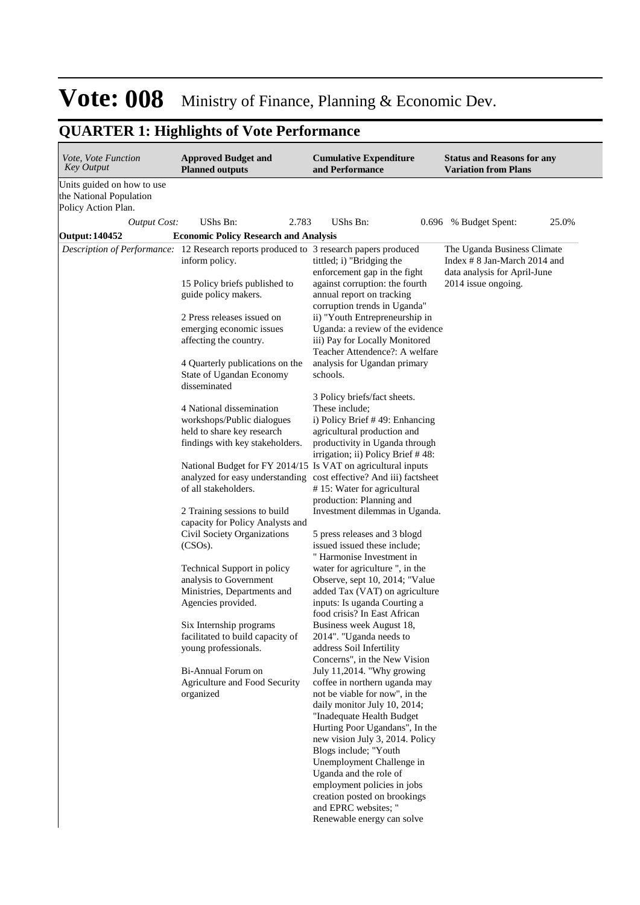# Vote: 008 Ministry of Finance, Planning & Economic Dev.

## QUARTER 1: Highlights of Vote Performance

| *Vote, Vote Function Key Output* | **Approved Budget and Planned outputs** | **Cumulative Expenditure and Performance** | **Status and Reasons for any Variation from Plans** |
|---|---|---|---|
| Units guided on how to use the National Population Policy Action Plan. | | | |
| *Output Cost:* | UShs Bn: 2.783 | UShs Bn: 0.696 | % Budget Spent: 25.0% |
| **Output: 140452** | **Economic Policy Research and Analysis** | | |
| *Description of Performance:* | 12 Research reports produced to inform policy.<br><br>15 Policy briefs published to guide policy makers.<br><br>2 Press releases issued on emerging economic issues affecting the country.<br><br>4 Quarterly publications on the State of Ugandan Economy disseminated<br><br>4 National dissemination workshops/Public dialogues held to share key research findings with key stakeholders.<br><br>National Budget for FY 2014/15 analyzed for easy understanding of all stakeholders.<br><br>2 Training sessions to build capacity for Policy Analysts and Civil Society Organizations (CSOs).<br><br>Technical Support in policy analysis to Government Ministries, Departments and Agencies provided.<br><br>Six Internship programs facilitated to build capacity of young professionals.<br><br>Bi-Annual Forum on Agriculture and Food Security organized | 3 research papers produced tittled; i) "Bridging the enforcement gap in the fight against corruption: the fourth annual report on tracking corruption trends in Uganda" ii) "Youth Entrepreneurship in Uganda: a review of the evidence iii) Pay for Locally Monitored Teacher Attendence?: A welfare analysis for Ugandan primary schools.<br><br>3 Policy briefs/fact sheets. These include;<br>i) Policy Brief # 49: Enhancing agricultural production and productivity in Uganda through irrigation; ii) Policy Brief # 48: Is VAT on agricultural inputs cost effective? And iii) factsheet # 15: Water for agricultural production: Planning and Investment dilemmas in Uganda.<br><br>5 press releases and 3 blogd issued issued these include; " Harmonise Investment in water for agriculture ", in the Observe, sept 10, 2014; "Value added Tax (VAT) on agriculture inputs: Is uganda Courting a food crisis? In East African Business week August 18, 2014". "Uganda needs to address Soil Infertility Concerns", in the New Vision July 11,2014. "Why growing coffee in northern uganda may not be viable for now", in the daily monitor July 10, 2014; "Inadequate Health Budget Hurting Poor Ugandans", In the new vision July 3, 2014. Policy Blogs include; "Youth Unemployment Challenge in Uganda and the role of employment policies in jobs creation posted on brookings and EPRC websites; " Renewable energy can solve | The Uganda Business Climate Index # 8 Jan-March 2014 and data analysis for April-June 2014 issue ongoing. |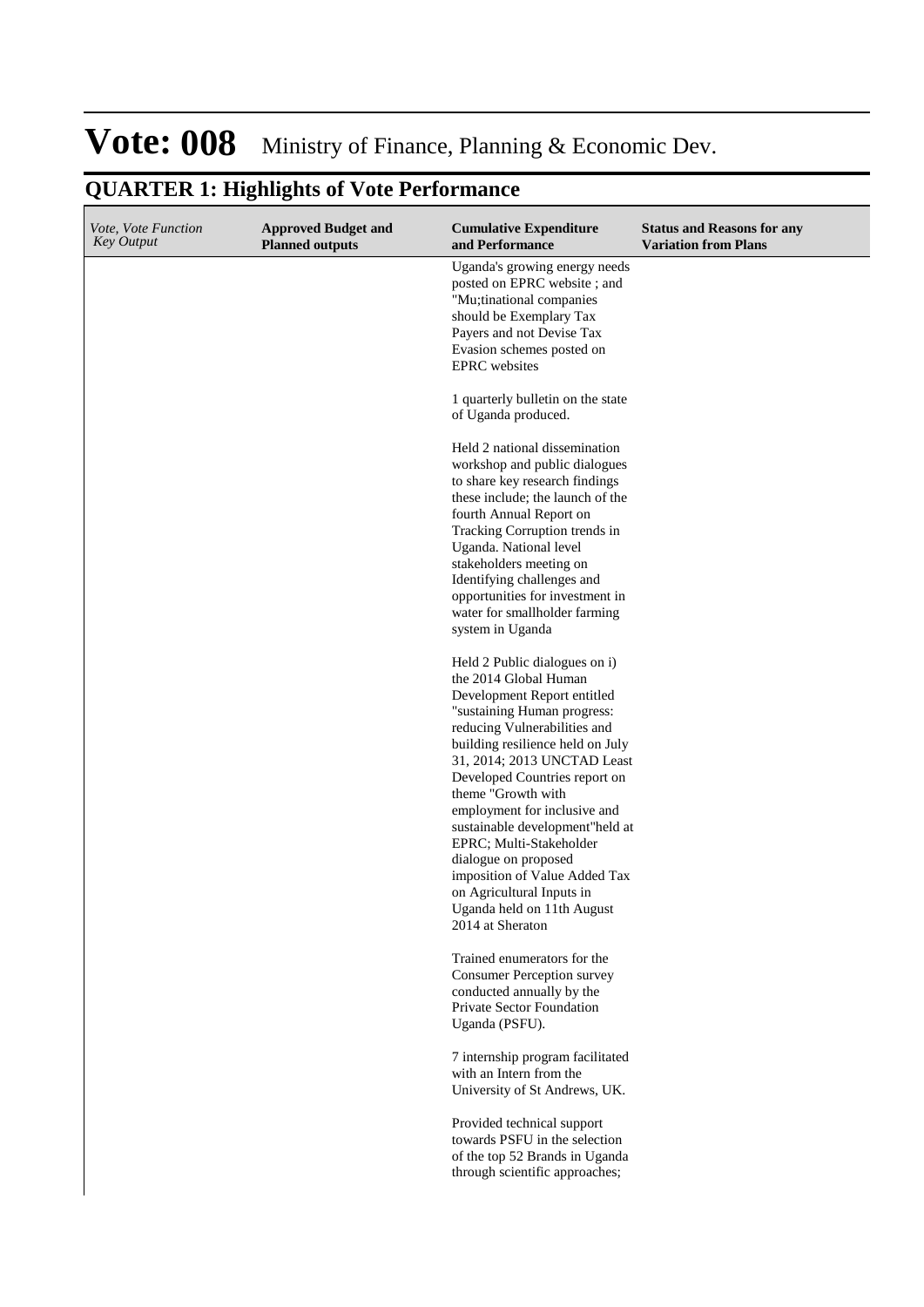# Vote: 008 Ministry of Finance, Planning & Economic Dev.

## QUARTER 1: Highlights of Vote Performance

| *Vote, Vote Function Key Output* | **Approved Budget and Planned outputs** | **Cumulative Expenditure and Performance** | **Status and Reasons for any Variation from Plans** |
|---|---|---|---|
| | | Uganda's growing energy needs posted on EPRC website ; and "Mu;tinational companies should be Exemplary Tax Payers and not Devise Tax Evasion schemes posted on EPRC websites<br><br>1 quarterly bulletin on the state of Uganda produced.<br><br>Held 2 national dissemination workshop and public dialogues to share key research findings these include; the launch of the fourth Annual Report on Tracking Corruption trends in Uganda. National level stakeholders meeting on Identifying challenges and opportunities for investment in water for smallholder farming system in Uganda<br><br>Held 2 Public dialogues on i) the 2014 Global Human Development Report entitled "sustaining Human progress: reducing Vulnerabilities and building resilience held on July 31, 2014; 2013 UNCTAD Least Developed Countries report on theme "Growth with employment for inclusive and sustainable development"held at EPRC; Multi-Stakeholder dialogue on proposed imposition of Value Added Tax on Agricultural Inputs in Uganda held on 11th August 2014 at Sheraton<br><br>Trained enumerators for the Consumer Perception survey conducted annually by the Private Sector Foundation Uganda (PSFU).<br><br>7 internship program facilitated with an Intern from the University of St Andrews, UK.<br><br>Provided technical support towards PSFU in the selection of the top 52 Brands in Uganda through scientific approaches; | |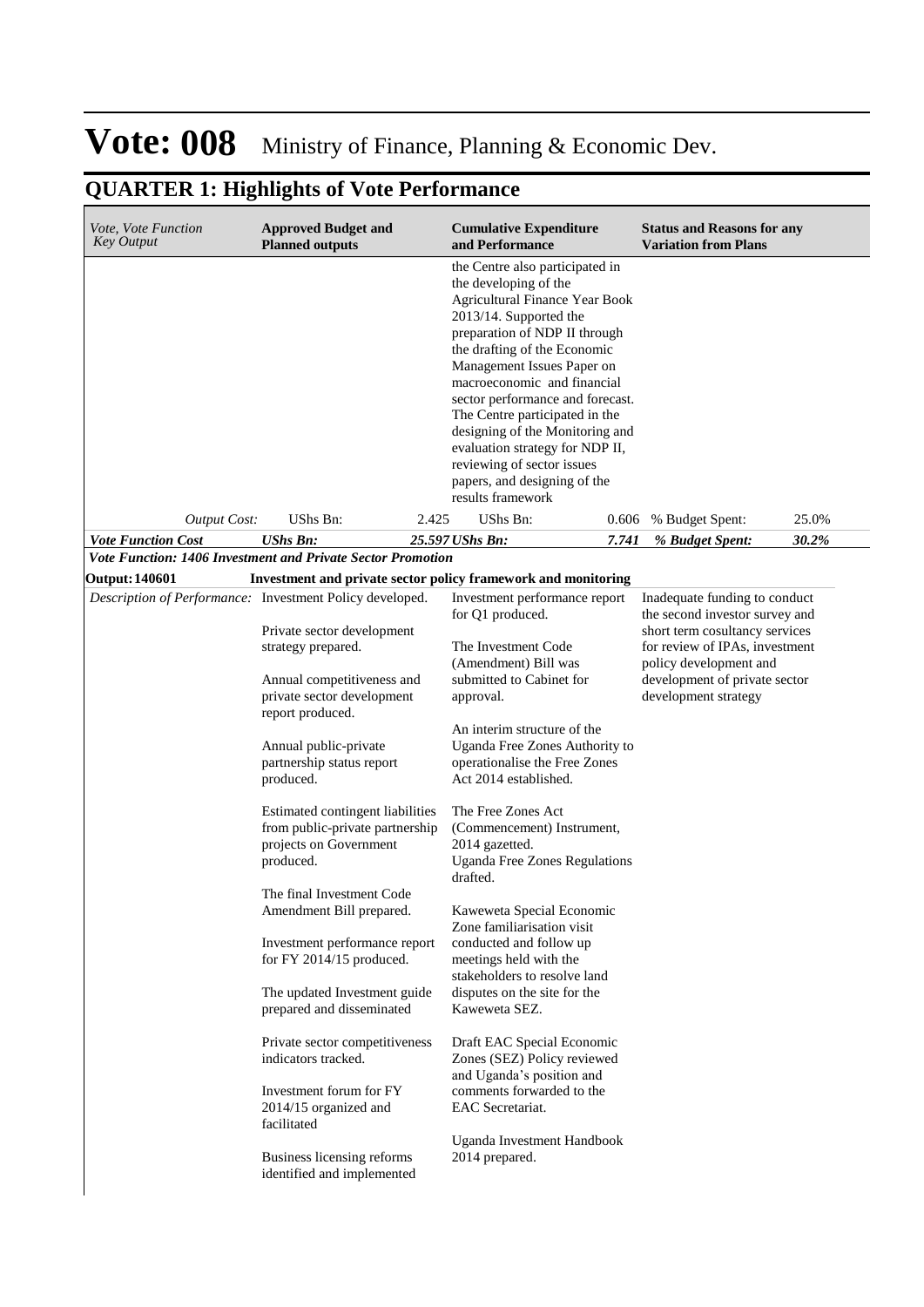# Vote: 008 Ministry of Finance, Planning & Economic Dev.

## QUARTER 1: Highlights of Vote Performance

| *Vote, Vote Function Key Output* | **Approved Budget and Planned outputs** | **Cumulative Expenditure and Performance** | **Status and Reasons for any Variation from Plans** |
|---|---|---|---|
| | | the Centre also participated in the developing of the Agricultural Finance Year Book 2013/14. Supported the preparation of NDP II through the drafting of the Economic Management Issues Paper on macroeconomic and financial sector performance and forecast. The Centre participated in the designing of the Monitoring and evaluation strategy for NDP II, reviewing of sector issues papers, and designing of the results framework | |
| *Output Cost:* | UShs Bn: 2.425 | UShs Bn: 0.606 | % Budget Spent: 25.0% |
| ***Vote Function Cost*** | ***UShs Bn: 25.597*** | ***UShs Bn: 7.741*** | ***% Budget Spent: 30.2%*** |
| ***Vote Function: 1406 Investment and Private Sector Promotion*** | | | |
| **Output: 140601** | **Investment and private sector policy framework and monitoring** | | |
| *Description of Performance:* | Investment Policy developed.<br><br>Private sector development strategy prepared.<br><br>Annual competitiveness and private sector development report produced.<br><br>Annual public-private partnership status report produced.<br><br>Estimated contingent liabilities from public-private partnership projects on Government produced.<br><br>The final Investment Code Amendment Bill prepared.<br><br>Investment performance report for FY 2014/15 produced.<br><br>The updated Investment guide prepared and disseminated<br><br>Private sector competitiveness indicators tracked.<br><br>Investment forum for FY 2014/15 organized and facilitated<br><br>Business licensing reforms identified and implemented | Investment performance report for Q1 produced.<br><br>The Investment Code (Amendment) Bill was submitted to Cabinet for approval.<br><br>An interim structure of the Uganda Free Zones Authority to operationalise the Free Zones Act 2014 established.<br><br>The Free Zones Act (Commencement) Instrument, 2014 gazetted.<br>Uganda Free Zones Regulations drafted.<br><br>Kaweweta Special Economic Zone familiarisation visit conducted and follow up meetings held with the stakeholders to resolve land disputes on the site for the Kaweweta SEZ.<br><br>Draft EAC Special Economic Zones (SEZ) Policy reviewed and Uganda's position and comments forwarded to the EAC Secretariat.<br><br>Uganda Investment Handbook 2014 prepared. | Inadequate funding to conduct the second investor survey and short term cosultancy services for review of IPAs, investment policy development and development of private sector development strategy |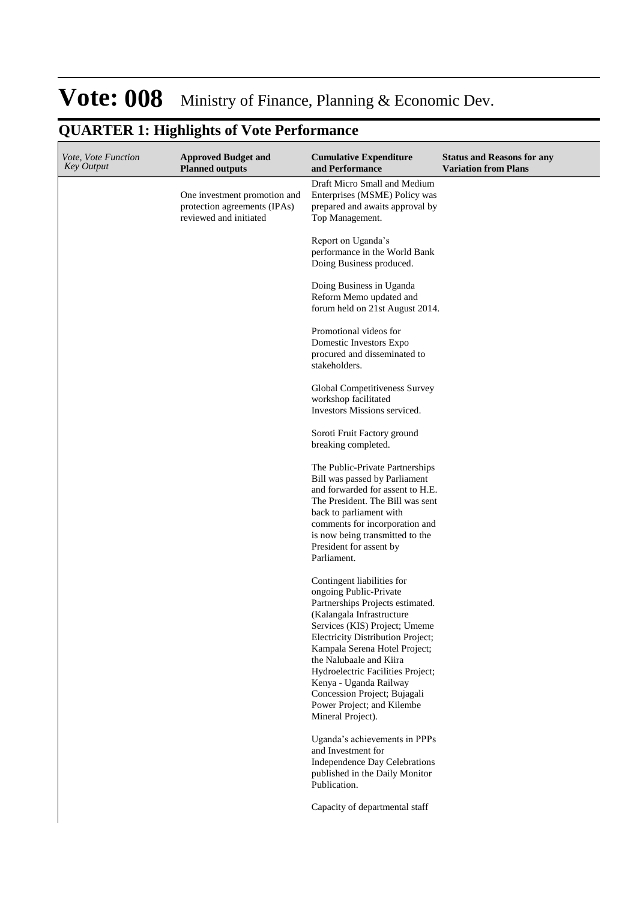# Vote: 008 Ministry of Finance, Planning & Economic Dev.

## QUARTER 1: Highlights of Vote Performance

| *Vote, Vote Function Key Output* | **Approved Budget and Planned outputs** | **Cumulative Expenditure and Performance** | **Status and Reasons for any Variation from Plans** |
|---|---|---|---|
| | One investment promotion and protection agreements (IPAs) reviewed and initiated | Draft Micro Small and Medium Enterprises (MSME) Policy was prepared and awaits approval by Top Management.<br><br>Report on Uganda's performance in the World Bank Doing Business produced.<br><br>Doing Business in Uganda Reform Memo updated and forum held on 21st August 2014.<br><br>Promotional videos for Domestic Investors Expo procured and disseminated to stakeholders.<br><br>Global Competitiveness Survey workshop facilitated<br>Investors Missions serviced.<br><br>Soroti Fruit Factory ground breaking completed.<br><br>The Public-Private Partnerships Bill was passed by Parliament and forwarded for assent to H.E. The President. The Bill was sent back to parliament with comments for incorporation and is now being transmitted to the President for assent by Parliament.<br><br>Contingent liabilities for ongoing Public-Private Partnerships Projects estimated. (Kalangala Infrastructure Services (KIS) Project; Umeme Electricity Distribution Project; Kampala Serena Hotel Project; the Nalubaale and Kiira Hydroelectric Facilities Project; Kenya - Uganda Railway Concession Project; Bujagali Power Project; and Kilembe Mineral Project).<br><br>Uganda's achievements in PPPs and Investment for Independence Day Celebrations published in the Daily Monitor Publication.<br><br>Capacity of departmental staff | |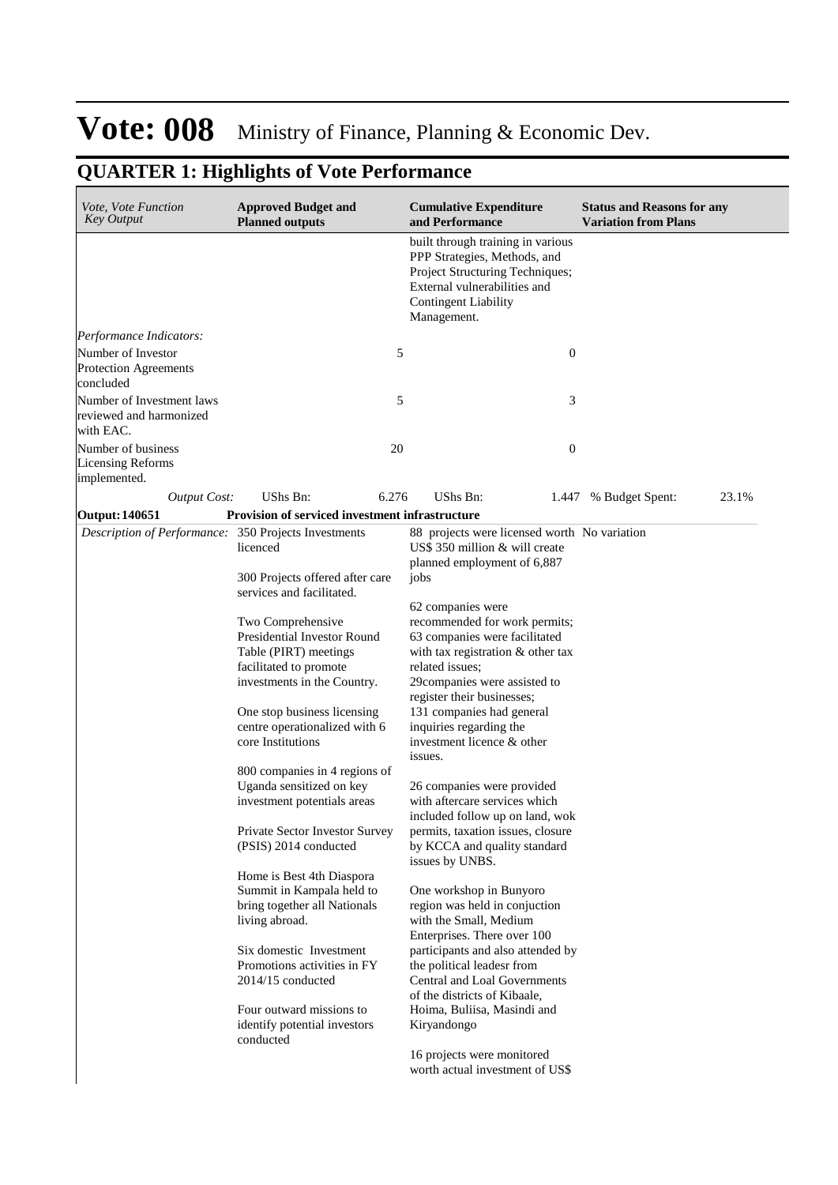# Vote: 008 Ministry of Finance, Planning & Economic Dev.

## QUARTER 1: Highlights of Vote Performance

| *Vote, Vote Function Key Output* | **Approved Budget and Planned outputs** | **Cumulative Expenditure and Performance** | **Status and Reasons for any Variation from Plans** |
|---|---|---|---|
| | | built through training in various PPP Strategies, Methods, and Project Structuring Techniques; External vulnerabilities and Contingent Liability Management. | |
| *Performance Indicators:* | | | |
| Number of Investor Protection Agreements concluded | 5 | 0 | |
| Number of Investment laws reviewed and harmonized with EAC. | 5 | 3 | |
| Number of business Licensing Reforms implemented. | 20 | 0 | |
| *Output Cost:* | UShs Bn: 6.276 | UShs Bn: 1.447 | % Budget Spent: 23.1% |
| **Output: 140651** | **Provision of serviced investment infrastructure** | | |
| *Description of Performance:* | 350 Projects Investments licenced<br><br>300 Projects offered after care services and facilitated.<br><br>Two Comprehensive Presidential Investor Round Table (PIRT) meetings facilitated to promote investments in the Country.<br><br>One stop business licensing centre operationalized with 6 core Institutions<br><br>800 companies in 4 regions of Uganda sensitized on key investment potentials areas<br><br>Private Sector Investor Survey (PSIS) 2014 conducted<br><br>Home is Best 4th Diaspora Summit in Kampala held to bring together all Nationals living abroad.<br><br>Six domestic Investment Promotions activities in FY 2014/15 conducted<br><br>Four outward missions to identify potential investors conducted | 88 projects were licensed worth US$ 350 million & will create planned employment of 6,887 jobs<br><br>62 companies were recommended for work permits; 63 companies were facilitated with tax registration & other tax related issues;<br>29companies were assisted to register their businesses;<br>131 companies had general inquiries regarding the investment licence & other issues.<br><br>26 companies were provided with aftercare services which included follow up on land, wok permits, taxation issues, closure by KCCA and quality standard issues by UNBS.<br><br>One workshop in Bunyoro region was held in conjuction with the Small, Medium Enterprises. There over 100 participants and also attended by the political leadesr from Central and Loal Governments of the districts of Kibaale, Hoima, Buliisa, Masindi and Kiryandongo<br><br>16 projects were monitored worth actual investment of US$ | No variation |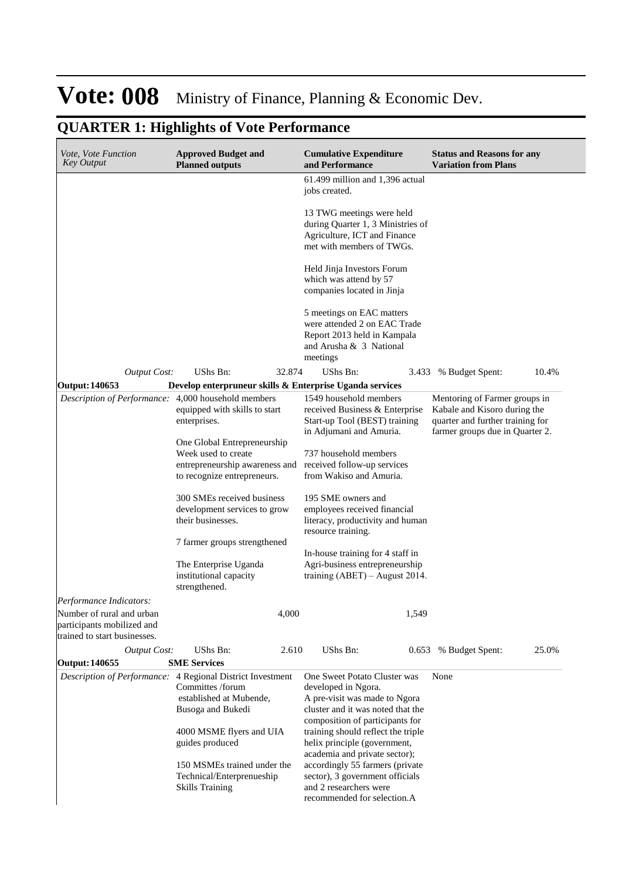# Vote: 008 Ministry of Finance, Planning & Economic Dev.

## QUARTER 1: Highlights of Vote Performance

| *Vote, Vote Function Key Output* | **Approved Budget and Planned outputs** | **Cumulative Expenditure and Performance** | **Status and Reasons for any Variation from Plans** |
|---|---|---|---|
| | | 61.499 million and 1,396 actual jobs created.<br><br>13 TWG meetings were held during Quarter 1, 3 Ministries of Agriculture, ICT and Finance met with members of TWGs.<br><br>Held Jinja Investors Forum which was attend by 57 companies located in Jinja<br><br>5 meetings on EAC matters were attended 2 on EAC Trade Report 2013 held in Kampala and Arusha & 3 National meetings | |
| *Output Cost:* | UShs Bn: 32.874 | UShs Bn: 3.433 | % Budget Spent: 10.4% |
| **Output: 140653** | **Develop enterpruneur skills & Enterprise Uganda services** | | |
| *Description of Performance:* | 4,000 household members equipped with skills to start enterprises.<br><br>One Global Entrepreneurship Week used to create entrepreneurship awareness and to recognize entrepreneurs.<br><br>300 SMEs received business development services to grow their businesses.<br><br>7 farmer groups strengthened<br><br>The Enterprise Uganda institutional capacity strengthened. | 1549 household members received Business & Enterprise Start-up Tool (BEST) training in Adjumani and Amuria.<br><br>737 household members received follow-up services from Wakiso and Amuria.<br><br>195 SME owners and employees received financial literacy, productivity and human resource training.<br><br>In-house training for 4 staff in Agri-business entrepreneurship training (ABET) – August 2014. | Mentoring of Farmer groups in Kabale and Kisoro during the quarter and further training for farmer groups due in Quarter 2. |
| *Performance Indicators:* | | | |
| Number of rural and urban participants mobilized and trained to start businesses. | 4,000 | 1,549 | |
| *Output Cost:* | UShs Bn: 2.610 | UShs Bn: 0.653 | % Budget Spent: 25.0% |
| **Output: 140655** | **SME Services** | | |
| *Description of Performance:* | 4 Regional District Investment Committes /forum established at Mubende, Busoga and Bukedi<br><br>4000 MSME flyers and UIA guides produced<br><br>150 MSMEs trained under the Technical/Enterprenueship Skills Training | One Sweet Potato Cluster was developed in Ngora.<br>A pre-visit was made to Ngora cluster and it was noted that the composition of participants for training should reflect the triple helix principle (government, academia and private sector); accordingly 55 farmers (private sector), 3 government officials and 2 researchers were recommended for selection.A | None |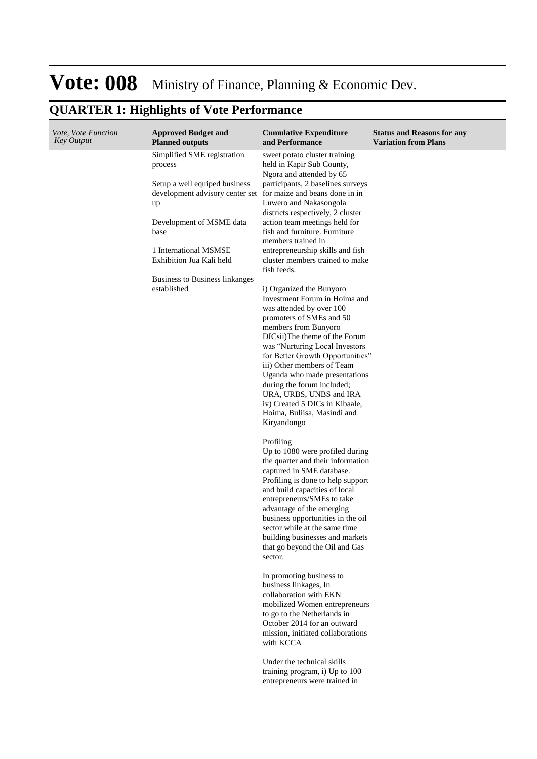# Vote: 008 Ministry of Finance, Planning & Economic Dev.

## QUARTER 1: Highlights of Vote Performance

| *Vote, Vote Function Key Output* | **Approved Budget and Planned outputs** | **Cumulative Expenditure and Performance** | **Status and Reasons for any Variation from Plans** |
|---|---|---|---|
| | Simplified SME registration process<br><br>Setup a well equiped business development advisory center set up<br><br>Development of MSME data base<br><br>1 International MSMSE Exhibition Jua Kali held<br><br>Business to Business linkanges established | sweet potato cluster training held in Kapir Sub County, Ngora and attended by 65 participants, 2 baselines surveys for maize and beans done in in Luwero and Nakasongola districts respectively, 2 cluster action team meetings held for fish and furniture. Furniture members trained in entrepreneurship skills and fish cluster members trained to make fish feeds.<br><br>i) Organized the Bunyoro Investment Forum in Hoima and was attended by over 100 promoters of SMEs and 50 members from Bunyoro DICsii)The theme of the Forum was "Nurturing Local Investors for Better Growth Opportunities" iii) Other members of Team Uganda who made presentations during the forum included; URA, URBS, UNBS and IRA iv) Created 5 DICs in Kibaale, Hoima, Buliisa, Masindi and Kiryandongo<br><br>Profiling<br>Up to 1080 were profiled during the quarter and their information captured in SME database. Profiling is done to help support and build capacities of local entrepreneurs/SMEs to take advantage of the emerging business opportunities in the oil sector while at the same time building businesses and markets that go beyond the Oil and Gas sector.<br><br>In promoting business to business linkages, In collaboration with EKN mobilized Women entrepreneurs to go to the Netherlands in October 2014 for an outward mission, initiated collaborations with KCCA<br><br>Under the technical skills training program, i) Up to 100 entrepreneurs were trained in | |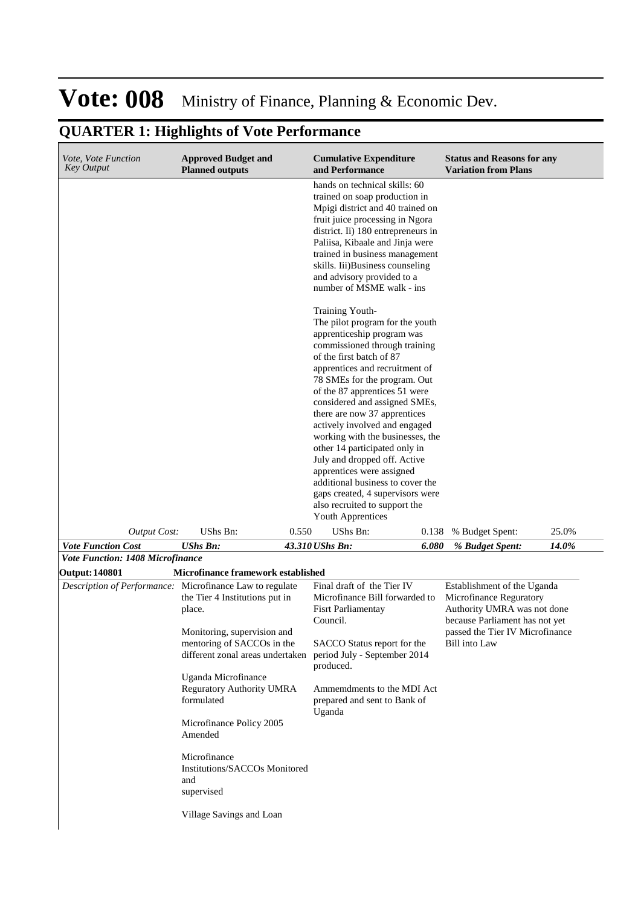# Vote: 008 Ministry of Finance, Planning & Economic Dev.

## QUARTER 1: Highlights of Vote Performance

| *Vote, Vote Function Key Output* | **Approved Budget and Planned outputs** | **Cumulative Expenditure and Performance** | **Status and Reasons for any Variation from Plans** |
|---|---|---|---|
| | | hands on technical skills: 60 trained on soap production in Mpigi district and 40 trained on fruit juice processing in Ngora district. Ii) 180 entrepreneurs in Paliisa, Kibaale and Jinja were trained in business management skills. Iii)Business counseling and advisory provided to a number of MSME walk - ins<br><br>Training Youth-<br>The pilot program for the youth apprenticeship program was commissioned through training of the first batch of 87 apprentices and recruitment of 78 SMEs for the program. Out of the 87 apprentices 51 were considered and assigned SMEs, there are now 37 apprentices actively involved and engaged working with the businesses, the other 14 participated only in July and dropped off. Active apprentices were assigned additional business to cover the gaps created, 4 supervisors were also recruited to support the Youth Apprentices | |
| *Output Cost:* | UShs Bn: 0.550 | UShs Bn: 0.138 | % Budget Spent: 25.0% |
| ***Vote Function Cost*** | ***UShs Bn: 43.310*** | ***UShs Bn: 6.080*** | ***% Budget Spent: 14.0%*** |
| ***Vote Function: 1408 Microfinance*** | | | |
| **Output: 140801** | **Microfinance framework established** | | |
| *Description of Performance:* | Microfinance Law to regulate the Tier 4 Institutions put in place.<br><br>Monitoring, supervision and mentoring of SACCOs in the different zonal areas undertaken<br><br>Uganda Microfinance Regulatory Authority UMRA formulated<br><br>Microfinance Policy 2005 Amended<br><br>Microfinance Institutions/SACCOs Monitored and supervised<br><br>Village Savings and Loan | Final draft of the Tier IV Microfinance Bill forwarded to Fisrt Parliamentay Council.<br><br>SACCO Status report for the period July - September 2014 produced.<br><br>Ammemdments to the MDI Act prepared and sent to Bank of Uganda | Establishment of the Uganda Microfinance Regulatory Authority UMRA was not done because Parliament has not yet passed the Tier IV Microfinance Bill into Law |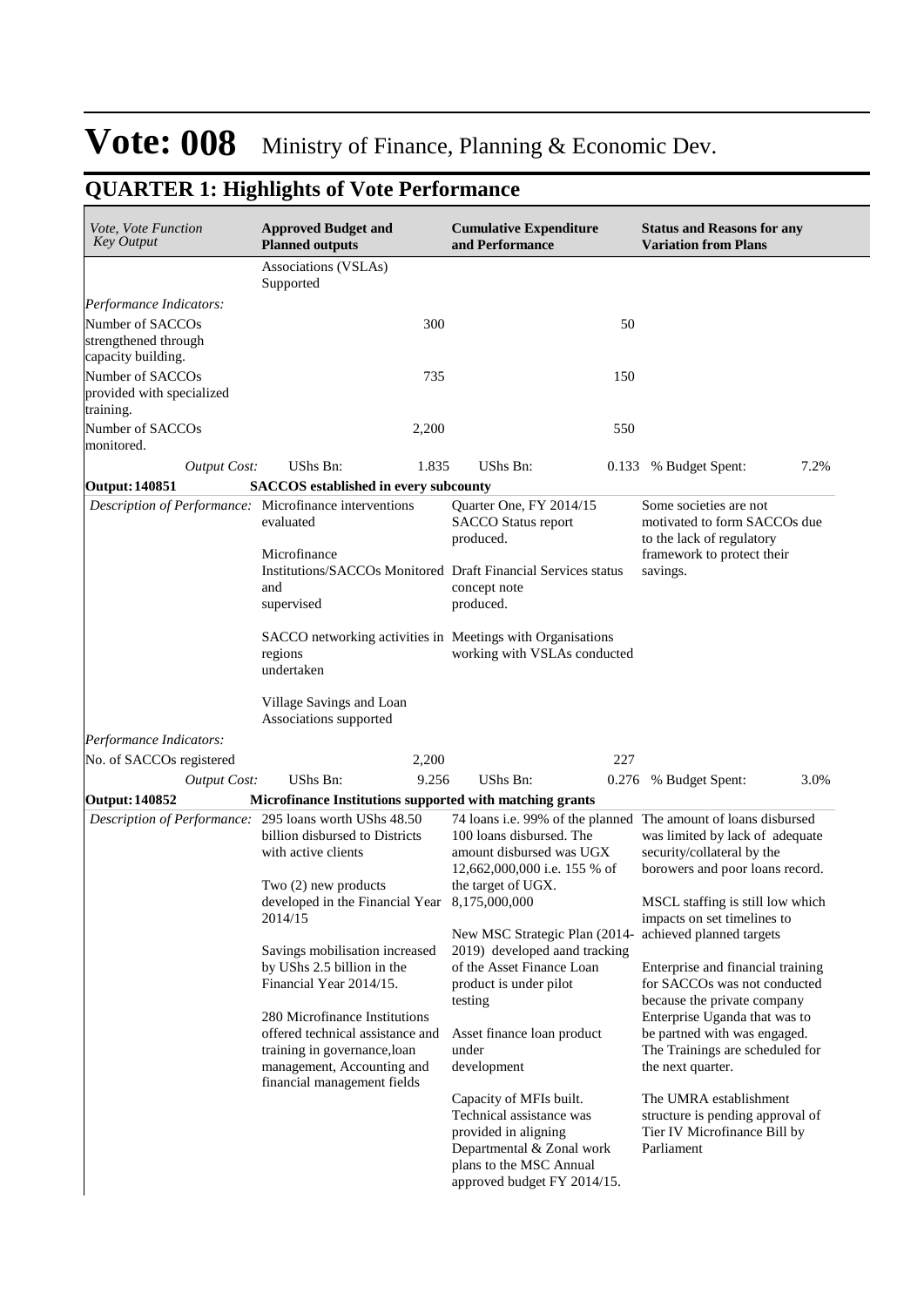# Vote: 008 Ministry of Finance, Planning & Economic Dev.

## QUARTER 1: Highlights of Vote Performance

| *Vote, Vote Function Key Output* | **Approved Budget and Planned outputs** | | **Cumulative Expenditure and Performance** | | **Status and Reasons for any Variation from Plans** | |
|---|---|---|---|---|---|---|
| | Associations (VSLAs) Supported | | | | | |
| *Performance Indicators:* | | | | | | |
| Number of SACCOs strengthened through capacity building. | | 300 | | 50 | | |
| Number of SACCOs provided with specialized training. | | 735 | | 150 | | |
| Number of SACCOs monitored. | | 2,200 | | 550 | | |
| *Output Cost:* | UShs Bn: | 1.835 | UShs Bn: | 0.133 | % Budget Spent: | 7.2% |
| **Output: 140851** | **SACCOS established in every subcounty** | | | | | |
| *Description of Performance:* | Microfinance interventions evaluated<br><br>Microfinance Institutions/SACCOs Monitored and supervised<br><br>SACCO networking activities in regions undertaken<br><br>Village Savings and Loan Associations supported | | Quarter One, FY 2014/15 SACCO Status report produced.<br><br>Draft Financial Services status concept note produced.<br><br>Meetings with Organisations working with VSLAs conducted | | Some societies are not motivated to form SACCOs due to the lack of regulatory framework to protect their savings. | |
| *Performance Indicators:* | | | | | | |
| No. of SACCOs registered | | 2,200 | | 227 | | |
| *Output Cost:* | UShs Bn: | 9.256 | UShs Bn: | 0.276 | % Budget Spent: | 3.0% |
| **Output: 140852** | **Microfinance Institutions supported with matching grants** | | | | | |
| *Description of Performance:* | 295 loans worth UShs 48.50 billion disbursed to Districts with active clients<br><br>Two (2) new products developed in the Financial Year 2014/15<br><br>Savings mobilisation increased by UShs 2.5 billion in the Financial Year 2014/15.<br><br>280 Microfinance Institutions offered technical assistance and training in governance,loan management, Accounting and financial management fields | | 74 loans i.e. 99% of the planned 100 loans disbursed. The amount disbursed was UGX 12,662,000,000 i.e. 155 % of the target of UGX. 8,175,000,000<br><br>New MSC Strategic Plan (2014-2019) developed aand tracking of the Asset Finance Loan product is under pilot testing<br><br>Asset finance loan product under development<br><br>Capacity of MFIs built. Technical assistance was provided in aligning Departmental & Zonal work plans to the MSC Annual approved budget FY 2014/15. | | The amount of loans disbursed was limited by lack of adequate security/collateral by the borowers and poor loans record.<br><br>MSCL staffing is still low which impacts on set timelines to achieved planned targets<br><br>Enterprise and financial training for SACCOs was not conducted because the private company Enterprise Uganda that was to be partned with was engaged. The Trainings are scheduled for the next quarter.<br><br>The UMRA establishment structure is pending approval of Tier IV Microfinance Bill by Parliament | |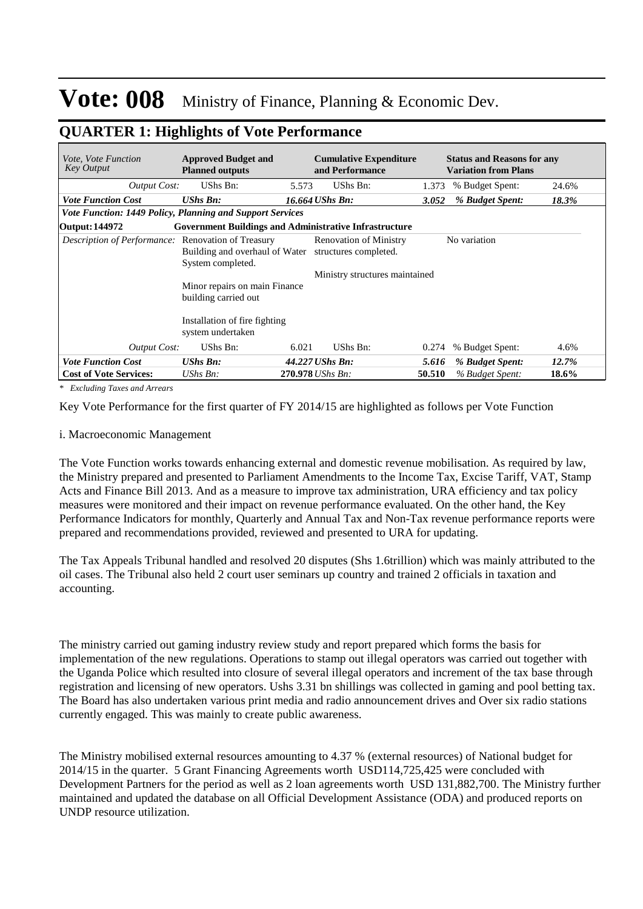# Vote: 008 Ministry of Finance, Planning & Economic Dev.

## QUARTER 1: Highlights of Vote Performance

| *Vote, Vote Function Key Output* | **Approved Budget and Planned outputs** | | **Cumulative Expenditure and Performance** | | **Status and Reasons for any Variation from Plans** | |
|---|---|---|---|---|---|---|
| *Output Cost:* | UShs Bn: | 5.573 | UShs Bn: | 1.373 | % Budget Spent: | 24.6% |
| ***Vote Function Cost*** | ***UShs Bn:*** | ***16.664*** | ***UShs Bn:*** | ***3.052*** | ***% Budget Spent:*** | ***18.3%*** |
| ***Vote Function: 1449 Policy, Planning and Support Services*** | | | | | | |
| **Output: 144972** | **Government Buildings and Administrative Infrastructure** | | | | | |
| *Description of Performance:* | Renovation of Treasury Building and overhaul of Water System completed.<br><br>Minor repairs on main Finance building carried out<br><br>Installation of fire fighting system undertaken | | Renovation of Ministry structures completed.<br><br>Ministry structures maintained | | No variation | |
| *Output Cost:* | UShs Bn: | 6.021 | UShs Bn: | 0.274 | % Budget Spent: | 4.6% |
| ***Vote Function Cost*** | ***UShs Bn:*** | ***44.227*** | ***UShs Bn:*** | ***5.616*** | ***% Budget Spent:*** | ***12.7%*** |
| **Cost of Vote Services:** | *UShs Bn:* | **270.978** | *UShs Bn:* | **50.510** | *% Budget Spent:* | **18.6%** |

*\* Excluding Taxes and Arrears*

Key Vote Performance for the first quarter of FY 2014/15 are highlighted as follows per Vote Function

i. Macroeconomic Management

The Vote Function works towards enhancing external and domestic revenue mobilisation. As required by law, the Ministry prepared and presented to Parliament Amendments to the Income Tax, Excise Tariff, VAT, Stamp Acts and Finance Bill 2013. And as a measure to improve tax administration, URA efficiency and tax policy measures were monitored and their impact on revenue performance evaluated. On the other hand, the Key Performance Indicators for monthly, Quarterly and Annual Tax and Non-Tax revenue performance reports were prepared and recommendations provided, reviewed and presented to URA for updating.

The Tax Appeals Tribunal handled and resolved 20 disputes (Shs 1.6trillion) which was mainly attributed to the oil cases. The Tribunal also held 2 court user seminars up country and trained 2 officials in taxation and accounting.

The ministry carried out gaming industry review study and report prepared which forms the basis for implementation of the new regulations. Operations to stamp out illegal operators was carried out together with the Uganda Police which resulted into closure of several illegal operators and increment of the tax base through registration and licensing of new operators. Ushs 3.31 bn shillings was collected in gaming and pool betting tax. The Board has also undertaken various print media and radio announcement drives and Over six radio stations currently engaged. This was mainly to create public awareness.

The Ministry mobilised external resources amounting to 4.37 % (external resources) of National budget for 2014/15 in the quarter. 5 Grant Financing Agreements worth USD114,725,425 were concluded with Development Partners for the period as well as 2 loan agreements worth USD 131,882,700. The Ministry further maintained and updated the database on all Official Development Assistance (ODA) and produced reports on UNDP resource utilization.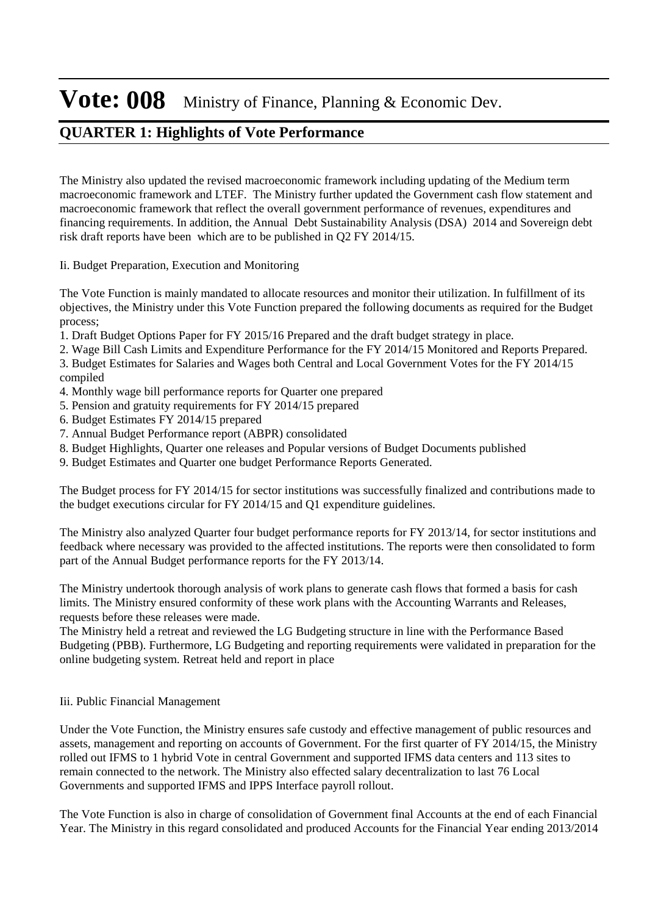The Ministry also updated the revised macroeconomic framework including updating of the Medium term macroeconomic framework and LTEF. The Ministry further updated the Government cash flow statement and macroeconomic framework that reflect the overall government performance of revenues, expenditures and financing requirements. In addition, the Annual Debt Sustainability Analysis (DSA) 2014 and Sovereign debt risk draft reports have been which are to be published in Q2 FY 2014/15.

Ii. Budget Preparation, Execution and Monitoring

The Vote Function is mainly mandated to allocate resources and monitor their utilization. In fulfillment of its objectives, the Ministry under this Vote Function prepared the following documents as required for the Budget process;

1. Draft Budget Options Paper for FY 2015/16 Prepared and the draft budget strategy in place.
2. Wage Bill Cash Limits and Expenditure Performance for the FY 2014/15 Monitored and Reports Prepared.
3. Budget Estimates for Salaries and Wages both Central and Local Government Votes for the FY 2014/15 compiled
4. Monthly wage bill performance reports for Quarter one prepared
5. Pension and gratuity requirements for FY 2014/15 prepared
6. Budget Estimates FY 2014/15 prepared
7. Annual Budget Performance report (ABPR) consolidated
8. Budget Highlights, Quarter one releases and Popular versions of Budget Documents published
9. Budget Estimates and Quarter one budget Performance Reports Generated.

The Budget process for FY 2014/15 for sector institutions was successfully finalized and contributions made to the budget executions circular for FY 2014/15 and Q1 expenditure guidelines.

The Ministry also analyzed Quarter four budget performance reports for FY 2013/14, for sector institutions and feedback where necessary was provided to the affected institutions. The reports were then consolidated to form part of the Annual Budget performance reports for the FY 2013/14.

The Ministry undertook thorough analysis of work plans to generate cash flows that formed a basis for cash limits. The Ministry ensured conformity of these work plans with the Accounting Warrants and Releases, requests before these releases were made.
The Ministry held a retreat and reviewed the LG Budgeting structure in line with the Performance Based Budgeting (PBB). Furthermore, LG Budgeting and reporting requirements were validated in preparation for the online budgeting system. Retreat held and report in place

Iii. Public Financial Management

Under the Vote Function, the Ministry ensures safe custody and effective management of public resources and assets, management and reporting on accounts of Government. For the first quarter of FY 2014/15, the Ministry rolled out IFMS to 1 hybrid Vote in central Government and supported IFMS data centers and 113 sites to remain connected to the network. The Ministry also effected salary decentralization to last 76 Local Governments and supported IFMS and IPPS Interface payroll rollout.

The Vote Function is also in charge of consolidation of Government final Accounts at the end of each Financial Year. The Ministry in this regard consolidated and produced Accounts for the Financial Year ending 2013/2014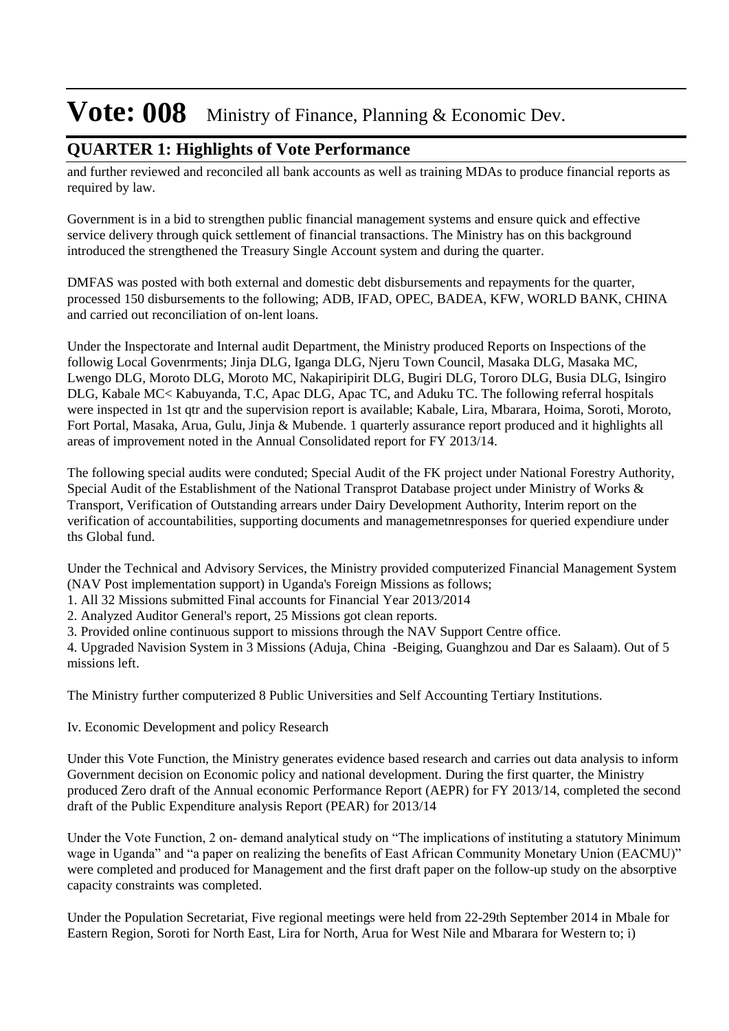and further reviewed and reconciled all bank accounts as well as training MDAs to produce financial reports as required by law.

Government is in a bid to strengthen public financial management systems and ensure quick and effective service delivery through quick settlement of financial transactions. The Ministry has on this background introduced the strengthened the Treasury Single Account system and during the quarter.

DMFAS was posted with both external and domestic debt disbursements and repayments for the quarter, processed 150 disbursements to the following; ADB, IFAD, OPEC, BADEA, KFW, WORLD BANK, CHINA and carried out reconciliation of on-lent loans.

Under the Inspectorate and Internal audit Department, the Ministry produced Reports on Inspections of the followig Local Govenrments; Jinja DLG, Iganga DLG, Njeru Town Council, Masaka DLG, Masaka MC, Lwengo DLG, Moroto DLG, Moroto MC, Nakapiripirit DLG, Bugiri DLG, Tororo DLG, Busia DLG, Isingiro DLG, Kabale MC< Kabuyanda, T.C, Apac DLG, Apac TC, and Aduku TC. The following referral hospitals were inspected in 1st qtr and the supervision report is available; Kabale, Lira, Mbarara, Hoima, Soroti, Moroto, Fort Portal, Masaka, Arua, Gulu, Jinja & Mubende. 1 quarterly assurance report produced and it highlights all areas of improvement noted in the Annual Consolidated report for FY 2013/14.

The following special audits were conduted; Special Audit of the FK project under National Forestry Authority, Special Audit of the Establishment of the National Transprot Database project under Ministry of Works & Transport, Verification of Outstanding arrears under Dairy Development Authority, Interim report on the verification of accountabilities, supporting documents and managemetnresponses for queried expendiure under ths Global fund.

Under the Technical and Advisory Services, the Ministry provided computerized Financial Management System (NAV Post implementation support) in Uganda's Foreign Missions as follows;

1. All 32 Missions submitted Final accounts for Financial Year 2013/2014
2. Analyzed Auditor General's report, 25 Missions got clean reports.
3. Provided online continuous support to missions through the NAV Support Centre office.
4. Upgraded Navision System in 3 Missions (Aduja, China -Beiging, Guanghzou and Dar es Salaam). Out of 5 missions left.

The Ministry further computerized 8 Public Universities and Self Accounting Tertiary Institutions.

Iv. Economic Development and policy Research

Under this Vote Function, the Ministry generates evidence based research and carries out data analysis to inform Government decision on Economic policy and national development. During the first quarter, the Ministry produced Zero draft of the Annual economic Performance Report (AEPR) for FY 2013/14, completed the second draft of the Public Expenditure analysis Report (PEAR) for 2013/14

Under the Vote Function, 2 on- demand analytical study on "The implications of instituting a statutory Minimum wage in Uganda" and "a paper on realizing the benefits of East African Community Monetary Union (EACMU)" were completed and produced for Management and the first draft paper on the follow-up study on the absorptive capacity constraints was completed.

Under the Population Secretariat, Five regional meetings were held from 22-29th September 2014 in Mbale for Eastern Region, Soroti for North East, Lira for North, Arua for West Nile and Mbarara for Western to; i)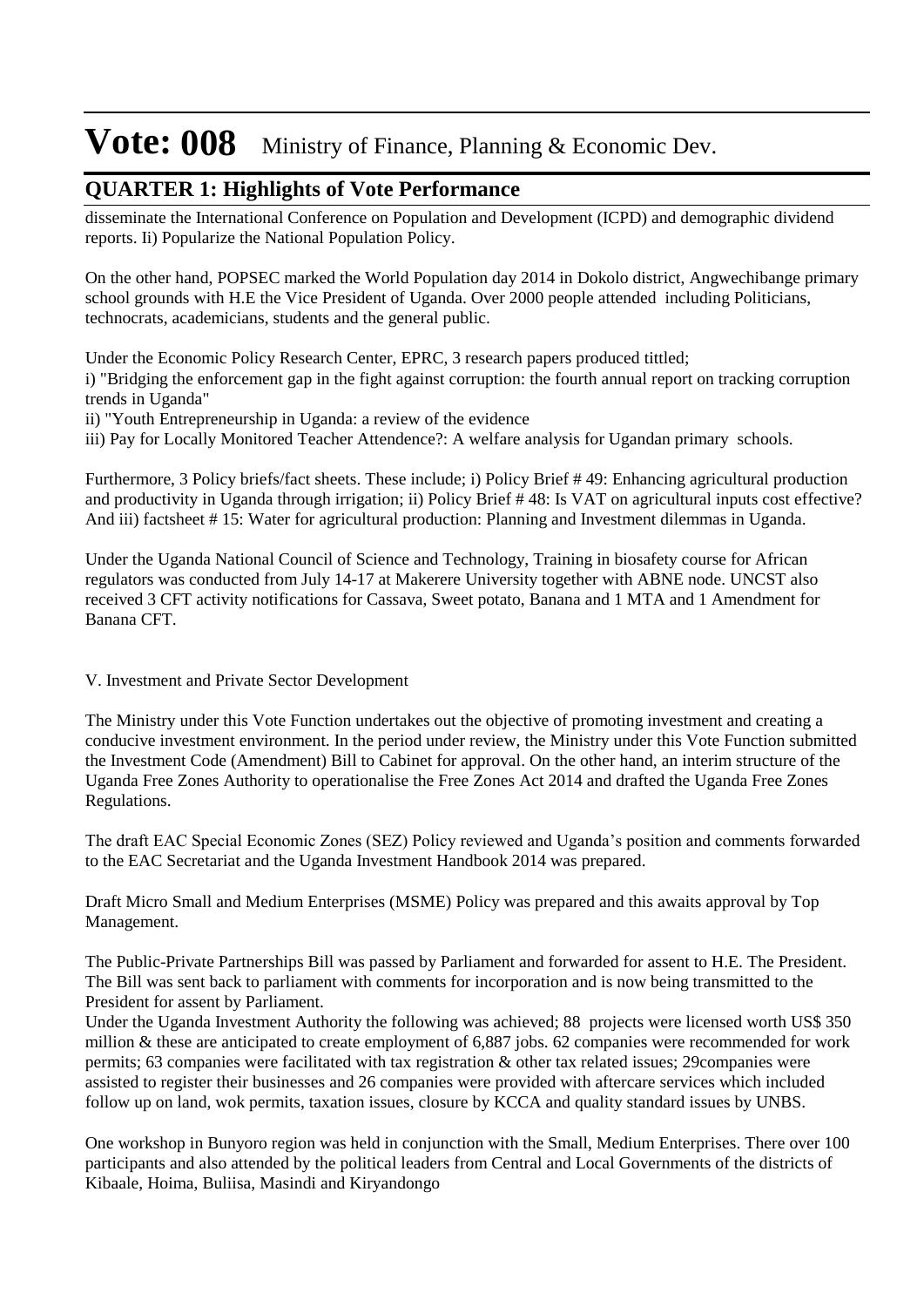disseminate the International Conference on Population and Development (ICPD) and demographic dividend reports. Ii) Popularize the National Population Policy.

On the other hand, POPSEC marked the World Population day 2014 in Dokolo district, Angwechibange primary school grounds with H.E the Vice President of Uganda. Over 2000 people attended including Politicians, technocrats, academicians, students and the general public.

Under the Economic Policy Research Center, EPRC, 3 research papers produced tittled;
i) "Bridging the enforcement gap in the fight against corruption: the fourth annual report on tracking corruption trends in Uganda"
ii) "Youth Entrepreneurship in Uganda: a review of the evidence
iii) Pay for Locally Monitored Teacher Attendence?: A welfare analysis for Ugandan primary schools.

Furthermore, 3 Policy briefs/fact sheets. These include; i) Policy Brief # 49: Enhancing agricultural production and productivity in Uganda through irrigation; ii) Policy Brief # 48: Is VAT on agricultural inputs cost effective? And iii) factsheet # 15: Water for agricultural production: Planning and Investment dilemmas in Uganda.

Under the Uganda National Council of Science and Technology, Training in biosafety course for African regulators was conducted from July 14-17 at Makerere University together with ABNE node. UNCST also received 3 CFT activity notifications for Cassava, Sweet potato, Banana and 1 MTA and 1 Amendment for Banana CFT.

V. Investment and Private Sector Development

The Ministry under this Vote Function undertakes out the objective of promoting investment and creating a conducive investment environment. In the period under review, the Ministry under this Vote Function submitted the Investment Code (Amendment) Bill to Cabinet for approval. On the other hand, an interim structure of the Uganda Free Zones Authority to operationalise the Free Zones Act 2014 and drafted the Uganda Free Zones Regulations.

The draft EAC Special Economic Zones (SEZ) Policy reviewed and Uganda's position and comments forwarded to the EAC Secretariat and the Uganda Investment Handbook 2014 was prepared.

Draft Micro Small and Medium Enterprises (MSME) Policy was prepared and this awaits approval by Top Management.

The Public-Private Partnerships Bill was passed by Parliament and forwarded for assent to H.E. The President. The Bill was sent back to parliament with comments for incorporation and is now being transmitted to the President for assent by Parliament.
Under the Uganda Investment Authority the following was achieved; 88 projects were licensed worth US$ 350 million & these are anticipated to create employment of 6,887 jobs. 62 companies were recommended for work permits; 63 companies were facilitated with tax registration & other tax related issues; 29companies were assisted to register their businesses and 26 companies were provided with aftercare services which included follow up on land, wok permits, taxation issues, closure by KCCA and quality standard issues by UNBS.

One workshop in Bunyoro region was held in conjunction with the Small, Medium Enterprises. There over 100 participants and also attended by the political leaders from Central and Local Governments of the districts of Kibaale, Hoima, Buliisa, Masindi and Kiryandongo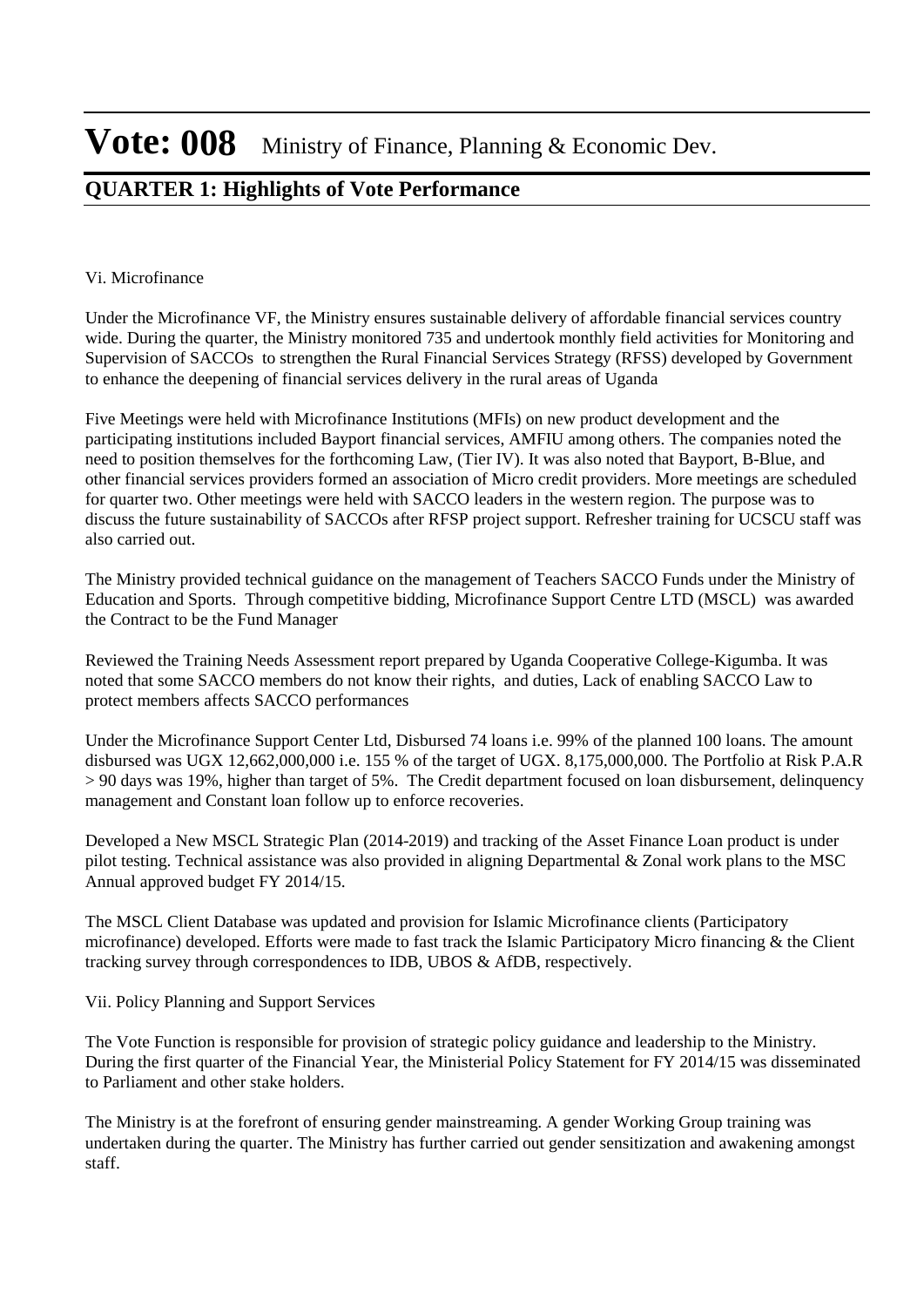Vi. Microfinance

Under the Microfinance VF, the Ministry ensures sustainable delivery of affordable financial services country wide. During the quarter, the Ministry monitored 735 and undertook monthly field activities for Monitoring and Supervision of SACCOs to strengthen the Rural Financial Services Strategy (RFSS) developed by Government to enhance the deepening of financial services delivery in the rural areas of Uganda

Five Meetings were held with Microfinance Institutions (MFIs) on new product development and the participating institutions included Bayport financial services, AMFIU among others. The companies noted the need to position themselves for the forthcoming Law, (Tier IV). It was also noted that Bayport, B-Blue, and other financial services providers formed an association of Micro credit providers. More meetings are scheduled for quarter two. Other meetings were held with SACCO leaders in the western region. The purpose was to discuss the future sustainability of SACCOs after RFSP project support. Refresher training for UCSCU staff was also carried out.

The Ministry provided technical guidance on the management of Teachers SACCO Funds under the Ministry of Education and Sports. Through competitive bidding, Microfinance Support Centre LTD (MSCL) was awarded the Contract to be the Fund Manager

Reviewed the Training Needs Assessment report prepared by Uganda Cooperative College-Kigumba. It was noted that some SACCO members do not know their rights, and duties, Lack of enabling SACCO Law to protect members affects SACCO performances

Under the Microfinance Support Center Ltd, Disbursed 74 loans i.e. 99% of the planned 100 loans. The amount disbursed was UGX 12,662,000,000 i.e. 155 % of the target of UGX. 8,175,000,000. The Portfolio at Risk P.A.R > 90 days was 19%, higher than target of 5%. The Credit department focused on loan disbursement, delinquency management and Constant loan follow up to enforce recoveries.

Developed a New MSCL Strategic Plan (2014-2019) and tracking of the Asset Finance Loan product is under pilot testing. Technical assistance was also provided in aligning Departmental & Zonal work plans to the MSC Annual approved budget FY 2014/15.

The MSCL Client Database was updated and provision for Islamic Microfinance clients (Participatory microfinance) developed. Efforts were made to fast track the Islamic Participatory Micro financing & the Client tracking survey through correspondences to IDB, UBOS & AfDB, respectively.

Vii. Policy Planning and Support Services

The Vote Function is responsible for provision of strategic policy guidance and leadership to the Ministry. During the first quarter of the Financial Year, the Ministerial Policy Statement for FY 2014/15 was disseminated to Parliament and other stake holders.

The Ministry is at the forefront of ensuring gender mainstreaming. A gender Working Group training was undertaken during the quarter. The Ministry has further carried out gender sensitization and awakening amongst staff.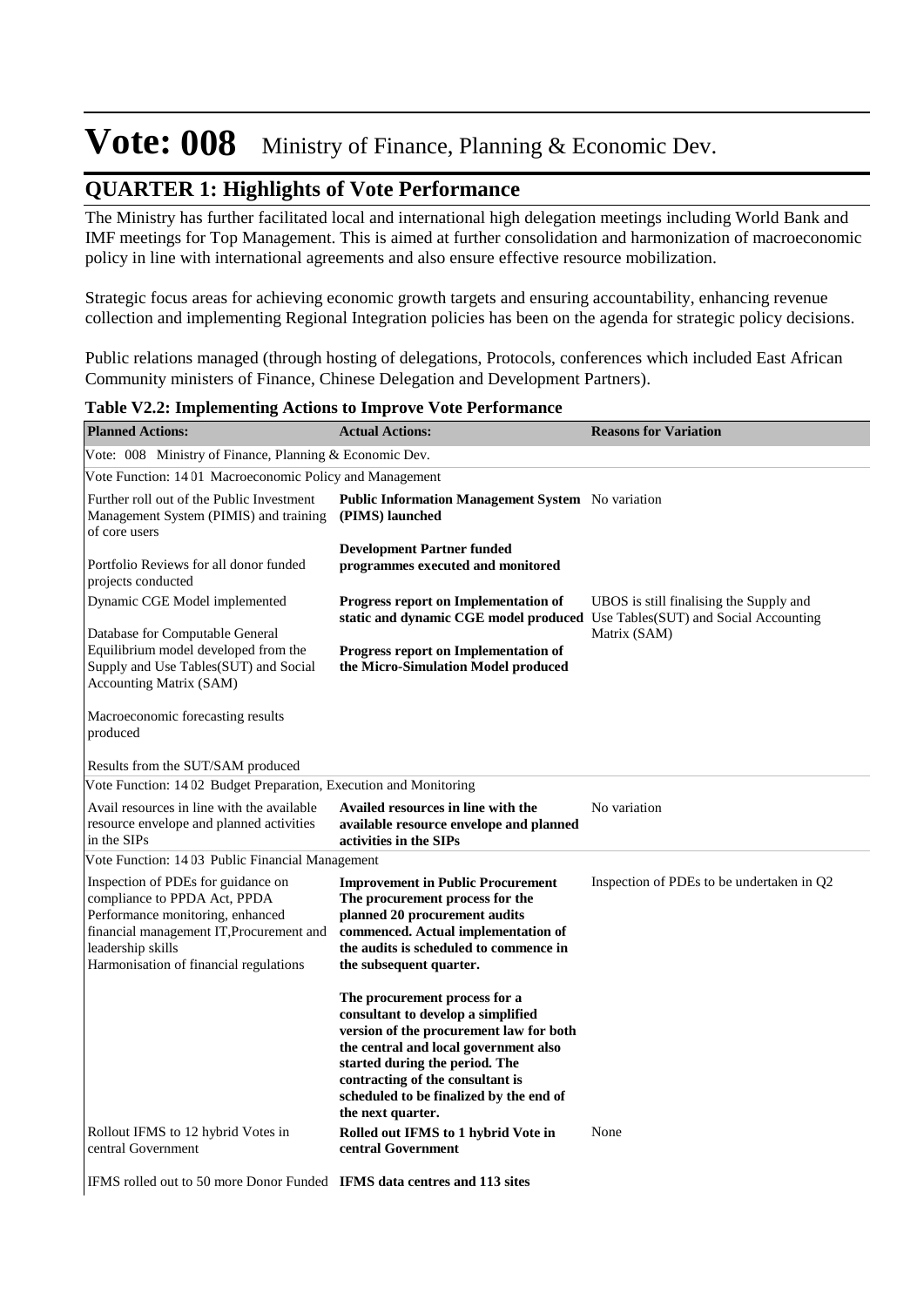# Vote: 008 Ministry of Finance, Planning & Economic Dev.

## QUARTER 1: Highlights of Vote Performance

The Ministry has further facilitated local and international high delegation meetings including World Bank and IMF meetings for Top Management. This is aimed at further consolidation and harmonization of macroeconomic policy in line with international agreements and also ensure effective resource mobilization.

Strategic focus areas for achieving economic growth targets and ensuring accountability, enhancing revenue collection and implementing Regional Integration policies has been on the agenda for strategic policy decisions.

Public relations managed (through hosting of delegations, Protocols, conferences which included East African Community ministers of Finance, Chinese Delegation and Development Partners).

**Table V2.2: Implementing Actions to Improve Vote Performance**

| Planned Actions: | Actual Actions: | Reasons for Variation |
|---|---|---|
| Vote: 008 Ministry of Finance, Planning & Economic Dev. | | |
| Vote Function: 14 01 Macroeconomic Policy and Management | | |
| Further roll out of the Public Investment Management System (PIMIS) and training of core users<br><br>Portfolio Reviews for all donor funded projects conducted | **Public Information Management System (PIMS) launched**<br><br>**Development Partner funded programmes executed and monitored** | No variation |
| Dynamic CGE Model implemented<br><br>Database for Computable General Equilibrium model developed from the Supply and Use Tables(SUT) and Social Accounting Matrix (SAM)<br><br>Macroeconomic forecasting results produced<br><br>Results from the SUT/SAM produced | **Progress report on Implementation of static and dynamic CGE model produced**<br><br>**Progress report on Implementation of the Micro-Simulation Model produced** | UBOS is still finalising the Supply and Use Tables(SUT) and Social Accounting Matrix (SAM) |
| Vote Function: 14 02 Budget Preparation, Execution and Monitoring | | |
| Avail resources in line with the available resource envelope and planned activities in the SIPs | **Availed resources in line with the available resource envelope and planned activities in the SIPs** | No variation |
| Vote Function: 14 03 Public Financial Management | | |
| Inspection of PDEs for guidance on compliance to PPDA Act, PPDA Performance monitoring, enhanced financial management IT,Procurement and leadership skills<br>Harmonisation of financial regulations | **Improvement in Public Procurement The procurement process for the planned 20 procurement audits commenced. Actual implementation of the audits is scheduled to commence in the subsequent quarter.**<br><br>**The procurement process for a consultant to develop a simplified version of the procurement law for both the central and local government also started during the period. The contracting of the consultant is scheduled to be finalized by the end of the next quarter.** | Inspection of PDEs to be undertaken in Q2 |
| Rollout IFMS to 12 hybrid Votes in central Government | **Rolled out IFMS to 1 hybrid Vote in central Government** | None |
| IFMS rolled out to 50 more Donor Funded | **IFMS data centres and 113 sites** | |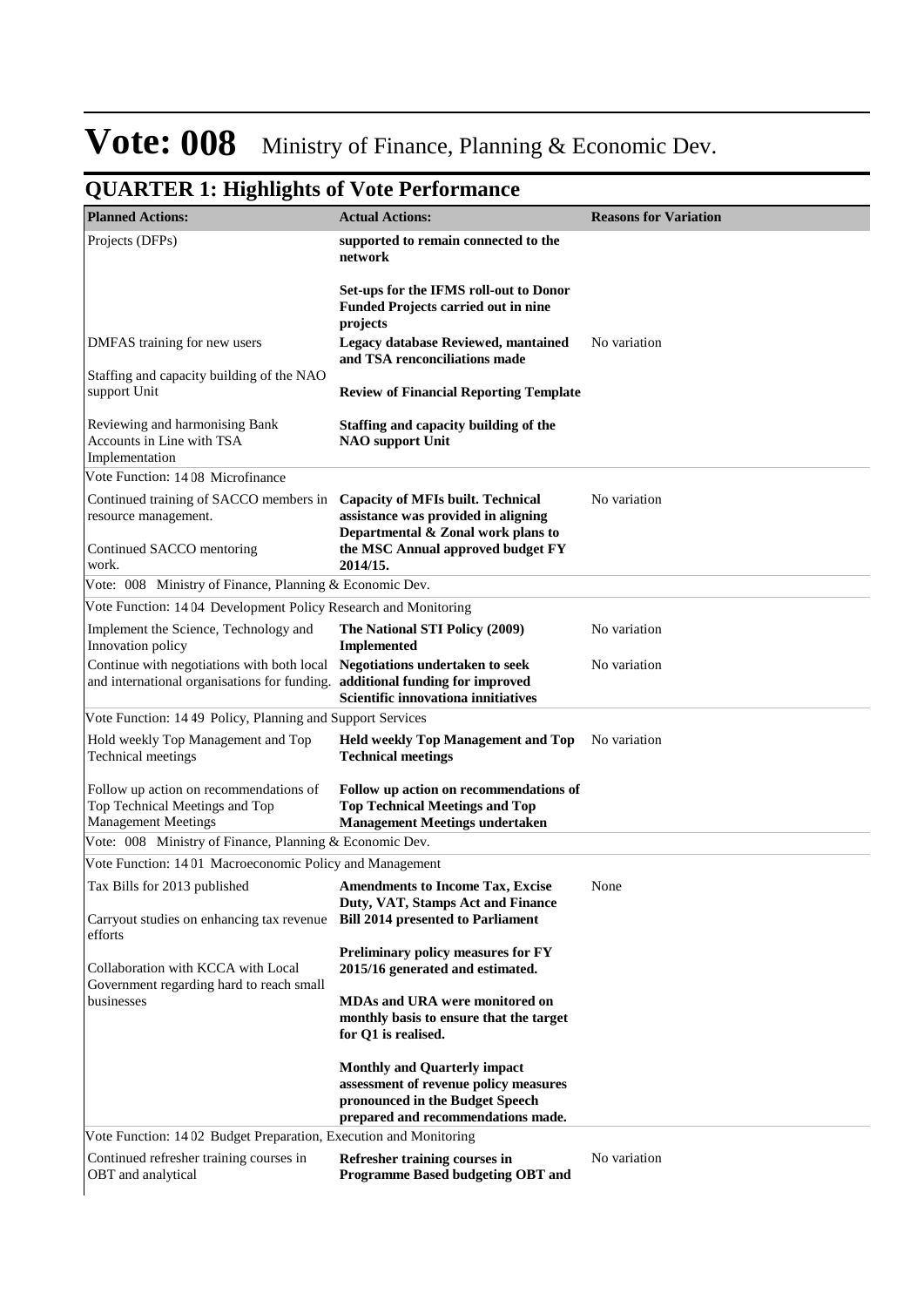# Vote: 008 Ministry of Finance, Planning & Economic Dev.

## QUARTER 1: Highlights of Vote Performance

| Planned Actions: | Actual Actions: | Reasons for Variation |
|---|---|---|
| Projects (DFPs) | **supported to remain connected to the network**<br><br>**Set-ups for the IFMS roll-out to Donor Funded Projects carried out in nine projects** | |
| DMFAS training for new users<br><br>Staffing and capacity building of the NAO support Unit<br><br>Reviewing and harmonising Bank Accounts in Line with TSA Implementation | **Legacy database Reviewed, mantained and TSA renconciliations made**<br><br>**Review of Financial Reporting Template**<br><br>**Staffing and capacity building of the NAO support Unit** | No variation |
| Vote Function: 14 08 Microfinance | | |
| Continued training of SACCO members in resource management.<br><br>Continued SACCO mentoring work. | **Capacity of MFIs built. Technical assistance was provided in aligning Departmental & Zonal work plans to the MSC Annual approved budget FY 2014/15.** | No variation |
| Vote: 008 Ministry of Finance, Planning & Economic Dev. | | |
| Vote Function: 14 04 Development Policy Research and Monitoring | | |
| Implement the Science, Technology and Innovation policy | **The National STI Policy (2009) Implemented** | No variation |
| Continue with negotiations with both local and international organisations for funding. | **Negotiations undertaken to seek additional funding for improved Scientific innovationa innitiatives** | No variation |
| Vote Function: 14 49 Policy, Planning and Support Services | | |
| Hold weekly Top Management and Top Technical meetings<br><br>Follow up action on recommendations of Top Technical Meetings and Top Management Meetings | **Held weekly Top Management and Top Technical meetings**<br><br>**Follow up action on recommendations of Top Technical Meetings and Top Management Meetings undertaken** | No variation |
| Vote: 008 Ministry of Finance, Planning & Economic Dev. | | |
| Vote Function: 14 01 Macroeconomic Policy and Management | | |
| Tax Bills for 2013 published<br><br>Carryout studies on enhancing tax revenue efforts<br><br>Collaboration with KCCA with Local Government regarding hard to reach small businesses | **Amendments to Income Tax, Excise Duty, VAT, Stamps Act and Finance Bill 2014 presented to Parliament**<br><br>**Preliminary policy measures for FY 2015/16 generated and estimated.**<br><br>**MDAs and URA were monitored on monthly basis to ensure that the target for Q1 is realised.**<br><br>**Monthly and Quarterly impact assessment of revenue policy measures pronounced in the Budget Speech prepared and recommendations made.** | None |
| Vote Function: 14 02 Budget Preparation, Execution and Monitoring | | |
| Continued refresher training courses in OBT and analytical | **Refresher training courses in Programme Based budgeting OBT and** | No variation |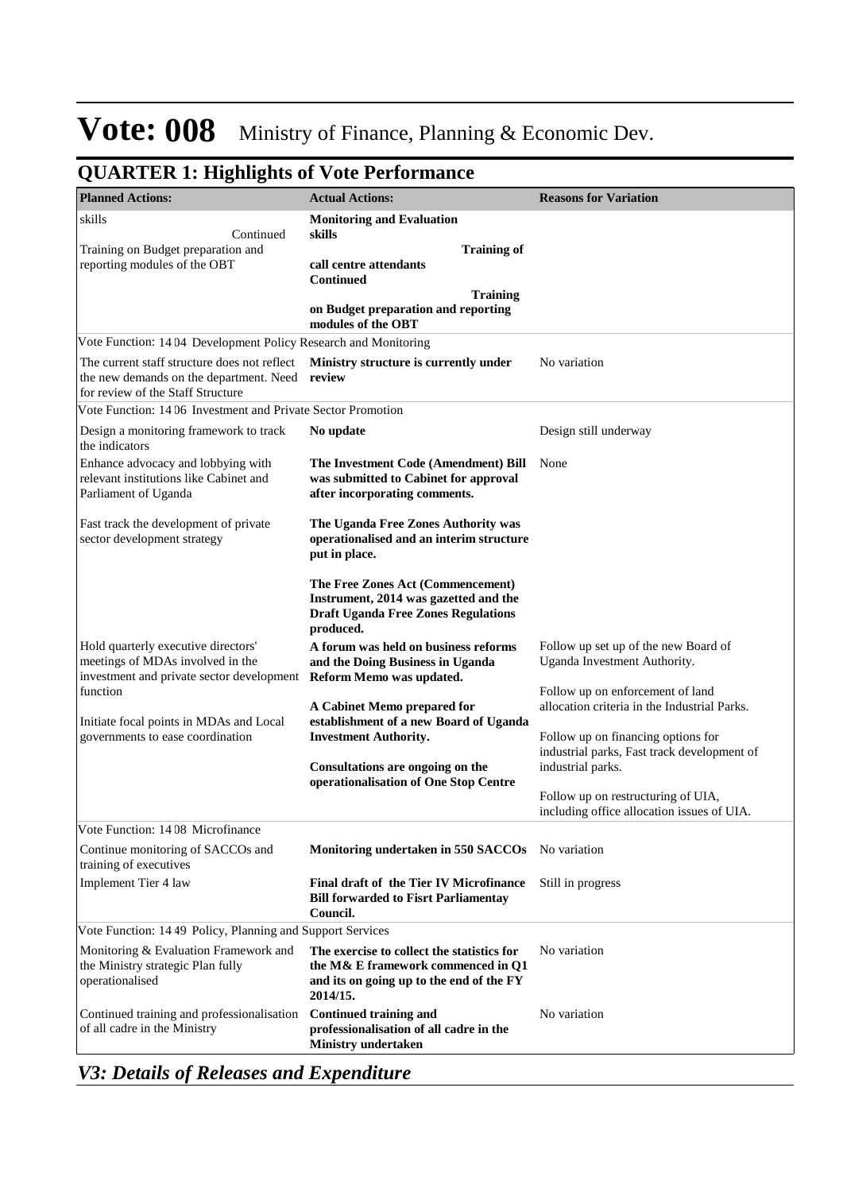# Vote: 008 Ministry of Finance, Planning & Economic Dev.

## QUARTER 1: Highlights of Vote Performance

| Planned Actions: | Actual Actions: | Reasons for Variation |
|---|---|---|
| skills<br>Continued<br>Training on Budget preparation and reporting modules of the OBT | **Monitoring and Evaluation skills**<br>**Training of call centre attendants**<br>**Continued**<br>**Training on Budget preparation and reporting modules of the OBT** | |
| Vote Function: 14 04 Development Policy Research and Monitoring | | |
| The current staff structure does not reflect the new demands on the department. Need for review of the Staff Structure | **Ministry structure is currently under review** | No variation |
| Vote Function: 14 06 Investment and Private Sector Promotion | | |
| Design a monitoring framework to track the indicators | **No update** | Design still underway |
| Enhance advocacy and lobbying with relevant institutions like Cabinet and Parliament of Uganda<br><br>Fast track the development of private sector development strategy | **The Investment Code (Amendment) Bill was submitted to Cabinet for approval after incorporating comments.**<br><br>**The Uganda Free Zones Authority was operationalised and an interim structure put in place.**<br><br>**The Free Zones Act (Commencement) Instrument, 2014 was gazetted and the Draft Uganda Free Zones Regulations produced.** | None |
| Hold quarterly executive directors' meetings of MDAs involved in the investment and private sector development function<br><br>Initiate focal points in MDAs and Local governments to ease coordination | **A forum was held on business reforms and the Doing Business in Uganda Reform Memo was updated.**<br><br>**A Cabinet Memo prepared for establishment of a new Board of Uganda Investment Authority.**<br><br>**Consultations are ongoing on the operationalisation of One Stop Centre** | Follow up set up of the new Board of Uganda Investment Authority.<br><br>Follow up on enforcement of land allocation criteria in the Industrial Parks.<br><br>Follow up on financing options for industrial parks, Fast track development of industrial parks.<br><br>Follow up on restructuring of UIA, including office allocation issues of UIA. |
| Vote Function: 14 08 Microfinance | | |
| Continue monitoring of SACCOs and training of executives | **Monitoring undertaken in 550 SACCOs** | No variation |
| Implement Tier 4 law | **Final draft of the Tier IV Microfinance Bill forwarded to Fisrt Parliamentay Council.** | Still in progress |
| Vote Function: 14 49 Policy, Planning and Support Services | | |
| Monitoring & Evaluation Framework and the Ministry strategic Plan fully operationalised | **The exercise to collect the statistics for the M& E framework commenced in Q1 and its on going up to the end of the FY 2014/15.** | No variation |
| Continued training and professionalisation of all cadre in the Ministry | **Continued training and professionalisation of all cadre in the Ministry undertaken** | No variation |

## *V3: Details of Releases and Expenditure*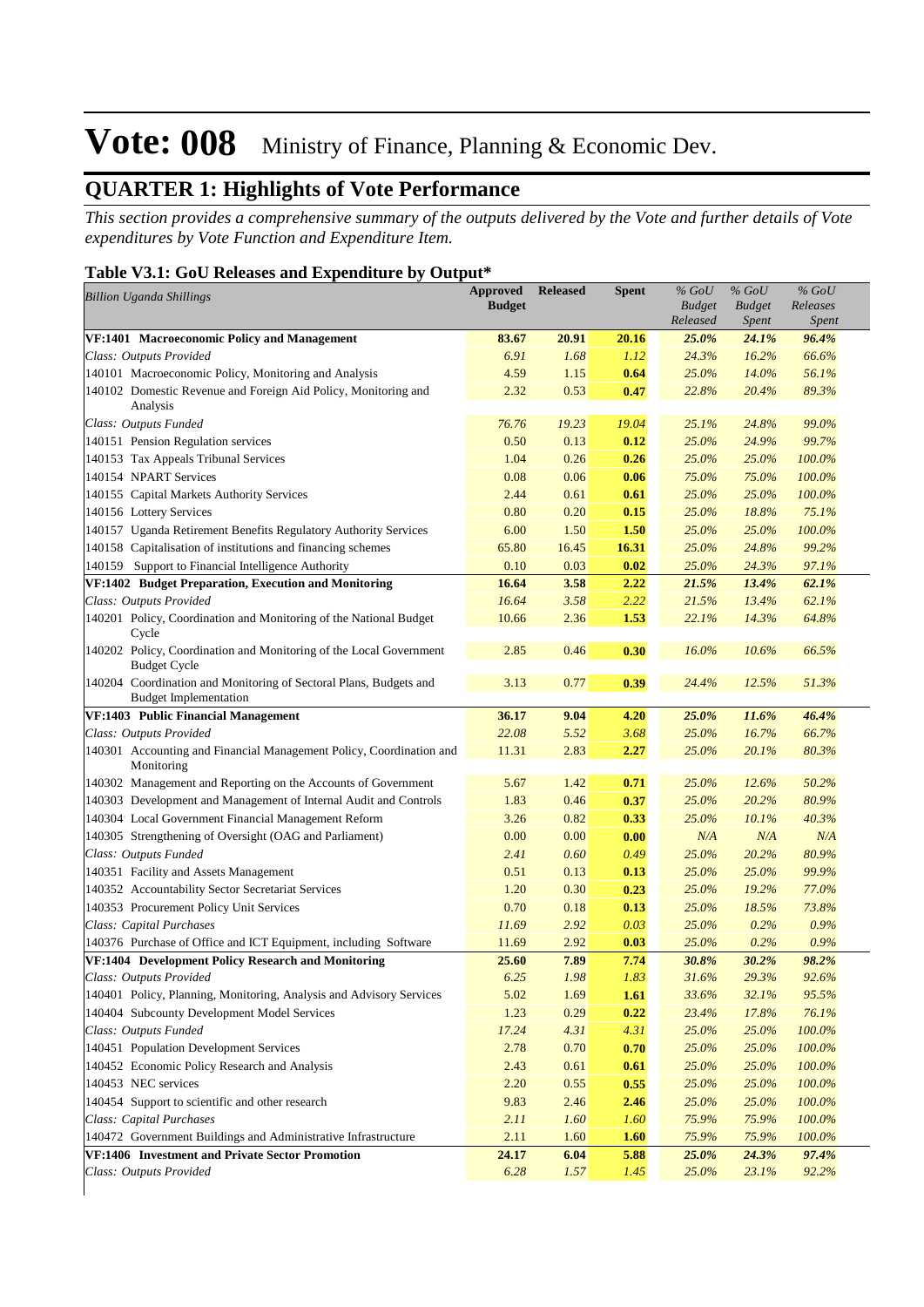# Vote: 008 Ministry of Finance, Planning & Economic Dev.

## QUARTER 1: Highlights of Vote Performance

*This section provides a comprehensive summary of the outputs delivered by the Vote and further details of Vote expenditures by Vote Function and Expenditure Item.*

### Table V3.1: GoU Releases and Expenditure by Output*

| *Billion Uganda Shillings* | Approved Budget | Released | Spent | *% GoU Budget Released* | *% GoU Budget Spent* | *% GoU Releases Spent* |
|---|---|---|---|---|---|---|
| **VF:1401 Macroeconomic Policy and Management** | **83.67** | **20.91** | **20.16** | ***25.0%*** | ***24.1%*** | ***96.4%*** |
| *Class: Outputs Provided* | *6.91* | *1.68* | *1.12* | *24.3%* | *16.2%* | *66.6%* |
| 140101 Macroeconomic Policy, Monitoring and Analysis | 4.59 | 1.15 | **0.64** | *25.0%* | *14.0%* | *56.1%* |
| 140102 Domestic Revenue and Foreign Aid Policy, Monitoring and Analysis | 2.32 | 0.53 | **0.47** | *22.8%* | *20.4%* | *89.3%* |
| *Class: Outputs Funded* | *76.76* | *19.23* | *19.04* | *25.1%* | *24.8%* | *99.0%* |
| 140151 Pension Regulation services | 0.50 | 0.13 | **0.12** | *25.0%* | *24.9%* | *99.7%* |
| 140153 Tax Appeals Tribunal Services | 1.04 | 0.26 | **0.26** | *25.0%* | *25.0%* | *100.0%* |
| 140154 NPART Services | 0.08 | 0.06 | **0.06** | *75.0%* | *75.0%* | *100.0%* |
| 140155 Capital Markets Authority Services | 2.44 | 0.61 | **0.61** | *25.0%* | *25.0%* | *100.0%* |
| 140156 Lottery Services | 0.80 | 0.20 | **0.15** | *25.0%* | *18.8%* | *75.1%* |
| 140157 Uganda Retirement Benefits Regulatory Authority Services | 6.00 | 1.50 | **1.50** | *25.0%* | *25.0%* | *100.0%* |
| 140158 Capitalisation of institutions and financing schemes | 65.80 | 16.45 | **16.31** | *25.0%* | *24.8%* | *99.2%* |
| 140159 Support to Financial Intelligence Authority | 0.10 | 0.03 | **0.02** | *25.0%* | *24.3%* | *97.1%* |
| **VF:1402 Budget Preparation, Execution and Monitoring** | **16.64** | **3.58** | **2.22** | ***21.5%*** | ***13.4%*** | ***62.1%*** |
| *Class: Outputs Provided* | *16.64* | *3.58* | *2.22* | *21.5%* | *13.4%* | *62.1%* |
| 140201 Policy, Coordination and Monitoring of the National Budget Cycle | 10.66 | 2.36 | **1.53** | *22.1%* | *14.3%* | *64.8%* |
| 140202 Policy, Coordination and Monitoring of the Local Government Budget Cycle | 2.85 | 0.46 | **0.30** | *16.0%* | *10.6%* | *66.5%* |
| 140204 Coordination and Monitoring of Sectoral Plans, Budgets and Budget Implementation | 3.13 | 0.77 | **0.39** | *24.4%* | *12.5%* | *51.3%* |
| **VF:1403 Public Financial Management** | **36.17** | **9.04** | **4.20** | ***25.0%*** | ***11.6%*** | ***46.4%*** |
| *Class: Outputs Provided* | *22.08* | *5.52* | *3.68* | *25.0%* | *16.7%* | *66.7%* |
| 140301 Accounting and Financial Management Policy, Coordination and Monitoring | 11.31 | 2.83 | **2.27** | *25.0%* | *20.1%* | *80.3%* |
| 140302 Management and Reporting on the Accounts of Government | 5.67 | 1.42 | **0.71** | *25.0%* | *12.6%* | *50.2%* |
| 140303 Development and Management of Internal Audit and Controls | 1.83 | 0.46 | **0.37** | *25.0%* | *20.2%* | *80.9%* |
| 140304 Local Government Financial Management Reform | 3.26 | 0.82 | **0.33** | *25.0%* | *10.1%* | *40.3%* |
| 140305 Strengthening of Oversight (OAG and Parliament) | 0.00 | 0.00 | **0.00** | *N/A* | *N/A* | *N/A* |
| *Class: Outputs Funded* | *2.41* | *0.60* | *0.49* | *25.0%* | *20.2%* | *80.9%* |
| 140351 Facility and Assets Management | 0.51 | 0.13 | **0.13** | *25.0%* | *25.0%* | *99.9%* |
| 140352 Accountability Sector Secretariat Services | 1.20 | 0.30 | **0.23** | *25.0%* | *19.2%* | *77.0%* |
| 140353 Procurement Policy Unit Services | 0.70 | 0.18 | **0.13** | *25.0%* | *18.5%* | *73.8%* |
| *Class: Capital Purchases* | *11.69* | *2.92* | *0.03* | *25.0%* | *0.2%* | *0.9%* |
| 140376 Purchase of Office and ICT Equipment, including Software | 11.69 | 2.92 | **0.03** | *25.0%* | *0.2%* | *0.9%* |
| **VF:1404 Development Policy Research and Monitoring** | **25.60** | **7.89** | **7.74** | ***30.8%*** | ***30.2%*** | ***98.2%*** |
| *Class: Outputs Provided* | *6.25* | *1.98* | *1.83* | *31.6%* | *29.3%* | *92.6%* |
| 140401 Policy, Planning, Monitoring, Analysis and Advisory Services | 5.02 | 1.69 | **1.61** | *33.6%* | *32.1%* | *95.5%* |
| 140404 Subcounty Development Model Services | 1.23 | 0.29 | **0.22** | *23.4%* | *17.8%* | *76.1%* |
| *Class: Outputs Funded* | *17.24* | *4.31* | *4.31* | *25.0%* | *25.0%* | *100.0%* |
| 140451 Population Development Services | 2.78 | 0.70 | **0.70** | *25.0%* | *25.0%* | *100.0%* |
| 140452 Economic Policy Research and Analysis | 2.43 | 0.61 | **0.61** | *25.0%* | *25.0%* | *100.0%* |
| 140453 NEC services | 2.20 | 0.55 | **0.55** | *25.0%* | *25.0%* | *100.0%* |
| 140454 Support to scientific and other research | 9.83 | 2.46 | **2.46** | *25.0%* | *25.0%* | *100.0%* |
| *Class: Capital Purchases* | *2.11* | *1.60* | *1.60* | *75.9%* | *75.9%* | *100.0%* |
| 140472 Government Buildings and Administrative Infrastructure | 2.11 | 1.60 | **1.60** | *75.9%* | *75.9%* | *100.0%* |
| **VF:1406 Investment and Private Sector Promotion** | **24.17** | **6.04** | **5.88** | ***25.0%*** | ***24.3%*** | ***97.4%*** |
| *Class: Outputs Provided* | *6.28* | *1.57* | *1.45* | *25.0%* | *23.1%* | *92.2%* |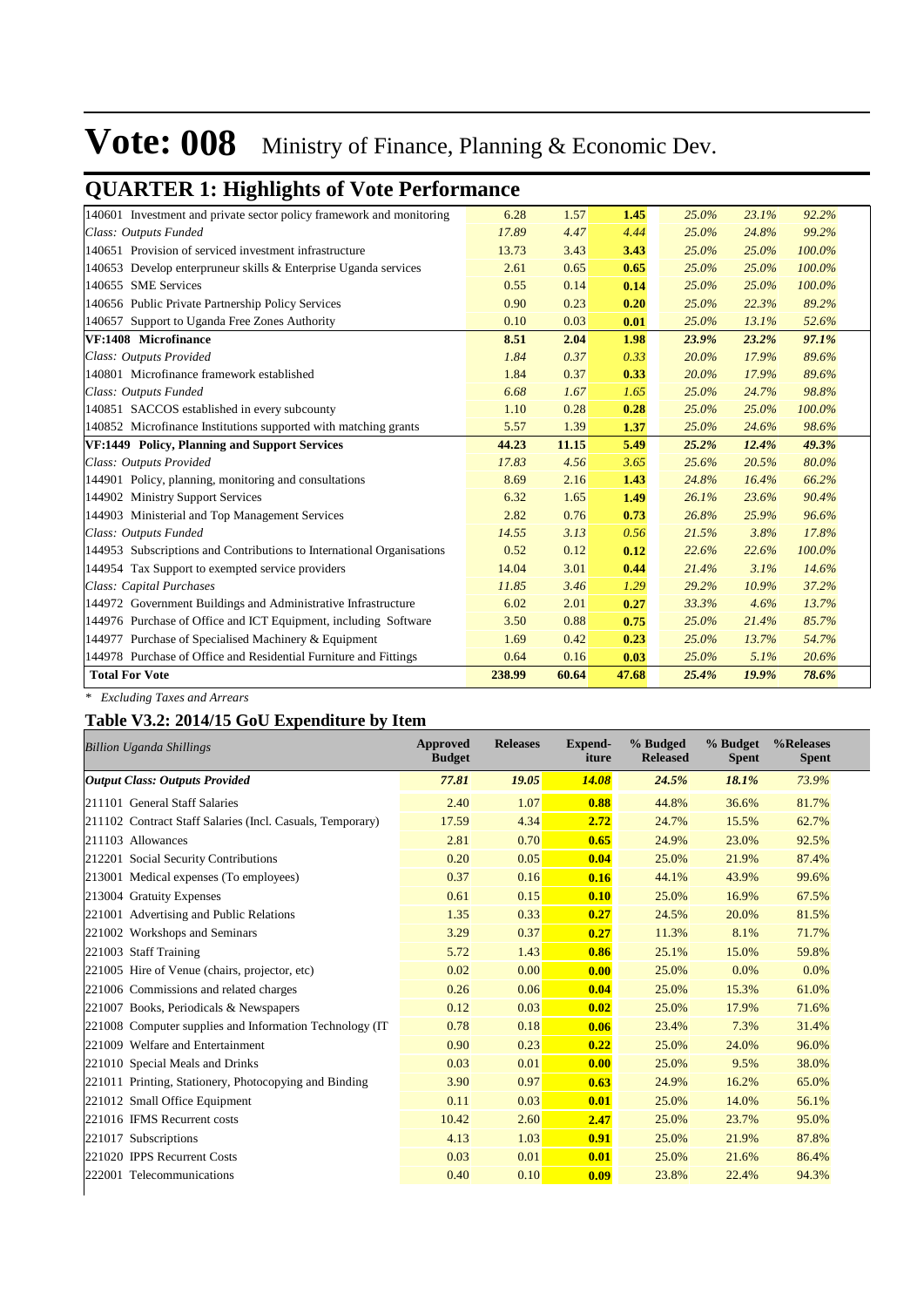# Vote: 008 Ministry of Finance, Planning & Economic Dev.

## QUARTER 1: Highlights of Vote Performance

| | | | | | | |
|---|---|---|---|---|---|---|
| 140601 Investment and private sector policy framework and monitoring | 6.28 | 1.57 | **1.45** | *25.0%* | *23.1%* | *92.2%* |
| *Class: Outputs Funded* | *17.89* | *4.47* | *4.44* | *25.0%* | *24.8%* | *99.2%* |
| 140651 Provision of serviced investment infrastructure | 13.73 | 3.43 | **3.43** | *25.0%* | *25.0%* | *100.0%* |
| 140653 Develop enterpruneur skills & Enterprise Uganda services | 2.61 | 0.65 | **0.65** | *25.0%* | *25.0%* | *100.0%* |
| 140655 SME Services | 0.55 | 0.14 | **0.14** | *25.0%* | *25.0%* | *100.0%* |
| 140656 Public Private Partnership Policy Services | 0.90 | 0.23 | **0.20** | *25.0%* | *22.3%* | *89.2%* |
| 140657 Support to Uganda Free Zones Authority | 0.10 | 0.03 | **0.01** | *25.0%* | *13.1%* | *52.6%* |
| **VF:1408 Microfinance** | **8.51** | **2.04** | **1.98** | ***23.9%*** | ***23.2%*** | ***97.1%*** |
| *Class: Outputs Provided* | *1.84* | *0.37* | *0.33* | *20.0%* | *17.9%* | *89.6%* |
| 140801 Microfinance framework established | 1.84 | 0.37 | **0.33** | *20.0%* | *17.9%* | *89.6%* |
| *Class: Outputs Funded* | *6.68* | *1.67* | *1.65* | *25.0%* | *24.7%* | *98.8%* |
| 140851 SACCOS established in every subcounty | 1.10 | 0.28 | **0.28** | *25.0%* | *25.0%* | *100.0%* |
| 140852 Microfinance Institutions supported with matching grants | 5.57 | 1.39 | **1.37** | *25.0%* | *24.6%* | *98.6%* |
| **VF:1449 Policy, Planning and Support Services** | **44.23** | **11.15** | **5.49** | ***25.2%*** | ***12.4%*** | ***49.3%*** |
| *Class: Outputs Provided* | *17.83* | *4.56* | *3.65* | *25.6%* | *20.5%* | *80.0%* |
| 144901 Policy, planning, monitoring and consultations | 8.69 | 2.16 | **1.43** | *24.8%* | *16.4%* | *66.2%* |
| 144902 Ministry Support Services | 6.32 | 1.65 | **1.49** | *26.1%* | *23.6%* | *90.4%* |
| 144903 Ministerial and Top Management Services | 2.82 | 0.76 | **0.73** | *26.8%* | *25.9%* | *96.6%* |
| *Class: Outputs Funded* | *14.55* | *3.13* | *0.56* | *21.5%* | *3.8%* | *17.8%* |
| 144953 Subscriptions and Contributions to International Organisations | 0.52 | 0.12 | **0.12** | *22.6%* | *22.6%* | *100.0%* |
| 144954 Tax Support to exempted service providers | 14.04 | 3.01 | **0.44** | *21.4%* | *3.1%* | *14.6%* |
| *Class: Capital Purchases* | *11.85* | *3.46* | *1.29* | *29.2%* | *10.9%* | *37.2%* |
| 144972 Government Buildings and Administrative Infrastructure | 6.02 | 2.01 | **0.27** | *33.3%* | *4.6%* | *13.7%* |
| 144976 Purchase of Office and ICT Equipment, including Software | 3.50 | 0.88 | **0.75** | *25.0%* | *21.4%* | *85.7%* |
| 144977 Purchase of Specialised Machinery & Equipment | 1.69 | 0.42 | **0.23** | *25.0%* | *13.7%* | *54.7%* |
| 144978 Purchase of Office and Residential Furniture and Fittings | 0.64 | 0.16 | **0.03** | *25.0%* | *5.1%* | *20.6%* |
| **Total For Vote** | **238.99** | **60.64** | **47.68** | ***25.4%*** | ***19.9%*** | ***78.6%*** |

*\* Excluding Taxes and Arrears*

### Table V3.2: 2014/15 GoU Expenditure by Item

| *Billion Uganda Shillings* | Approved Budget | Releases | Expend-iture | % Budged Released | % Budget Spent | %Releases Spent |
|---|---|---|---|---|---|---|
| ***Output Class: Outputs Provided*** | ***77.81*** | ***19.05*** | ***14.08*** | ***24.5%*** | ***18.1%*** | *73.9%* |
| 211101 General Staff Salaries | 2.40 | 1.07 | **0.88** | 44.8% | 36.6% | 81.7% |
| 211102 Contract Staff Salaries (Incl. Casuals, Temporary) | 17.59 | 4.34 | **2.72** | 24.7% | 15.5% | 62.7% |
| 211103 Allowances | 2.81 | 0.70 | **0.65** | 24.9% | 23.0% | 92.5% |
| 212201 Social Security Contributions | 0.20 | 0.05 | **0.04** | 25.0% | 21.9% | 87.4% |
| 213001 Medical expenses (To employees) | 0.37 | 0.16 | **0.16** | 44.1% | 43.9% | 99.6% |
| 213004 Gratuity Expenses | 0.61 | 0.15 | **0.10** | 25.0% | 16.9% | 67.5% |
| 221001 Advertising and Public Relations | 1.35 | 0.33 | **0.27** | 24.5% | 20.0% | 81.5% |
| 221002 Workshops and Seminars | 3.29 | 0.37 | **0.27** | 11.3% | 8.1% | 71.7% |
| 221003 Staff Training | 5.72 | 1.43 | **0.86** | 25.1% | 15.0% | 59.8% |
| 221005 Hire of Venue (chairs, projector, etc) | 0.02 | 0.00 | **0.00** | 25.0% | 0.0% | 0.0% |
| 221006 Commissions and related charges | 0.26 | 0.06 | **0.04** | 25.0% | 15.3% | 61.0% |
| 221007 Books, Periodicals & Newspapers | 0.12 | 0.03 | **0.02** | 25.0% | 17.9% | 71.6% |
| 221008 Computer supplies and Information Technology (IT | 0.78 | 0.18 | **0.06** | 23.4% | 7.3% | 31.4% |
| 221009 Welfare and Entertainment | 0.90 | 0.23 | **0.22** | 25.0% | 24.0% | 96.0% |
| 221010 Special Meals and Drinks | 0.03 | 0.01 | **0.00** | 25.0% | 9.5% | 38.0% |
| 221011 Printing, Stationery, Photocopying and Binding | 3.90 | 0.97 | **0.63** | 24.9% | 16.2% | 65.0% |
| 221012 Small Office Equipment | 0.11 | 0.03 | **0.01** | 25.0% | 14.0% | 56.1% |
| 221016 IFMS Recurrent costs | 10.42 | 2.60 | **2.47** | 25.0% | 23.7% | 95.0% |
| 221017 Subscriptions | 4.13 | 1.03 | **0.91** | 25.0% | 21.9% | 87.8% |
| 221020 IPPS Recurrent Costs | 0.03 | 0.01 | **0.01** | 25.0% | 21.6% | 86.4% |
| 222001 Telecommunications | 0.40 | 0.10 | **0.09** | 23.8% | 22.4% | 94.3% |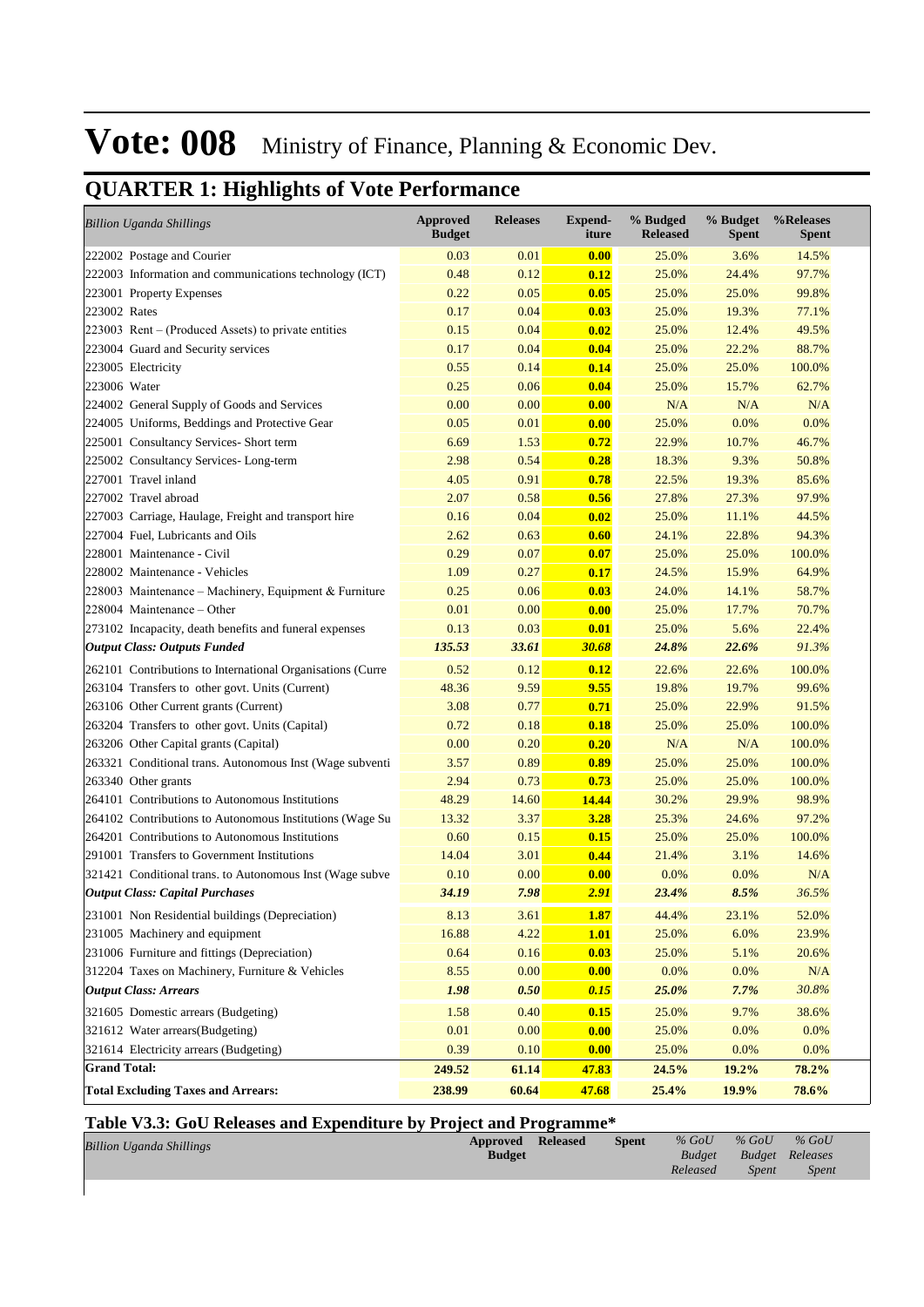# Vote: 008 Ministry of Finance, Planning & Economic Dev.

## QUARTER 1: Highlights of Vote Performance

| *Billion Uganda Shillings* | Approved Budget | Releases | Expend-iture | % Budged Released | % Budget Spent | %Releases Spent |
|---|---|---|---|---|---|---|
| 222002 Postage and Courier | 0.03 | 0.01 | **0.00** | 25.0% | 3.6% | 14.5% |
| 222003 Information and communications technology (ICT) | 0.48 | 0.12 | **0.12** | 25.0% | 24.4% | 97.7% |
| 223001 Property Expenses | 0.22 | 0.05 | **0.05** | 25.0% | 25.0% | 99.8% |
| 223002 Rates | 0.17 | 0.04 | **0.03** | 25.0% | 19.3% | 77.1% |
| 223003 Rent – (Produced Assets) to private entities | 0.15 | 0.04 | **0.02** | 25.0% | 12.4% | 49.5% |
| 223004 Guard and Security services | 0.17 | 0.04 | **0.04** | 25.0% | 22.2% | 88.7% |
| 223005 Electricity | 0.55 | 0.14 | **0.14** | 25.0% | 25.0% | 100.0% |
| 223006 Water | 0.25 | 0.06 | **0.04** | 25.0% | 15.7% | 62.7% |
| 224002 General Supply of Goods and Services | 0.00 | 0.00 | **0.00** | N/A | N/A | N/A |
| 224005 Uniforms, Beddings and Protective Gear | 0.05 | 0.01 | **0.00** | 25.0% | 0.0% | 0.0% |
| 225001 Consultancy Services- Short term | 6.69 | 1.53 | **0.72** | 22.9% | 10.7% | 46.7% |
| 225002 Consultancy Services- Long-term | 2.98 | 0.54 | **0.28** | 18.3% | 9.3% | 50.8% |
| 227001 Travel inland | 4.05 | 0.91 | **0.78** | 22.5% | 19.3% | 85.6% |
| 227002 Travel abroad | 2.07 | 0.58 | **0.56** | 27.8% | 27.3% | 97.9% |
| 227003 Carriage, Haulage, Freight and transport hire | 0.16 | 0.04 | **0.02** | 25.0% | 11.1% | 44.5% |
| 227004 Fuel, Lubricants and Oils | 2.62 | 0.63 | **0.60** | 24.1% | 22.8% | 94.3% |
| 228001 Maintenance - Civil | 0.29 | 0.07 | **0.07** | 25.0% | 25.0% | 100.0% |
| 228002 Maintenance - Vehicles | 1.09 | 0.27 | **0.17** | 24.5% | 15.9% | 64.9% |
| 228003 Maintenance – Machinery, Equipment & Furniture | 0.25 | 0.06 | **0.03** | 24.0% | 14.1% | 58.7% |
| 228004 Maintenance – Other | 0.01 | 0.00 | **0.00** | 25.0% | 17.7% | 70.7% |
| 273102 Incapacity, death benefits and funeral expenses | 0.13 | 0.03 | **0.01** | 25.0% | 5.6% | 22.4% |
| ***Output Class: Outputs Funded*** | ***135.53*** | ***33.61*** | ***30.68*** | ***24.8%*** | ***22.6%*** | *91.3%* |
| 262101 Contributions to International Organisations (Curre | 0.52 | 0.12 | **0.12** | 22.6% | 22.6% | 100.0% |
| 263104 Transfers to other govt. Units (Current) | 48.36 | 9.59 | **9.55** | 19.8% | 19.7% | 99.6% |
| 263106 Other Current grants (Current) | 3.08 | 0.77 | **0.71** | 25.0% | 22.9% | 91.5% |
| 263204 Transfers to other govt. Units (Capital) | 0.72 | 0.18 | **0.18** | 25.0% | 25.0% | 100.0% |
| 263206 Other Capital grants (Capital) | 0.00 | 0.20 | **0.20** | N/A | N/A | 100.0% |
| 263321 Conditional trans. Autonomous Inst (Wage subventi | 3.57 | 0.89 | **0.89** | 25.0% | 25.0% | 100.0% |
| 263340 Other grants | 2.94 | 0.73 | **0.73** | 25.0% | 25.0% | 100.0% |
| 264101 Contributions to Autonomous Institutions | 48.29 | 14.60 | **14.44** | 30.2% | 29.9% | 98.9% |
| 264102 Contributions to Autonomous Institutions (Wage Su | 13.32 | 3.37 | **3.28** | 25.3% | 24.6% | 97.2% |
| 264201 Contributions to Autonomous Institutions | 0.60 | 0.15 | **0.15** | 25.0% | 25.0% | 100.0% |
| 291001 Transfers to Government Institutions | 14.04 | 3.01 | **0.44** | 21.4% | 3.1% | 14.6% |
| 321421 Conditional trans. to Autonomous Inst (Wage subve | 0.10 | 0.00 | **0.00** | 0.0% | 0.0% | N/A |
| ***Output Class: Capital Purchases*** | ***34.19*** | ***7.98*** | ***2.91*** | ***23.4%*** | ***8.5%*** | *36.5%* |
| 231001 Non Residential buildings (Depreciation) | 8.13 | 3.61 | **1.87** | 44.4% | 23.1% | 52.0% |
| 231005 Machinery and equipment | 16.88 | 4.22 | **1.01** | 25.0% | 6.0% | 23.9% |
| 231006 Furniture and fittings (Depreciation) | 0.64 | 0.16 | **0.03** | 25.0% | 5.1% | 20.6% |
| 312204 Taxes on Machinery, Furniture & Vehicles | 8.55 | 0.00 | **0.00** | 0.0% | 0.0% | N/A |
| ***Output Class: Arrears*** | ***1.98*** | ***0.50*** | ***0.15*** | ***25.0%*** | ***7.7%*** | *30.8%* |
| 321605 Domestic arrears (Budgeting) | 1.58 | 0.40 | **0.15** | 25.0% | 9.7% | 38.6% |
| 321612 Water arrears(Budgeting) | 0.01 | 0.00 | **0.00** | 25.0% | 0.0% | 0.0% |
| 321614 Electricity arrears (Budgeting) | 0.39 | 0.10 | **0.00** | 25.0% | 0.0% | 0.0% |
| **Grand Total:** | **249.52** | **61.14** | **47.83** | **24.5%** | **19.2%** | **78.2%** |
| **Total Excluding Taxes and Arrears:** | **238.99** | **60.64** | **47.68** | **25.4%** | **19.9%** | **78.6%** |

### Table V3.3: GoU Releases and Expenditure by Project and Programme*

| *Billion Uganda Shillings* | Approved Budget | Released | Spent | *% GoU Budget Released* | *% GoU Budget Spent* | *% GoU Releases Spent* |
|---|---|---|---|---|---|---|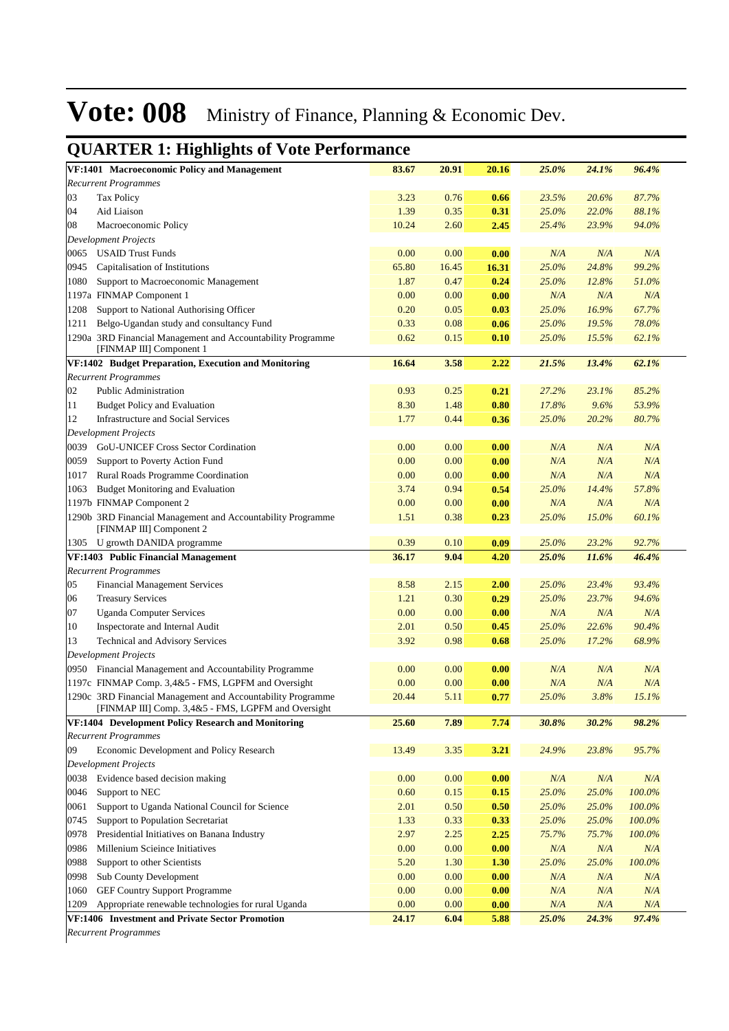# Vote: 008 Ministry of Finance, Planning & Economic Dev.

## QUARTER 1: Highlights of Vote Performance

| | | | | | | |
|---|---|---|---|---|---|---|
| **VF:1401 Macroeconomic Policy and Management** | **83.67** | **20.91** | **20.16** | ***25.0%*** | ***24.1%*** | ***96.4%*** |
| *Recurrent Programmes* | | | | | | |
| 03 Tax Policy | 3.23 | 0.76 | **0.66** | *23.5%* | *20.6%* | *87.7%* |
| 04 Aid Liaison | 1.39 | 0.35 | **0.31** | *25.0%* | *22.0%* | *88.1%* |
| 08 Macroeconomic Policy | 10.24 | 2.60 | **2.45** | *25.4%* | *23.9%* | *94.0%* |
| *Development Projects* | | | | | | |
| 0065 USAID Trust Funds | 0.00 | 0.00 | **0.00** | *N/A* | *N/A* | *N/A* |
| 0945 Capitalisation of Institutions | 65.80 | 16.45 | **16.31** | *25.0%* | *24.8%* | *99.2%* |
| 1080 Support to Macroeconomic Management | 1.87 | 0.47 | **0.24** | *25.0%* | *12.8%* | *51.0%* |
| 1197a FINMAP Component 1 | 0.00 | 0.00 | **0.00** | *N/A* | *N/A* | *N/A* |
| 1208 Support to National Authorising Officer | 0.20 | 0.05 | **0.03** | *25.0%* | *16.9%* | *67.7%* |
| 1211 Belgo-Ugandan study and consultancy Fund | 0.33 | 0.08 | **0.06** | *25.0%* | *19.5%* | *78.0%* |
| 1290a 3RD Financial Management and Accountability Programme [FINMAP III] Component 1 | 0.62 | 0.15 | **0.10** | *25.0%* | *15.5%* | *62.1%* |
| **VF:1402 Budget Preparation, Execution and Monitoring** | **16.64** | **3.58** | **2.22** | ***21.5%*** | ***13.4%*** | ***62.1%*** |
| *Recurrent Programmes* | | | | | | |
| 02 Public Administration | 0.93 | 0.25 | **0.21** | *27.2%* | *23.1%* | *85.2%* |
| 11 Budget Policy and Evaluation | 8.30 | 1.48 | **0.80** | *17.8%* | *9.6%* | *53.9%* |
| 12 Infrastructure and Social Services | 1.77 | 0.44 | **0.36** | *25.0%* | *20.2%* | *80.7%* |
| *Development Projects* | | | | | | |
| 0039 GoU-UNICEF Cross Sector Cordination | 0.00 | 0.00 | **0.00** | *N/A* | *N/A* | *N/A* |
| 0059 Support to Poverty Action Fund | 0.00 | 0.00 | **0.00** | *N/A* | *N/A* | *N/A* |
| 1017 Rural Roads Programme Coordination | 0.00 | 0.00 | **0.00** | *N/A* | *N/A* | *N/A* |
| 1063 Budget Monitoring and Evaluation | 3.74 | 0.94 | **0.54** | *25.0%* | *14.4%* | *57.8%* |
| 1197b FINMAP Component 2 | 0.00 | 0.00 | **0.00** | *N/A* | *N/A* | *N/A* |
| 1290b 3RD Financial Management and Accountability Programme [FINMAP III] Component 2 | 1.51 | 0.38 | **0.23** | *25.0%* | *15.0%* | *60.1%* |
| 1305 U growth DANIDA programme | 0.39 | 0.10 | **0.09** | *25.0%* | *23.2%* | *92.7%* |
| **VF:1403 Public Financial Management** | **36.17** | **9.04** | **4.20** | ***25.0%*** | ***11.6%*** | ***46.4%*** |
| *Recurrent Programmes* | | | | | | |
| 05 Financial Management Services | 8.58 | 2.15 | **2.00** | *25.0%* | *23.4%* | *93.4%* |
| 06 Treasury Services | 1.21 | 0.30 | **0.29** | *25.0%* | *23.7%* | *94.6%* |
| 07 Uganda Computer Services | 0.00 | 0.00 | **0.00** | *N/A* | *N/A* | *N/A* |
| 10 Inspectorate and Internal Audit | 2.01 | 0.50 | **0.45** | *25.0%* | *22.6%* | *90.4%* |
| 13 Technical and Advisory Services | 3.92 | 0.98 | **0.68** | *25.0%* | *17.2%* | *68.9%* |
| *Development Projects* | | | | | | |
| 0950 Financial Management and Accountability Programme | 0.00 | 0.00 | **0.00** | *N/A* | *N/A* | *N/A* |
| 1197c FINMAP Comp. 3,4&5 - FMS, LGPFM and Oversight | 0.00 | 0.00 | **0.00** | *N/A* | *N/A* | *N/A* |
| 1290c 3RD Financial Management and Accountability Programme [FINMAP III] Comp. 3,4&5 - FMS, LGPFM and Oversight | 20.44 | 5.11 | **0.77** | *25.0%* | *3.8%* | *15.1%* |
| **VF:1404 Development Policy Research and Monitoring** | **25.60** | **7.89** | **7.74** | ***30.8%*** | ***30.2%*** | ***98.2%*** |
| *Recurrent Programmes* | | | | | | |
| 09 Economic Development and Policy Research | 13.49 | 3.35 | **3.21** | *24.9%* | *23.8%* | *95.7%* |
| *Development Projects* | | | | | | |
| 0038 Evidence based decision making | 0.00 | 0.00 | **0.00** | *N/A* | *N/A* | *N/A* |
| 0046 Support to NEC | 0.60 | 0.15 | **0.15** | *25.0%* | *25.0%* | *100.0%* |
| 0061 Support to Uganda National Council for Science | 2.01 | 0.50 | **0.50** | *25.0%* | *25.0%* | *100.0%* |
| 0745 Support to Population Secretariat | 1.33 | 0.33 | **0.33** | *25.0%* | *25.0%* | *100.0%* |
| 0978 Presidential Initiatives on Banana Industry | 2.97 | 2.25 | **2.25** | *75.7%* | *75.7%* | *100.0%* |
| 0986 Millenium Scieince Initiatives | 0.00 | 0.00 | **0.00** | *N/A* | *N/A* | *N/A* |
| 0988 Support to other Scientists | 5.20 | 1.30 | **1.30** | *25.0%* | *25.0%* | *100.0%* |
| 0998 Sub County Development | 0.00 | 0.00 | **0.00** | *N/A* | *N/A* | *N/A* |
| 1060 GEF Country Support Programme | 0.00 | 0.00 | **0.00** | *N/A* | *N/A* | *N/A* |
| 1209 Appropriate renewable technologies for rural Uganda | 0.00 | 0.00 | **0.00** | *N/A* | *N/A* | *N/A* |
| **VF:1406 Investment and Private Sector Promotion** | **24.17** | **6.04** | **5.88** | ***25.0%*** | ***24.3%*** | ***97.4%*** |
| *Recurrent Programmes* | | | | | | |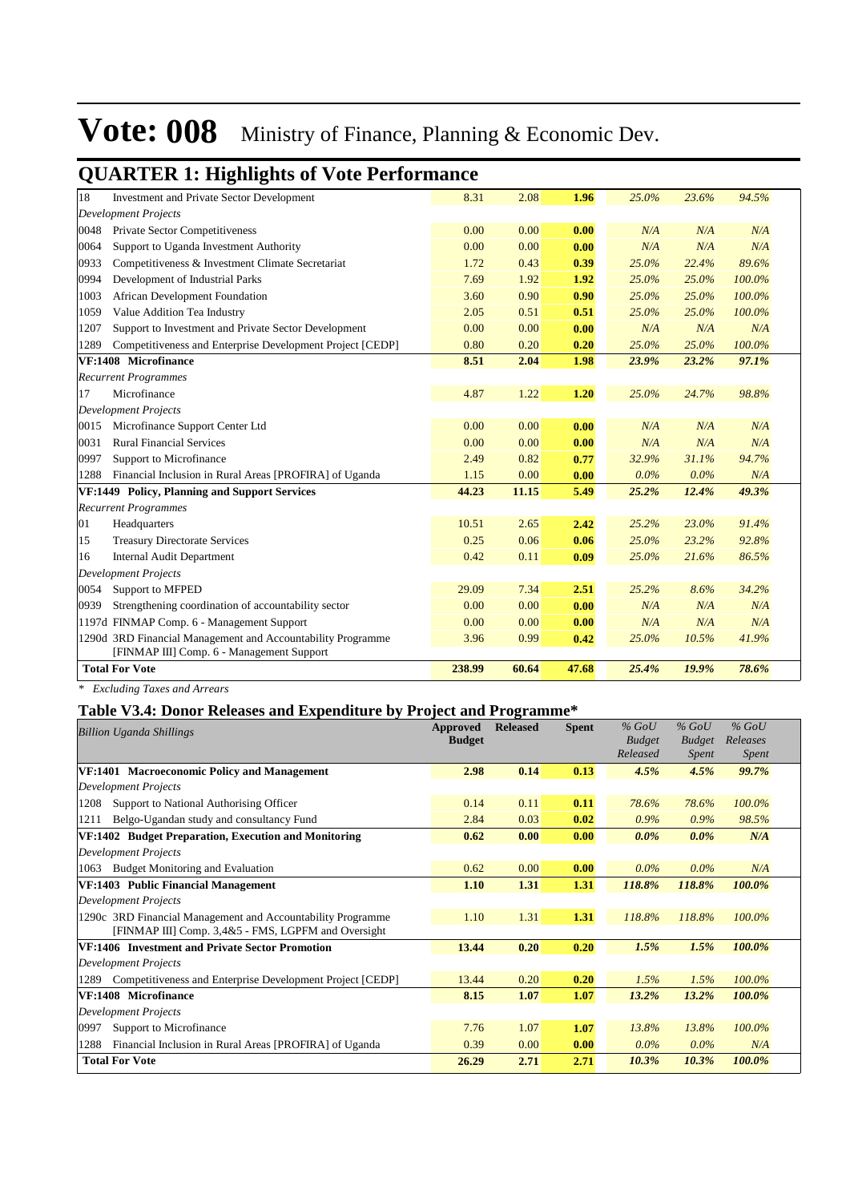# Vote: 008 Ministry of Finance, Planning & Economic Dev.

## QUARTER 1: Highlights of Vote Performance

| | | | | | | |
|---|---|---|---|---|---|---|
| 18 Investment and Private Sector Development | 8.31 | 2.08 | **1.96** | *25.0%* | *23.6%* | *94.5%* |
| *Development Projects* | | | | | | |
| 0048 Private Sector Competitiveness | 0.00 | 0.00 | **0.00** | *N/A* | *N/A* | *N/A* |
| 0064 Support to Uganda Investment Authority | 0.00 | 0.00 | **0.00** | *N/A* | *N/A* | *N/A* |
| 0933 Competitiveness & Investment Climate Secretariat | 1.72 | 0.43 | **0.39** | *25.0%* | *22.4%* | *89.6%* |
| 0994 Development of Industrial Parks | 7.69 | 1.92 | **1.92** | *25.0%* | *25.0%* | *100.0%* |
| 1003 African Development Foundation | 3.60 | 0.90 | **0.90** | *25.0%* | *25.0%* | *100.0%* |
| 1059 Value Addition Tea Industry | 2.05 | 0.51 | **0.51** | *25.0%* | *25.0%* | *100.0%* |
| 1207 Support to Investment and Private Sector Development | 0.00 | 0.00 | **0.00** | *N/A* | *N/A* | *N/A* |
| 1289 Competitiveness and Enterprise Development Project [CEDP] | 0.80 | 0.20 | **0.20** | *25.0%* | *25.0%* | *100.0%* |
| **VF:1408 Microfinance** | **8.51** | **2.04** | **1.98** | ***23.9%*** | ***23.2%*** | ***97.1%*** |
| *Recurrent Programmes* | | | | | | |
| 17 Microfinance | 4.87 | 1.22 | **1.20** | *25.0%* | *24.7%* | *98.8%* |
| *Development Projects* | | | | | | |
| 0015 Microfinance Support Center Ltd | 0.00 | 0.00 | **0.00** | *N/A* | *N/A* | *N/A* |
| 0031 Rural Financial Services | 0.00 | 0.00 | **0.00** | *N/A* | *N/A* | *N/A* |
| 0997 Support to Microfinance | 2.49 | 0.82 | **0.77** | *32.9%* | *31.1%* | *94.7%* |
| 1288 Financial Inclusion in Rural Areas [PROFIRA] of Uganda | 1.15 | 0.00 | **0.00** | *0.0%* | *0.0%* | *N/A* |
| **VF:1449 Policy, Planning and Support Services** | **44.23** | **11.15** | **5.49** | ***25.2%*** | ***12.4%*** | ***49.3%*** |
| *Recurrent Programmes* | | | | | | |
| 01 Headquarters | 10.51 | 2.65 | **2.42** | *25.2%* | *23.0%* | *91.4%* |
| 15 Treasury Directorate Services | 0.25 | 0.06 | **0.06** | *25.0%* | *23.2%* | *92.8%* |
| 16 Internal Audit Department | 0.42 | 0.11 | **0.09** | *25.0%* | *21.6%* | *86.5%* |
| *Development Projects* | | | | | | |
| 0054 Support to MFPED | 29.09 | 7.34 | **2.51** | *25.2%* | *8.6%* | *34.2%* |
| 0939 Strengthening coordination of accountability sector | 0.00 | 0.00 | **0.00** | *N/A* | *N/A* | *N/A* |
| 1197d FINMAP Comp. 6 - Management Support | 0.00 | 0.00 | **0.00** | *N/A* | *N/A* | *N/A* |
| 1290d 3RD Financial Management and Accountability Programme [FINMAP III] Comp. 6 - Management Support | 3.96 | 0.99 | **0.42** | *25.0%* | *10.5%* | *41.9%* |
| **Total For Vote** | **238.99** | **60.64** | **47.68** | ***25.4%*** | ***19.9%*** | ***78.6%*** |

*\* Excluding Taxes and Arrears*

### Table V3.4: Donor Releases and Expenditure by Project and Programme*

| *Billion Uganda Shillings* | Approved Budget | Released | Spent | *% GoU Budget Released* | *% GoU Budget Spent* | *% GoU Releases Spent* |
|---|---|---|---|---|---|---|
| **VF:1401 Macroeconomic Policy and Management** | **2.98** | **0.14** | **0.13** | ***4.5%*** | ***4.5%*** | ***99.7%*** |
| *Development Projects* | | | | | | |
| 1208 Support to National Authorising Officer | 0.14 | 0.11 | **0.11** | *78.6%* | *78.6%* | *100.0%* |
| 1211 Belgo-Ugandan study and consultancy Fund | 2.84 | 0.03 | **0.02** | *0.9%* | *0.9%* | *98.5%* |
| **VF:1402 Budget Preparation, Execution and Monitoring** | **0.62** | **0.00** | **0.00** | ***0.0%*** | ***0.0%*** | ***N/A*** |
| *Development Projects* | | | | | | |
| 1063 Budget Monitoring and Evaluation | 0.62 | 0.00 | **0.00** | *0.0%* | *0.0%* | *N/A* |
| **VF:1403 Public Financial Management** | **1.10** | **1.31** | **1.31** | ***118.8%*** | ***118.8%*** | ***100.0%*** |
| *Development Projects* | | | | | | |
| 1290c 3RD Financial Management and Accountability Programme [FINMAP III] Comp. 3,4&5 - FMS, LGPFM and Oversight | 1.10 | 1.31 | **1.31** | *118.8%* | *118.8%* | *100.0%* |
| **VF:1406 Investment and Private Sector Promotion** | **13.44** | **0.20** | **0.20** | ***1.5%*** | ***1.5%*** | ***100.0%*** |
| *Development Projects* | | | | | | |
| 1289 Competitiveness and Enterprise Development Project [CEDP] | 13.44 | 0.20 | **0.20** | *1.5%* | *1.5%* | *100.0%* |
| **VF:1408 Microfinance** | **8.15** | **1.07** | **1.07** | ***13.2%*** | ***13.2%*** | ***100.0%*** |
| *Development Projects* | | | | | | |
| 0997 Support to Microfinance | 7.76 | 1.07 | **1.07** | *13.8%* | *13.8%* | *100.0%* |
| 1288 Financial Inclusion in Rural Areas [PROFIRA] of Uganda | 0.39 | 0.00 | **0.00** | *0.0%* | *0.0%* | *N/A* |
| **Total For Vote** | **26.29** | **2.71** | **2.71** | ***10.3%*** | ***10.3%*** | ***100.0%*** |